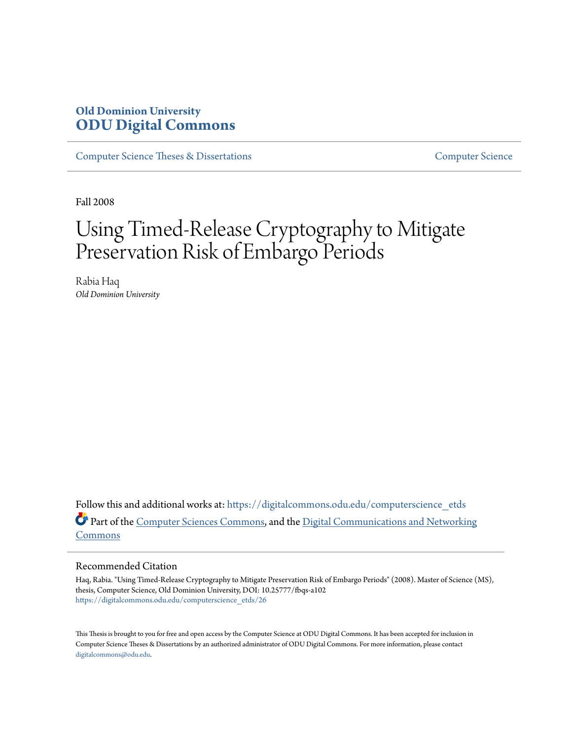Old Dominion University
**ODU Digital Commons**

Computer Science Theses & Dissertations | Computer Science

Fall 2008

# Using Timed-Release Cryptography to Mitigate Preservation Risk of Embargo Periods

Rabia Haq
*Old Dominion University*

Follow this and additional works at: https://digitalcommons.odu.edu/computerscience_etds

Part of the Computer Sciences Commons, and the Digital Communications and Networking Commons

## Recommended Citation

Haq, Rabia. "Using Timed-Release Cryptography to Mitigate Preservation Risk of Embargo Periods" (2008). Master of Science (MS), thesis, Computer Science, Old Dominion University, DOI: 10.25777/fbqs-a102
https://digitalcommons.odu.edu/computerscience_etds/26

This Thesis is brought to you for free and open access by the Computer Science at ODU Digital Commons. It has been accepted for inclusion in Computer Science Theses & Dissertations by an authorized administrator of ODU Digital Commons. For more information, please contact digitalcommons@odu.edu.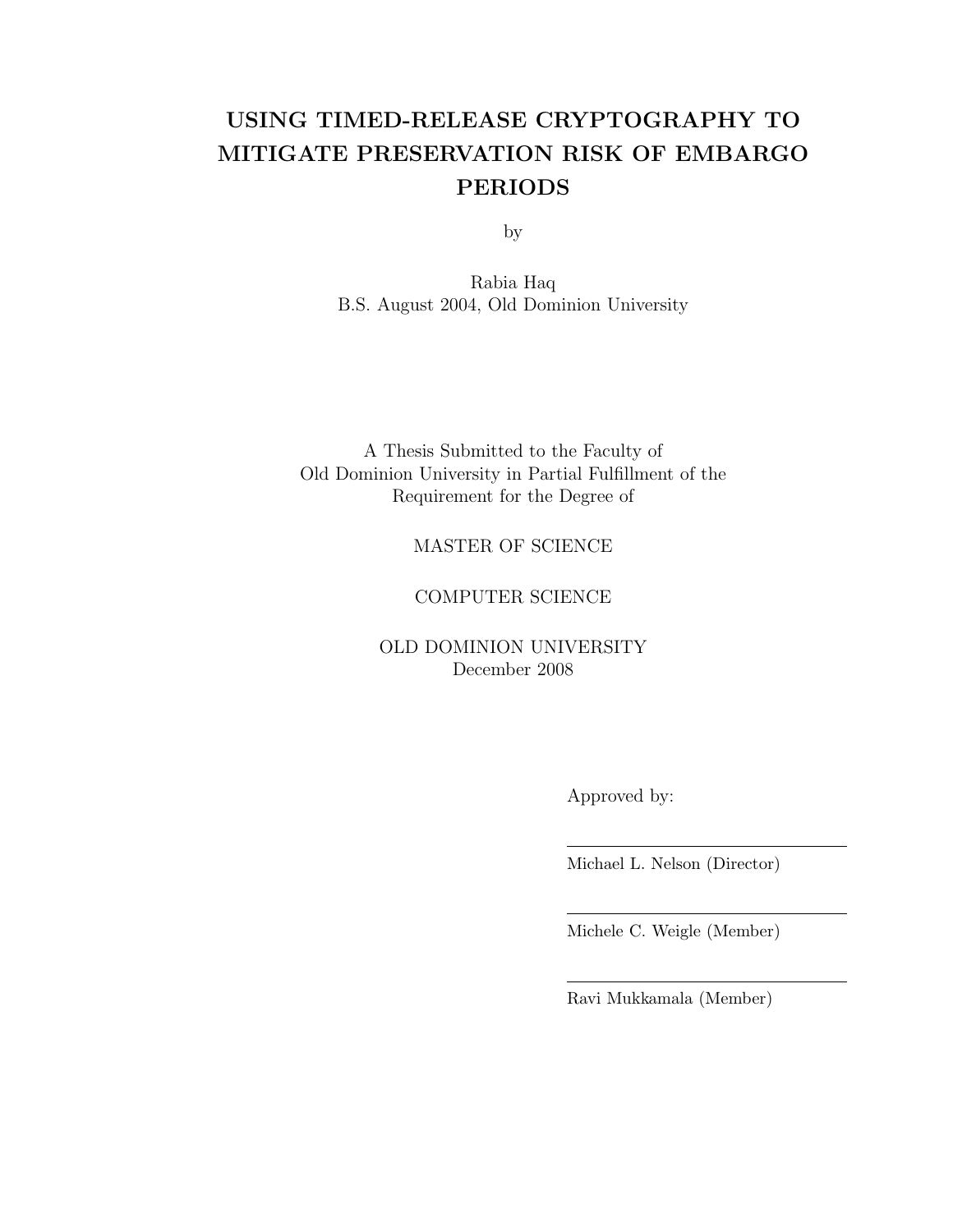# USING TIMED-RELEASE CRYPTOGRAPHY TO MITIGATE PRESERVATION RISK OF EMBARGO PERIODS

by

Rabia Haq
B.S. August 2004, Old Dominion University

A Thesis Submitted to the Faculty of
Old Dominion University in Partial Fulfillment of the
Requirement for the Degree of

MASTER OF SCIENCE

COMPUTER SCIENCE

OLD DOMINION UNIVERSITY
December 2008

Approved by:

Michael L. Nelson (Director)

Michele C. Weigle (Member)

Ravi Mukkamala (Member)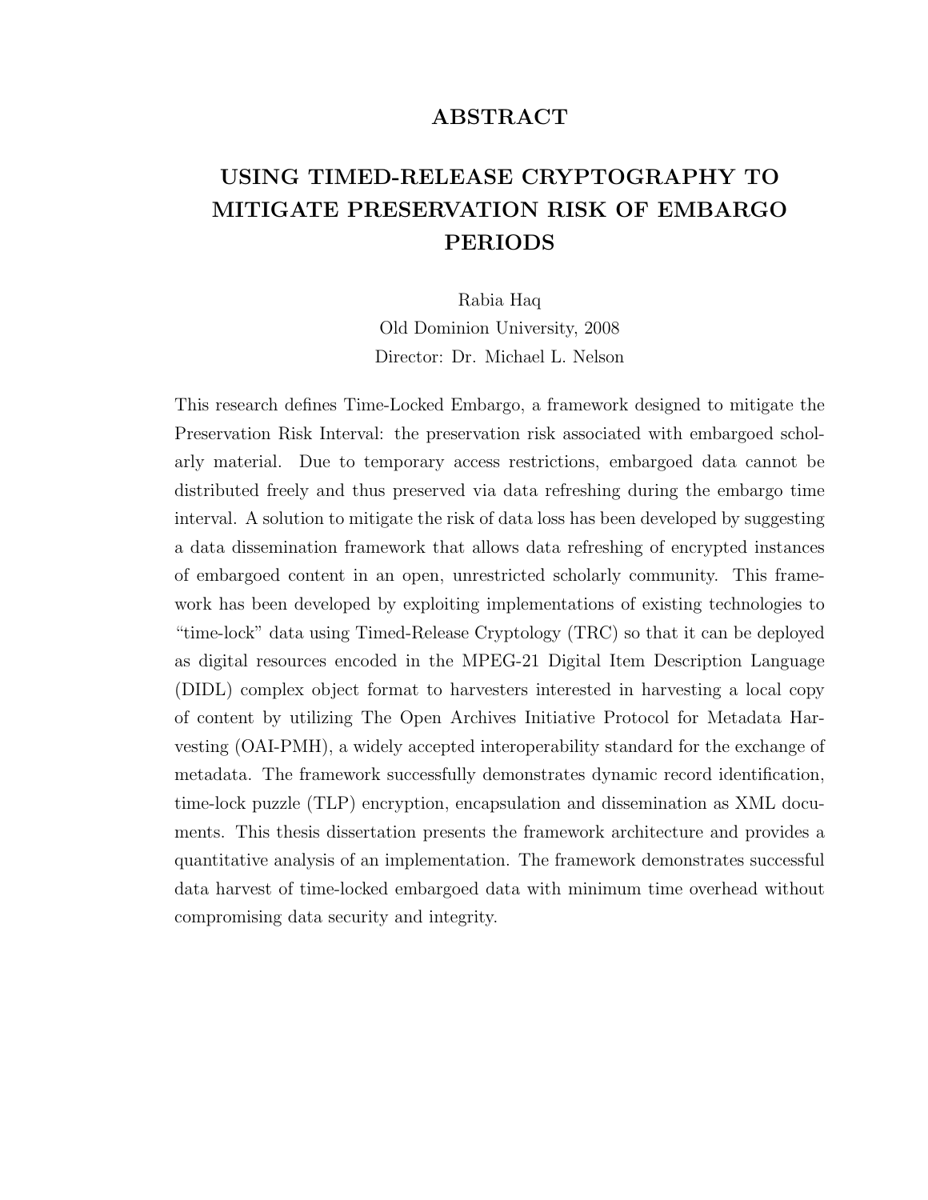# ABSTRACT

## USING TIMED-RELEASE CRYPTOGRAPHY TO MITIGATE PRESERVATION RISK OF EMBARGO PERIODS

Rabia Haq
Old Dominion University, 2008
Director: Dr. Michael L. Nelson

This research defines Time-Locked Embargo, a framework designed to mitigate the Preservation Risk Interval: the preservation risk associated with embargoed scholarly material. Due to temporary access restrictions, embargoed data cannot be distributed freely and thus preserved via data refreshing during the embargo time interval. A solution to mitigate the risk of data loss has been developed by suggesting a data dissemination framework that allows data refreshing of encrypted instances of embargoed content in an open, unrestricted scholarly community. This framework has been developed by exploiting implementations of existing technologies to "time-lock" data using Timed-Release Cryptology (TRC) so that it can be deployed as digital resources encoded in the MPEG-21 Digital Item Description Language (DIDL) complex object format to harvesters interested in harvesting a local copy of content by utilizing The Open Archives Initiative Protocol for Metadata Harvesting (OAI-PMH), a widely accepted interoperability standard for the exchange of metadata. The framework successfully demonstrates dynamic record identification, time-lock puzzle (TLP) encryption, encapsulation and dissemination as XML documents. This thesis dissertation presents the framework architecture and provides a quantitative analysis of an implementation. The framework demonstrates successful data harvest of time-locked embargoed data with minimum time overhead without compromising data security and integrity.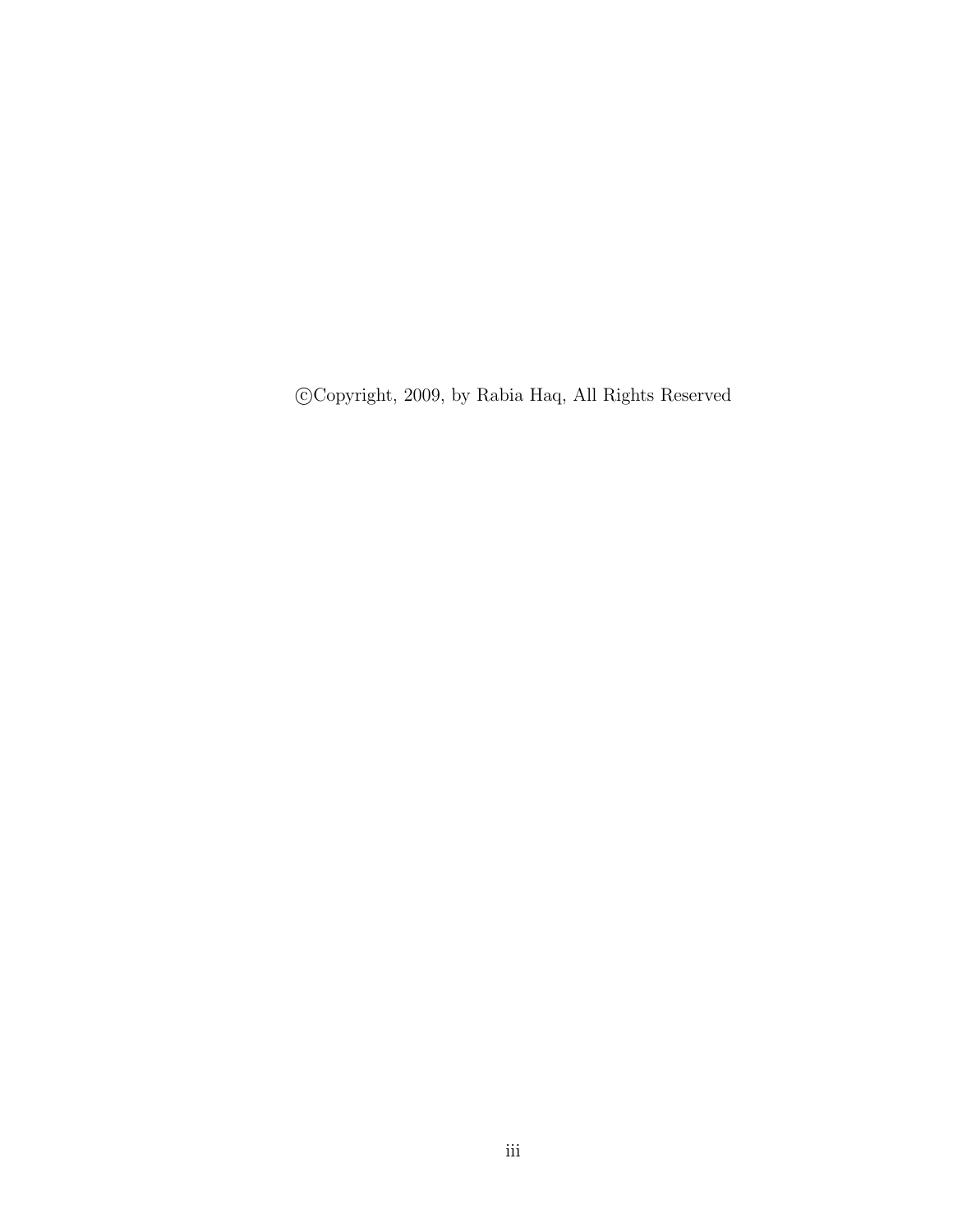©Copyright, 2009, by Rabia Haq, All Rights Reserved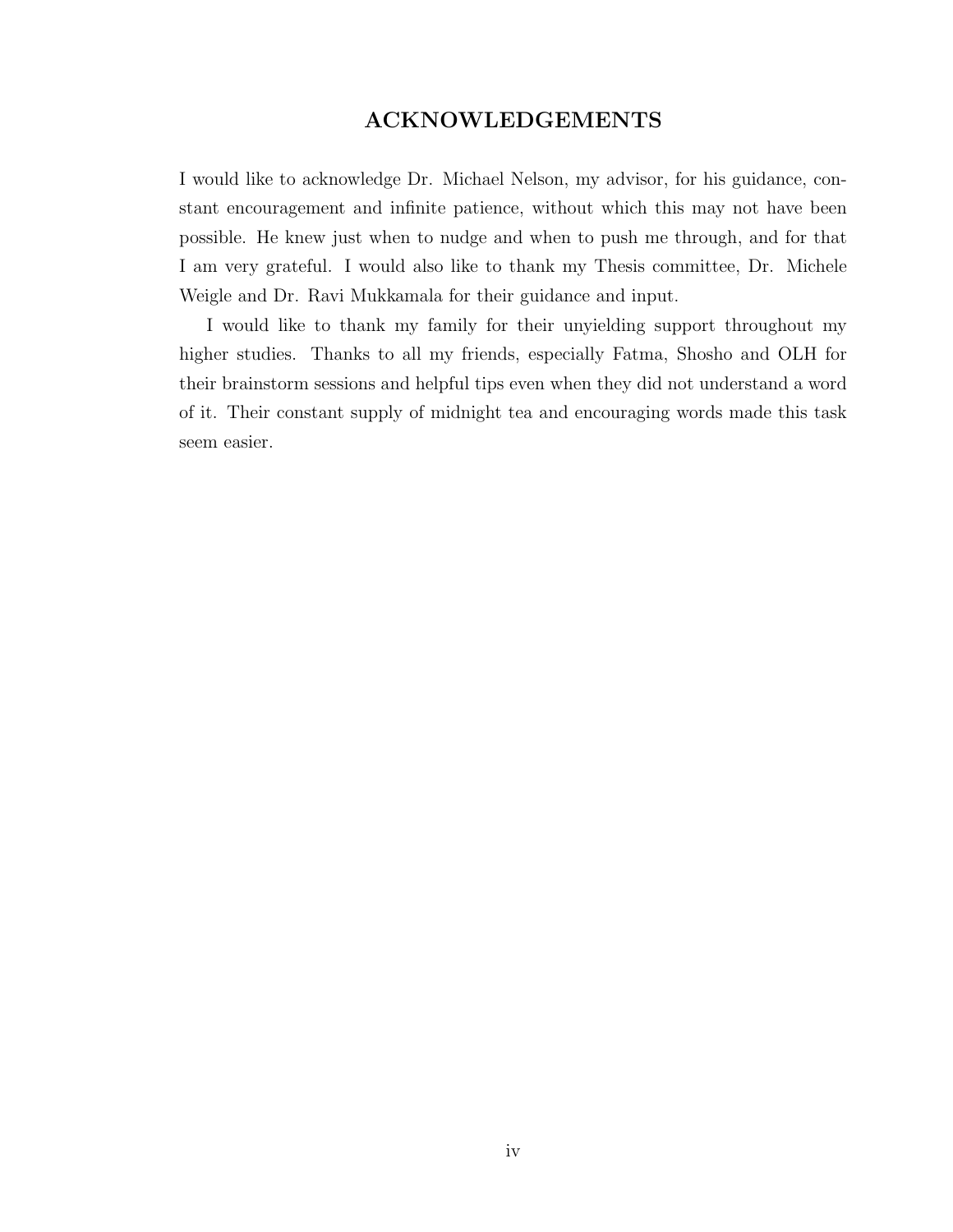# ACKNOWLEDGEMENTS

I would like to acknowledge Dr. Michael Nelson, my advisor, for his guidance, constant encouragement and infinite patience, without which this may not have been possible. He knew just when to nudge and when to push me through, and for that I am very grateful. I would also like to thank my Thesis committee, Dr. Michele Weigle and Dr. Ravi Mukkamala for their guidance and input.

I would like to thank my family for their unyielding support throughout my higher studies. Thanks to all my friends, especially Fatma, Shosho and OLH for their brainstorm sessions and helpful tips even when they did not understand a word of it. Their constant supply of midnight tea and encouraging words made this task seem easier.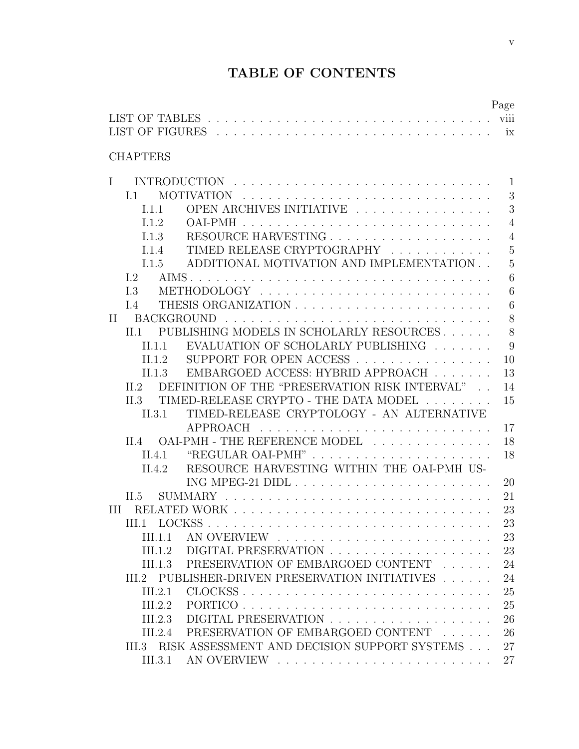# TABLE OF CONTENTS

| | Page |
|---|---|
| LIST OF TABLES | viii |
| LIST OF FIGURES | ix |

CHAPTERS

| | |
|---|---|
| I INTRODUCTION | 1 |
| I.1 MOTIVATION | 3 |
| I.1.1 OPEN ARCHIVES INITIATIVE | 3 |
| I.1.2 OAI-PMH | 4 |
| I.1.3 RESOURCE HARVESTING | 4 |
| I.1.4 TIMED RELEASE CRYPTOGRAPHY | 5 |
| I.1.5 ADDITIONAL MOTIVATION AND IMPLEMENTATION | 5 |
| I.2 AIMS | 6 |
| I.3 METHODOLOGY | 6 |
| I.4 THESIS ORGANIZATION | 6 |
| II BACKGROUND | 8 |
| II.1 PUBLISHING MODELS IN SCHOLARLY RESOURCES | 8 |
| II.1.1 EVALUATION OF SCHOLARLY PUBLISHING | 9 |
| II.1.2 SUPPORT FOR OPEN ACCESS | 10 |
| II.1.3 EMBARGOED ACCESS: HYBRID APPROACH | 13 |
| II.2 DEFINITION OF THE "PRESERVATION RISK INTERVAL" | 14 |
| II.3 TIMED-RELEASE CRYPTO - THE DATA MODEL | 15 |
| II.3.1 TIMED-RELEASE CRYPTOLOGY - AN ALTERNATIVE APPROACH | 17 |
| II.4 OAI-PMH - THE REFERENCE MODEL | 18 |
| II.4.1 "REGULAR OAI-PMH" | 18 |
| II.4.2 RESOURCE HARVESTING WITHIN THE OAI-PMH USING MPEG-21 DIDL | 20 |
| II.5 SUMMARY | 21 |
| III RELATED WORK | 23 |
| III.1 LOCKSS | 23 |
| III.1.1 AN OVERVIEW | 23 |
| III.1.2 DIGITAL PRESERVATION | 23 |
| III.1.3 PRESERVATION OF EMBARGOED CONTENT | 24 |
| III.2 PUBLISHER-DRIVEN PRESERVATION INITIATIVES | 24 |
| III.2.1 CLOCKSS | 25 |
| III.2.2 PORTICO | 25 |
| III.2.3 DIGITAL PRESERVATION | 26 |
| III.2.4 PRESERVATION OF EMBARGOED CONTENT | 26 |
| III.3 RISK ASSESSMENT AND DECISION SUPPORT SYSTEMS | 27 |
| III.3.1 AN OVERVIEW | 27 |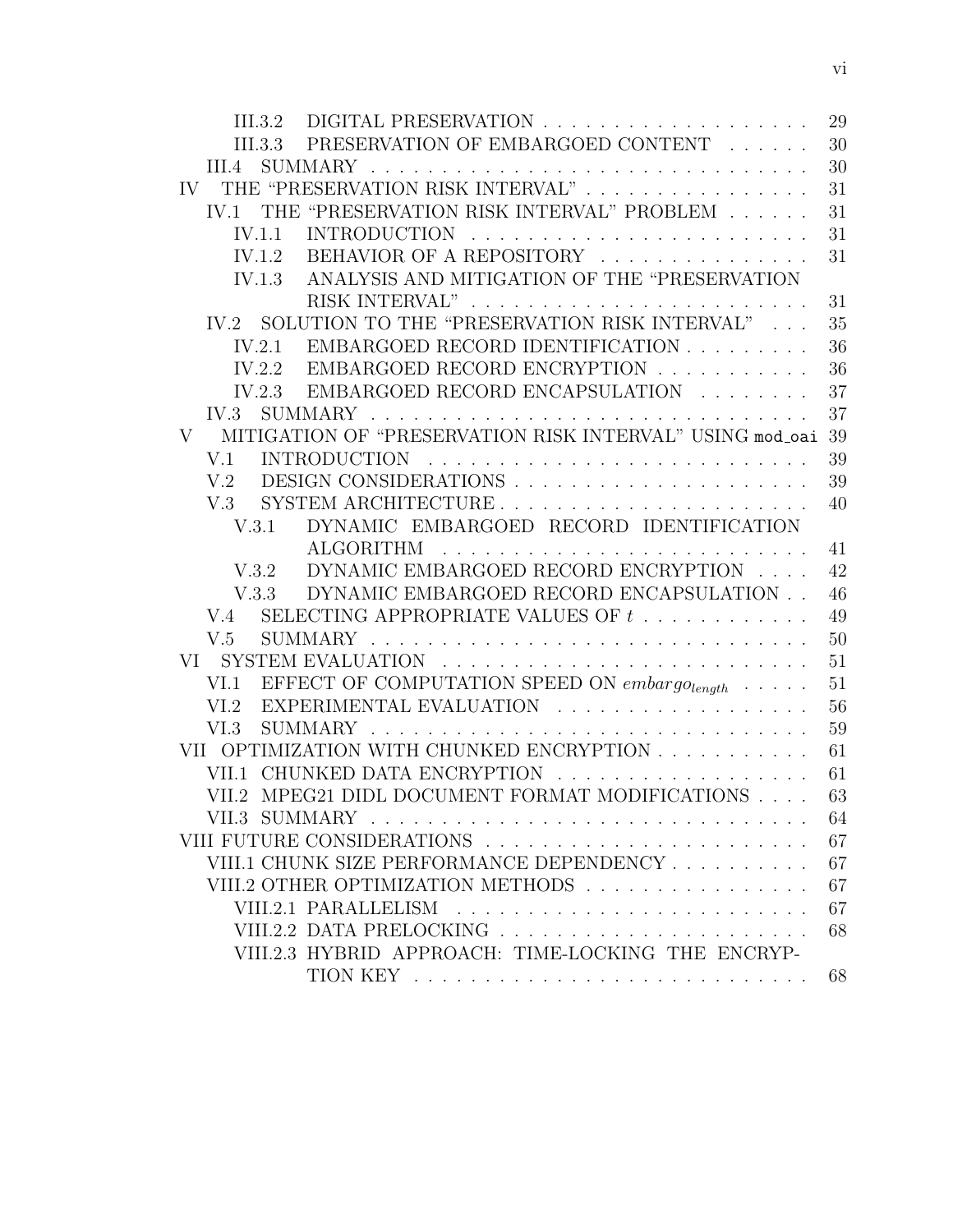III.3.2 DIGITAL PRESERVATION . . . . . . . . . . . . . . . . . . . 29
III.3.3 PRESERVATION OF EMBARGOED CONTENT . . . . . . 30
III.4 SUMMARY . . . . . . . . . . . . . . . . . . . . . . . . . . . . . . . 30
IV THE "PRESERVATION RISK INTERVAL" . . . . . . . . . . . . . . . . 31
IV.1 THE "PRESERVATION RISK INTERVAL" PROBLEM . . . . . . 31
IV.1.1 INTRODUCTION . . . . . . . . . . . . . . . . . . . . . . . . 31
IV.1.2 BEHAVIOR OF A REPOSITORY . . . . . . . . . . . . . . . 31
IV.1.3 ANALYSIS AND MITIGATION OF THE "PRESERVATION RISK INTERVAL" . . . . . . . . . . . . . . . . . . . . . . . 31
IV.2 SOLUTION TO THE "PRESERVATION RISK INTERVAL" . . . 35
IV.2.1 EMBARGOED RECORD IDENTIFICATION . . . . . . . . . 36
IV.2.2 EMBARGOED RECORD ENCRYPTION . . . . . . . . . . . 36
IV.2.3 EMBARGOED RECORD ENCAPSULATION . . . . . . . . 37
IV.3 SUMMARY . . . . . . . . . . . . . . . . . . . . . . . . . . . . . . . 37
V MITIGATION OF "PRESERVATION RISK INTERVAL" USING `mod_oai` 39
V.1 INTRODUCTION . . . . . . . . . . . . . . . . . . . . . . . . . . . 39
V.2 DESIGN CONSIDERATIONS . . . . . . . . . . . . . . . . . . . . . 39
V.3 SYSTEM ARCHITECTURE . . . . . . . . . . . . . . . . . . . . . . 40
V.3.1 DYNAMIC EMBARGOED RECORD IDENTIFICATION ALGORITHM . . . . . . . . . . . . . . . . . . . . . . . . . 41
V.3.2 DYNAMIC EMBARGOED RECORD ENCRYPTION . . . . 42
V.3.3 DYNAMIC EMBARGOED RECORD ENCAPSULATION . . 46
V.4 SELECTING APPROPRIATE VALUES OF $t$ . . . . . . . . . . . . 49
V.5 SUMMARY . . . . . . . . . . . . . . . . . . . . . . . . . . . . . . . 50
VI SYSTEM EVALUATION . . . . . . . . . . . . . . . . . . . . . . . . . 51
VI.1 EFFECT OF COMPUTATION SPEED ON $embargo_{length}$ . . . . . 51
VI.2 EXPERIMENTAL EVALUATION . . . . . . . . . . . . . . . . . . 56
VI.3 SUMMARY . . . . . . . . . . . . . . . . . . . . . . . . . . . . . . . 59
VII OPTIMIZATION WITH CHUNKED ENCRYPTION . . . . . . . . . . . 61
VII.1 CHUNKED DATA ENCRYPTION . . . . . . . . . . . . . . . . . . 61
VII.2 MPEG21 DIDL DOCUMENT FORMAT MODIFICATIONS . . . . 63
VII.3 SUMMARY . . . . . . . . . . . . . . . . . . . . . . . . . . . . . . . 64
VIII FUTURE CONSIDERATIONS . . . . . . . . . . . . . . . . . . . . . . 67
VIII.1 CHUNK SIZE PERFORMANCE DEPENDENCY . . . . . . . . . . 67
VIII.2 OTHER OPTIMIZATION METHODS . . . . . . . . . . . . . . . . 67
VIII.2.1 PARALLELISM . . . . . . . . . . . . . . . . . . . . . . . . 67
VIII.2.2 DATA PRELOCKING . . . . . . . . . . . . . . . . . . . . . 68
VIII.2.3 HYBRID APPROACH: TIME-LOCKING THE ENCRYPTION KEY . . . . . . . . . . . . . . . . . . . . . . . . . . . . 68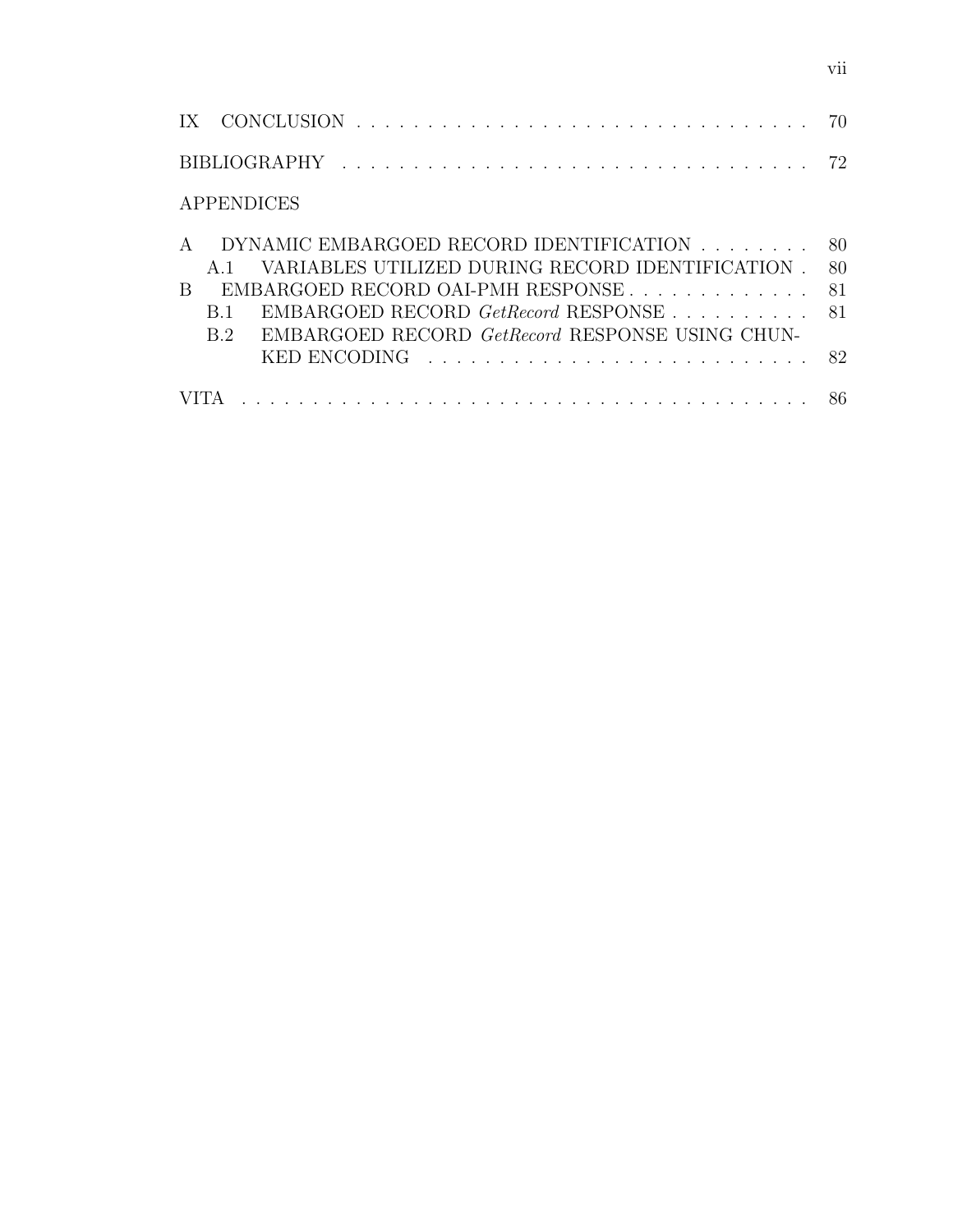IX CONCLUSION . . . . . . . . . . . . . . . . . . . . . . . . . . . . . . . . . 70

BIBLIOGRAPHY . . . . . . . . . . . . . . . . . . . . . . . . . . . . . . . . 72

APPENDICES

A DYNAMIC EMBARGOED RECORD IDENTIFICATION . . . . . . . . 80
  A.1 VARIABLES UTILIZED DURING RECORD IDENTIFICATION . 80
B EMBARGOED RECORD OAI-PMH RESPONSE . . . . . . . . . . . . . 81
  B.1 EMBARGOED RECORD *GetRecord* RESPONSE . . . . . . . . . . 81
  B.2 EMBARGOED RECORD *GetRecord* RESPONSE USING CHUNKED ENCODING . . . . . . . . . . . . . . . . . . . . . . . . . . . 82

VITA . . . . . . . . . . . . . . . . . . . . . . . . . . . . . . . . . . . . . 86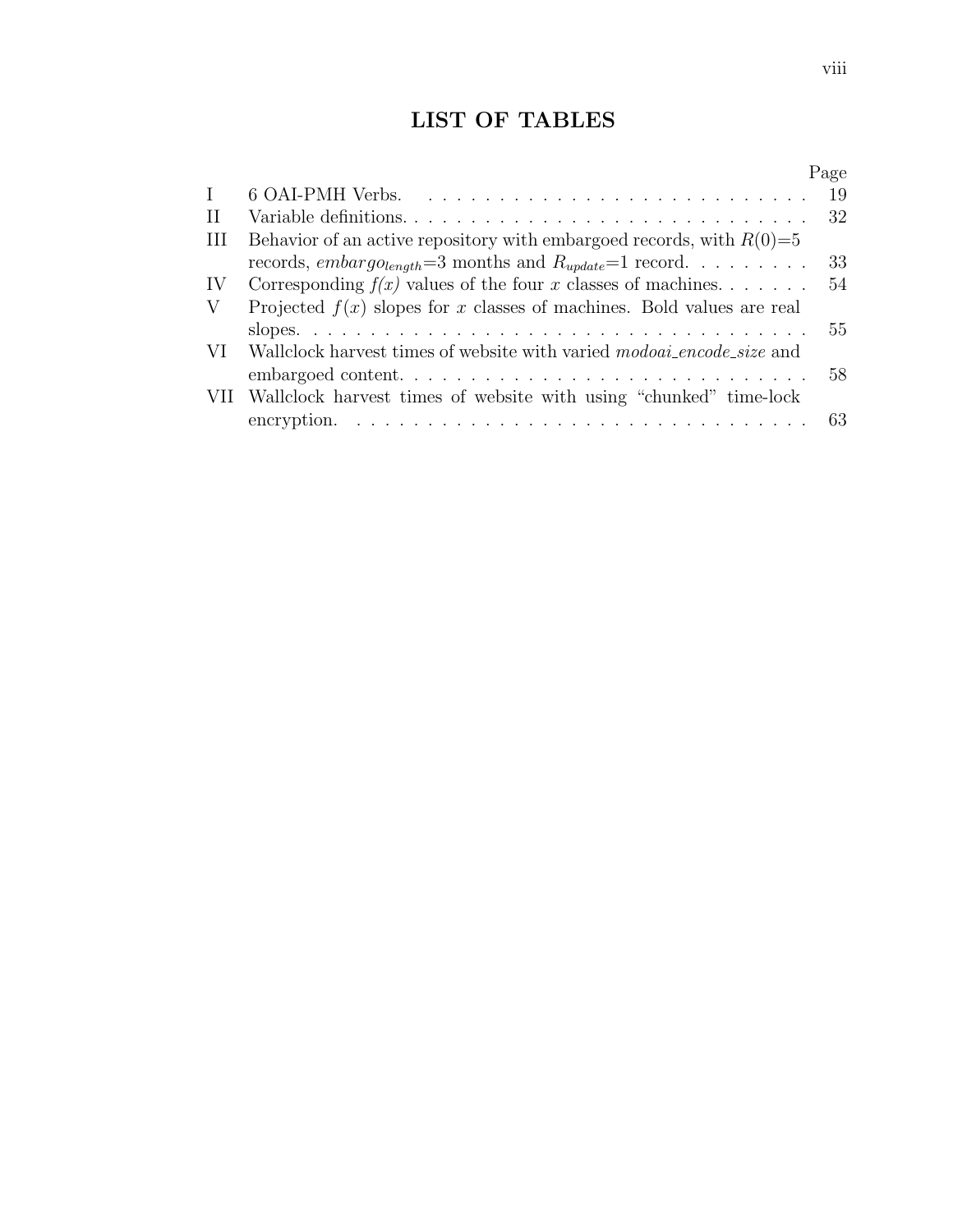# LIST OF TABLES

| | | Page |
|---|---|---|
| I | 6 OAI-PMH Verbs. | 19 |
| II | Variable definitions. | 32 |
| III | Behavior of an active repository with embargoed records, with $R(0)$=5 records, $embargo_{length}$=3 months and $R_{update}$=1 record. | 33 |
| IV | Corresponding *f(x)* values of the four $x$ classes of machines. | 54 |
| V | Projected $f(x)$ slopes for $x$ classes of machines. Bold values are real slopes. | 55 |
| VI | Wallclock harvest times of website with varied *modoai_encode_size* and embargoed content. | 58 |
| VII | Wallclock harvest times of website with using "chunked" time-lock encryption. | 63 |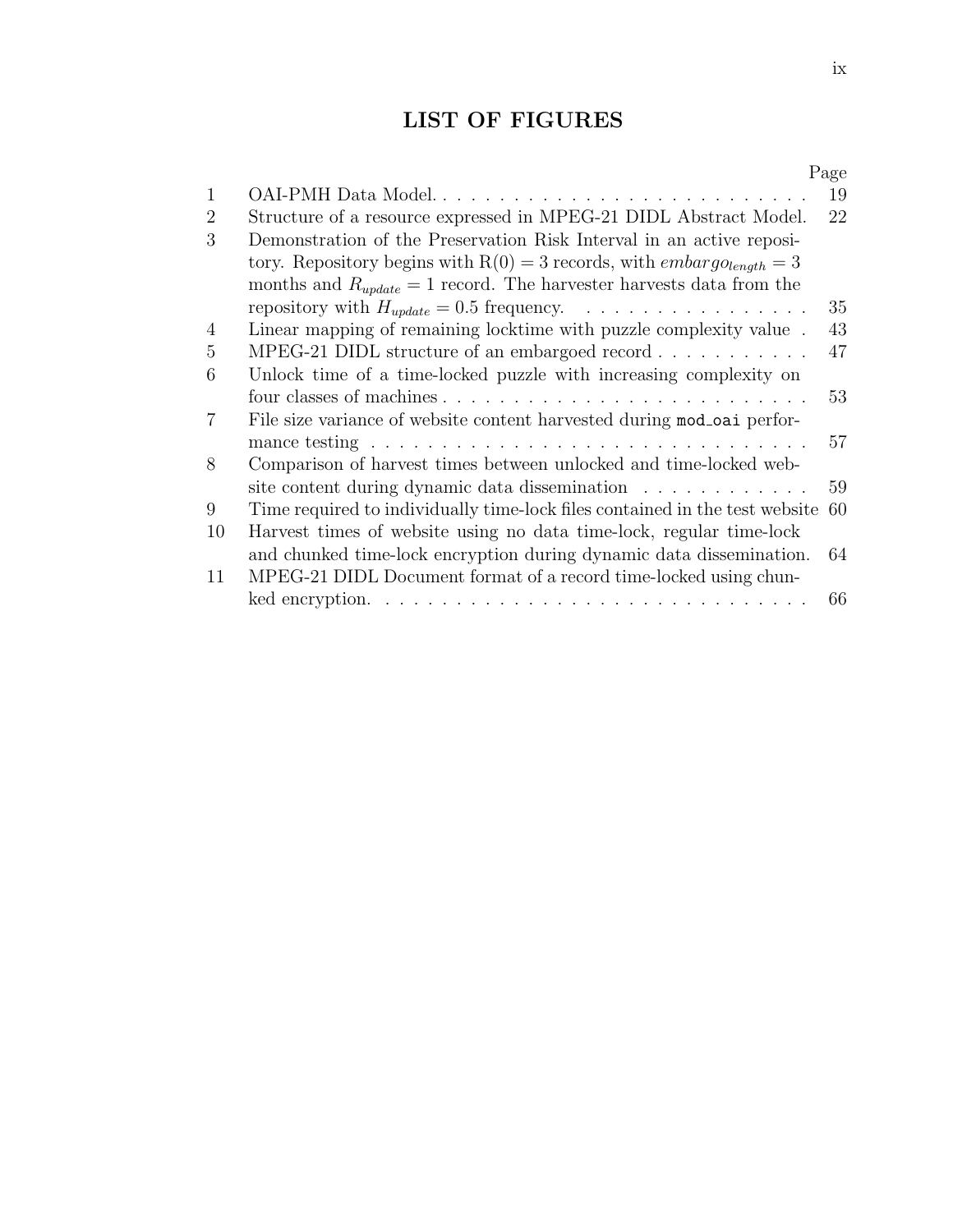# LIST OF FIGURES

| | | Page |
|---|---|---|
| 1 | OAI-PMH Data Model. | 19 |
| 2 | Structure of a resource expressed in MPEG-21 DIDL Abstract Model. | 22 |
| 3 | Demonstration of the Preservation Risk Interval in an active repository. Repository begins with R(0) = 3 records, with $embargo_{length} = 3$ months and $R_{update} = 1$ record. The harvester harvests data from the repository with $H_{update} = 0.5$ frequency. | 35 |
| 4 | Linear mapping of remaining locktime with puzzle complexity value | 43 |
| 5 | MPEG-21 DIDL structure of an embargoed record | 47 |
| 6 | Unlock time of a time-locked puzzle with increasing complexity on four classes of machines | 53 |
| 7 | File size variance of website content harvested during `mod_oai` performance testing | 57 |
| 8 | Comparison of harvest times between unlocked and time-locked website content during dynamic data dissemination | 59 |
| 9 | Time required to individually time-lock files contained in the test website | 60 |
| 10 | Harvest times of website using no data time-lock, regular time-lock and chunked time-lock encryption during dynamic data dissemination. | 64 |
| 11 | MPEG-21 DIDL Document format of a record time-locked using chunked encryption. | 66 |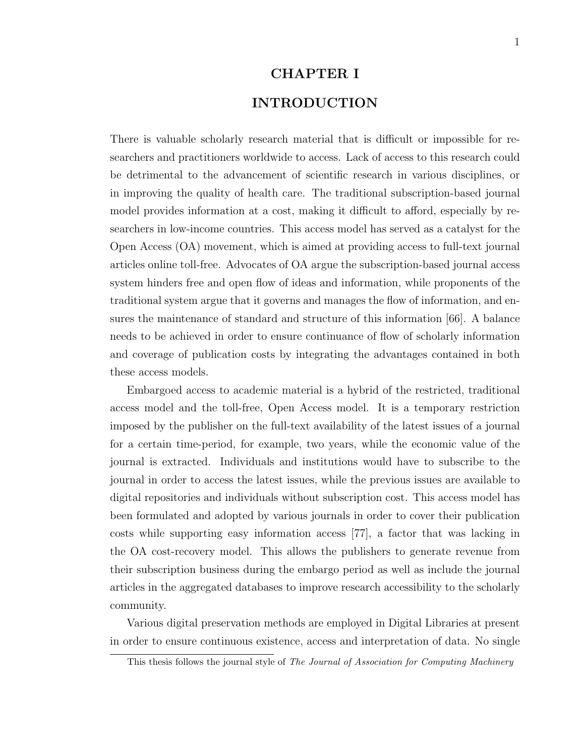# CHAPTER I

# INTRODUCTION

There is valuable scholarly research material that is difficult or impossible for researchers and practitioners worldwide to access. Lack of access to this research could be detrimental to the advancement of scientific research in various disciplines, or in improving the quality of health care. The traditional subscription-based journal model provides information at a cost, making it difficult to afford, especially by researchers in low-income countries. This access model has served as a catalyst for the Open Access (OA) movement, which is aimed at providing access to full-text journal articles online toll-free. Advocates of OA argue the subscription-based journal access system hinders free and open flow of ideas and information, while proponents of the traditional system argue that it governs and manages the flow of information, and ensures the maintenance of standard and structure of this information [66]. A balance needs to be achieved in order to ensure continuance of flow of scholarly information and coverage of publication costs by integrating the advantages contained in both these access models.

Embargoed access to academic material is a hybrid of the restricted, traditional access model and the toll-free, Open Access model. It is a temporary restriction imposed by the publisher on the full-text availability of the latest issues of a journal for a certain time-period, for example, two years, while the economic value of the journal is extracted. Individuals and institutions would have to subscribe to the journal in order to access the latest issues, while the previous issues are available to digital repositories and individuals without subscription cost. This access model has been formulated and adopted by various journals in order to cover their publication costs while supporting easy information access [77], a factor that was lacking in the OA cost-recovery model. This allows the publishers to generate revenue from their subscription business during the embargo period as well as include the journal articles in the aggregated databases to improve research accessibility to the scholarly community.

Various digital preservation methods are employed in Digital Libraries at present in order to ensure continuous existence, access and interpretation of data. No single

This thesis follows the journal style of *The Journal of Association for Computing Machinery*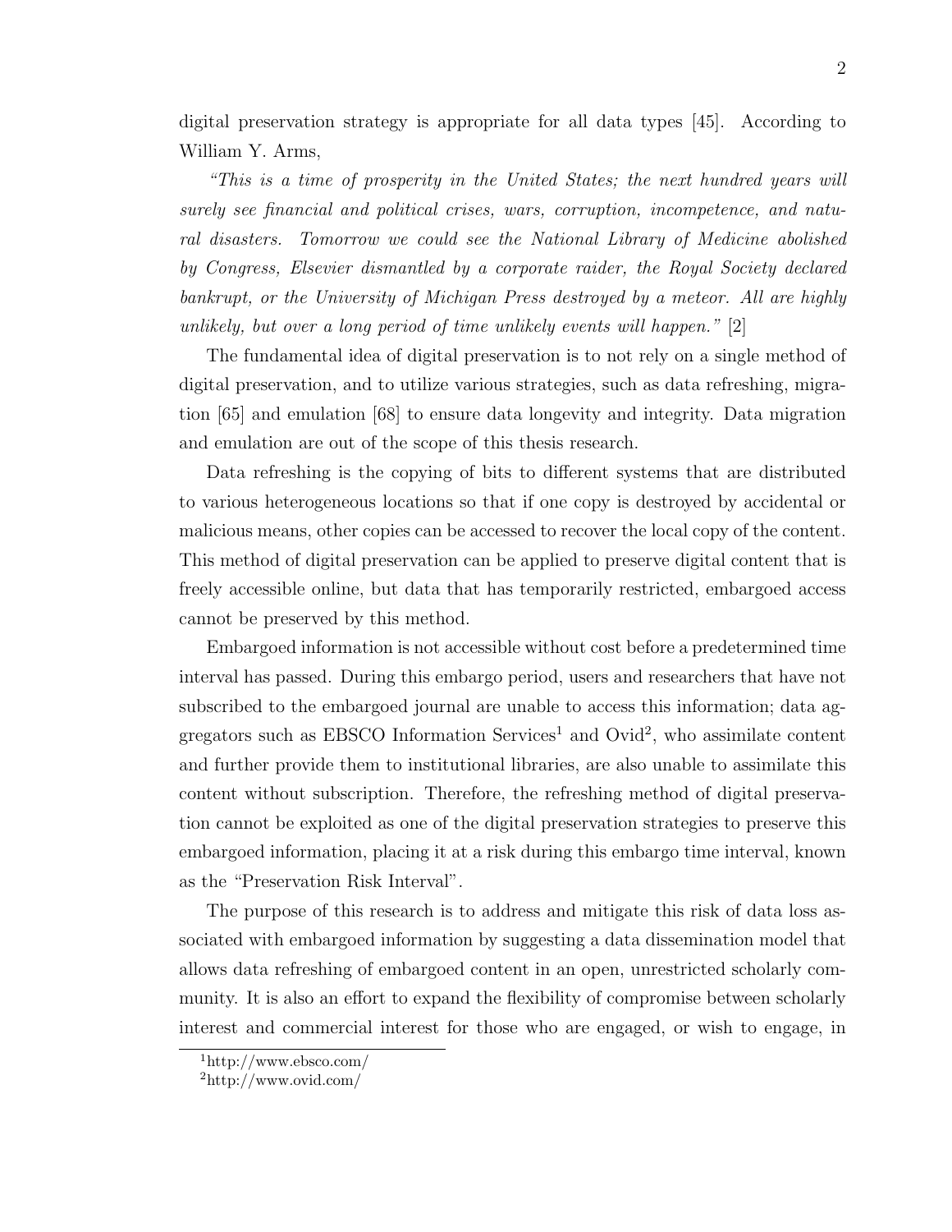digital preservation strategy is appropriate for all data types [45]. According to William Y. Arms,

*"This is a time of prosperity in the United States; the next hundred years will surely see financial and political crises, wars, corruption, incompetence, and natural disasters. Tomorrow we could see the National Library of Medicine abolished by Congress, Elsevier dismantled by a corporate raider, the Royal Society declared bankrupt, or the University of Michigan Press destroyed by a meteor. All are highly unlikely, but over a long period of time unlikely events will happen."* [2]

The fundamental idea of digital preservation is to not rely on a single method of digital preservation, and to utilize various strategies, such as data refreshing, migration [65] and emulation [68] to ensure data longevity and integrity. Data migration and emulation are out of the scope of this thesis research.

Data refreshing is the copying of bits to different systems that are distributed to various heterogeneous locations so that if one copy is destroyed by accidental or malicious means, other copies can be accessed to recover the local copy of the content. This method of digital preservation can be applied to preserve digital content that is freely accessible online, but data that has temporarily restricted, embargoed access cannot be preserved by this method.

Embargoed information is not accessible without cost before a predetermined time interval has passed. During this embargo period, users and researchers that have not subscribed to the embargoed journal are unable to access this information; data aggregators such as EBSCO Information Services[1] and Ovid[2], who assimilate content and further provide them to institutional libraries, are also unable to assimilate this content without subscription. Therefore, the refreshing method of digital preservation cannot be exploited as one of the digital preservation strategies to preserve this embargoed information, placing it at a risk during this embargo time interval, known as the "Preservation Risk Interval".

The purpose of this research is to address and mitigate this risk of data loss associated with embargoed information by suggesting a data dissemination model that allows data refreshing of embargoed content in an open, unrestricted scholarly community. It is also an effort to expand the flexibility of compromise between scholarly interest and commercial interest for those who are engaged, or wish to engage, in

[1] http://www.ebsco.com/

[2] http://www.ovid.com/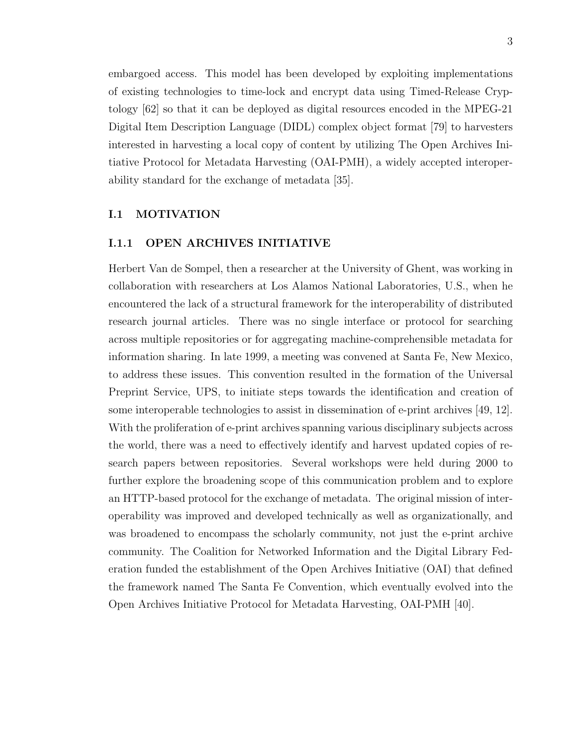embargoed access. This model has been developed by exploiting implementations of existing technologies to time-lock and encrypt data using Timed-Release Cryptology [62] so that it can be deployed as digital resources encoded in the MPEG-21 Digital Item Description Language (DIDL) complex object format [79] to harvesters interested in harvesting a local copy of content by utilizing The Open Archives Initiative Protocol for Metadata Harvesting (OAI-PMH), a widely accepted interoperability standard for the exchange of metadata [35].

## I.1 MOTIVATION

### I.1.1 OPEN ARCHIVES INITIATIVE

Herbert Van de Sompel, then a researcher at the University of Ghent, was working in collaboration with researchers at Los Alamos National Laboratories, U.S., when he encountered the lack of a structural framework for the interoperability of distributed research journal articles. There was no single interface or protocol for searching across multiple repositories or for aggregating machine-comprehensible metadata for information sharing. In late 1999, a meeting was convened at Santa Fe, New Mexico, to address these issues. This convention resulted in the formation of the Universal Preprint Service, UPS, to initiate steps towards the identification and creation of some interoperable technologies to assist in dissemination of e-print archives [49, 12]. With the proliferation of e-print archives spanning various disciplinary subjects across the world, there was a need to effectively identify and harvest updated copies of research papers between repositories. Several workshops were held during 2000 to further explore the broadening scope of this communication problem and to explore an HTTP-based protocol for the exchange of metadata. The original mission of interoperability was improved and developed technically as well as organizationally, and was broadened to encompass the scholarly community, not just the e-print archive community. The Coalition for Networked Information and the Digital Library Federation funded the establishment of the Open Archives Initiative (OAI) that defined the framework named The Santa Fe Convention, which eventually evolved into the Open Archives Initiative Protocol for Metadata Harvesting, OAI-PMH [40].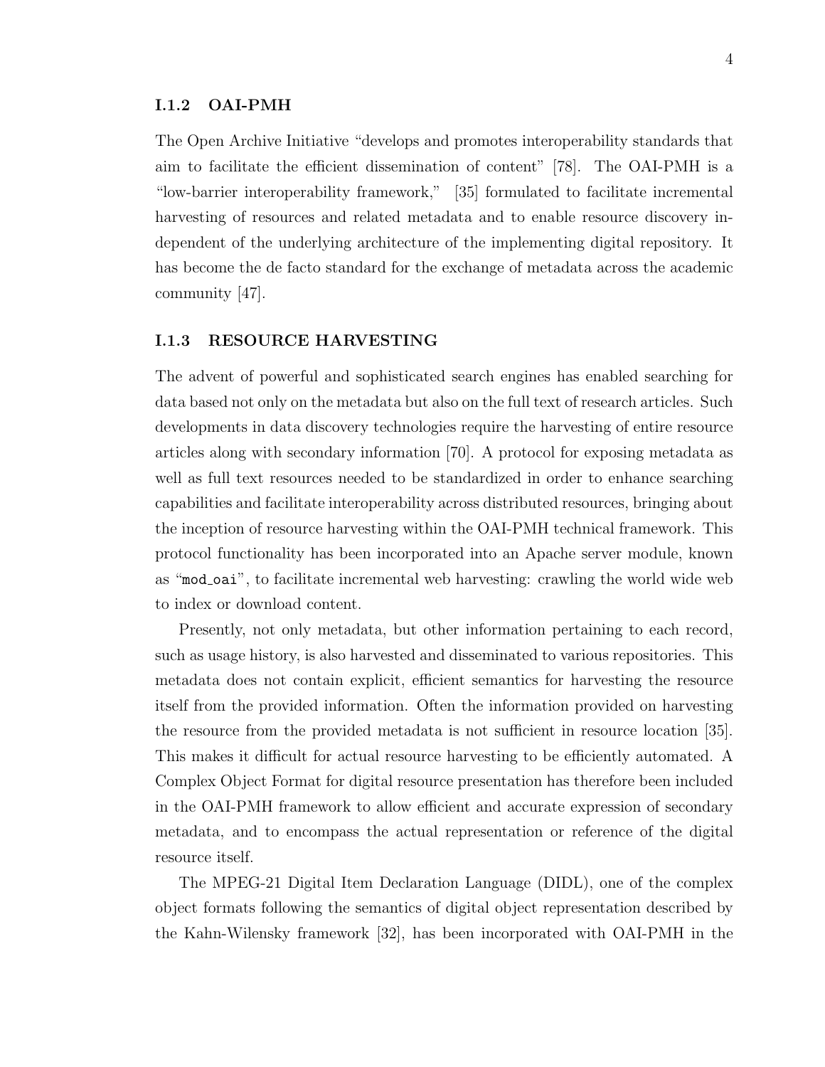### I.1.2 OAI-PMH

The Open Archive Initiative "develops and promotes interoperability standards that aim to facilitate the efficient dissemination of content" [78]. The OAI-PMH is a "low-barrier interoperability framework," [35] formulated to facilitate incremental harvesting of resources and related metadata and to enable resource discovery independent of the underlying architecture of the implementing digital repository. It has become the de facto standard for the exchange of metadata across the academic community [47].

### I.1.3 RESOURCE HARVESTING

The advent of powerful and sophisticated search engines has enabled searching for data based not only on the metadata but also on the full text of research articles. Such developments in data discovery technologies require the harvesting of entire resource articles along with secondary information [70]. A protocol for exposing metadata as well as full text resources needed to be standardized in order to enhance searching capabilities and facilitate interoperability across distributed resources, bringing about the inception of resource harvesting within the OAI-PMH technical framework. This protocol functionality has been incorporated into an Apache server module, known as "`mod_oai`", to facilitate incremental web harvesting: crawling the world wide web to index or download content.

Presently, not only metadata, but other information pertaining to each record, such as usage history, is also harvested and disseminated to various repositories. This metadata does not contain explicit, efficient semantics for harvesting the resource itself from the provided information. Often the information provided on harvesting the resource from the provided metadata is not sufficient in resource location [35]. This makes it difficult for actual resource harvesting to be efficiently automated. A Complex Object Format for digital resource presentation has therefore been included in the OAI-PMH framework to allow efficient and accurate expression of secondary metadata, and to encompass the actual representation or reference of the digital resource itself.

The MPEG-21 Digital Item Declaration Language (DIDL), one of the complex object formats following the semantics of digital object representation described by the Kahn-Wilensky framework [32], has been incorporated with OAI-PMH in the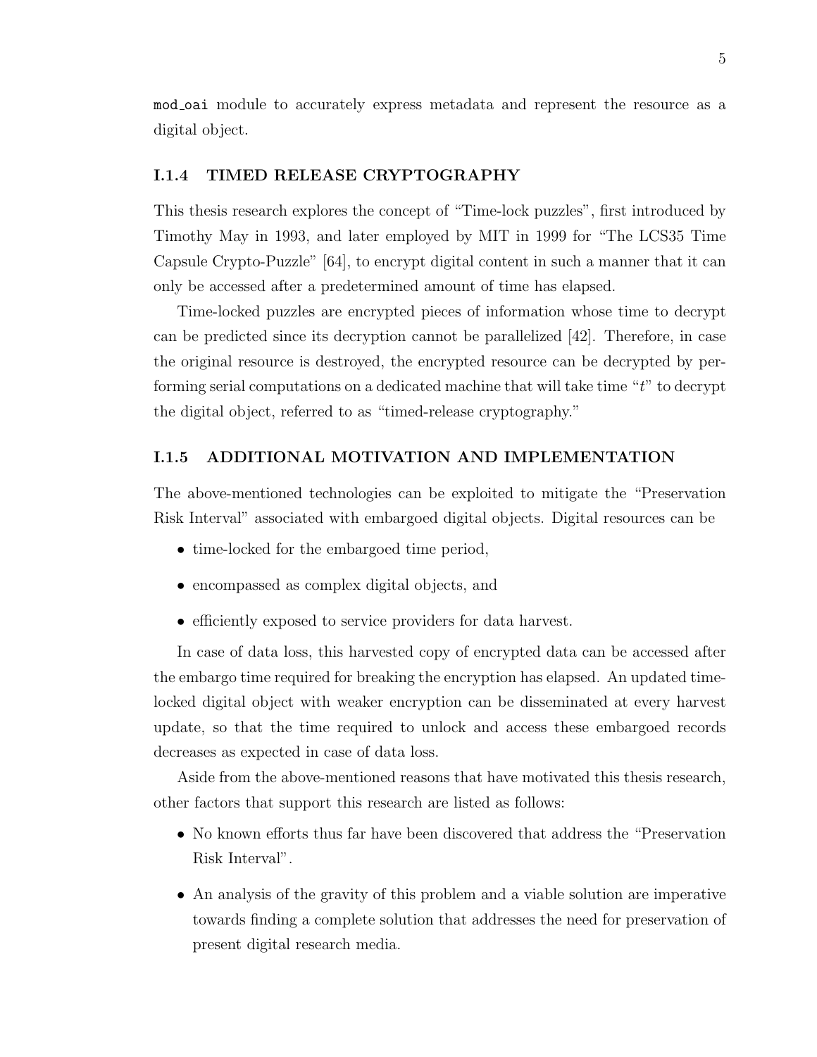`mod_oai` module to accurately express metadata and represent the resource as a digital object.

### I.1.4 TIMED RELEASE CRYPTOGRAPHY

This thesis research explores the concept of "Time-lock puzzles", first introduced by Timothy May in 1993, and later employed by MIT in 1999 for "The LCS35 Time Capsule Crypto-Puzzle" [64], to encrypt digital content in such a manner that it can only be accessed after a predetermined amount of time has elapsed.

Time-locked puzzles are encrypted pieces of information whose time to decrypt can be predicted since its decryption cannot be parallelized [42]. Therefore, in case the original resource is destroyed, the encrypted resource can be decrypted by performing serial computations on a dedicated machine that will take time "$t$" to decrypt the digital object, referred to as "timed-release cryptography."

### I.1.5 ADDITIONAL MOTIVATION AND IMPLEMENTATION

The above-mentioned technologies can be exploited to mitigate the "Preservation Risk Interval" associated with embargoed digital objects. Digital resources can be

- time-locked for the embargoed time period,
- encompassed as complex digital objects, and
- efficiently exposed to service providers for data harvest.

In case of data loss, this harvested copy of encrypted data can be accessed after the embargo time required for breaking the encryption has elapsed. An updated time-locked digital object with weaker encryption can be disseminated at every harvest update, so that the time required to unlock and access these embargoed records decreases as expected in case of data loss.

Aside from the above-mentioned reasons that have motivated this thesis research, other factors that support this research are listed as follows:

- No known efforts thus far have been discovered that address the "Preservation Risk Interval".
- An analysis of the gravity of this problem and a viable solution are imperative towards finding a complete solution that addresses the need for preservation of present digital research media.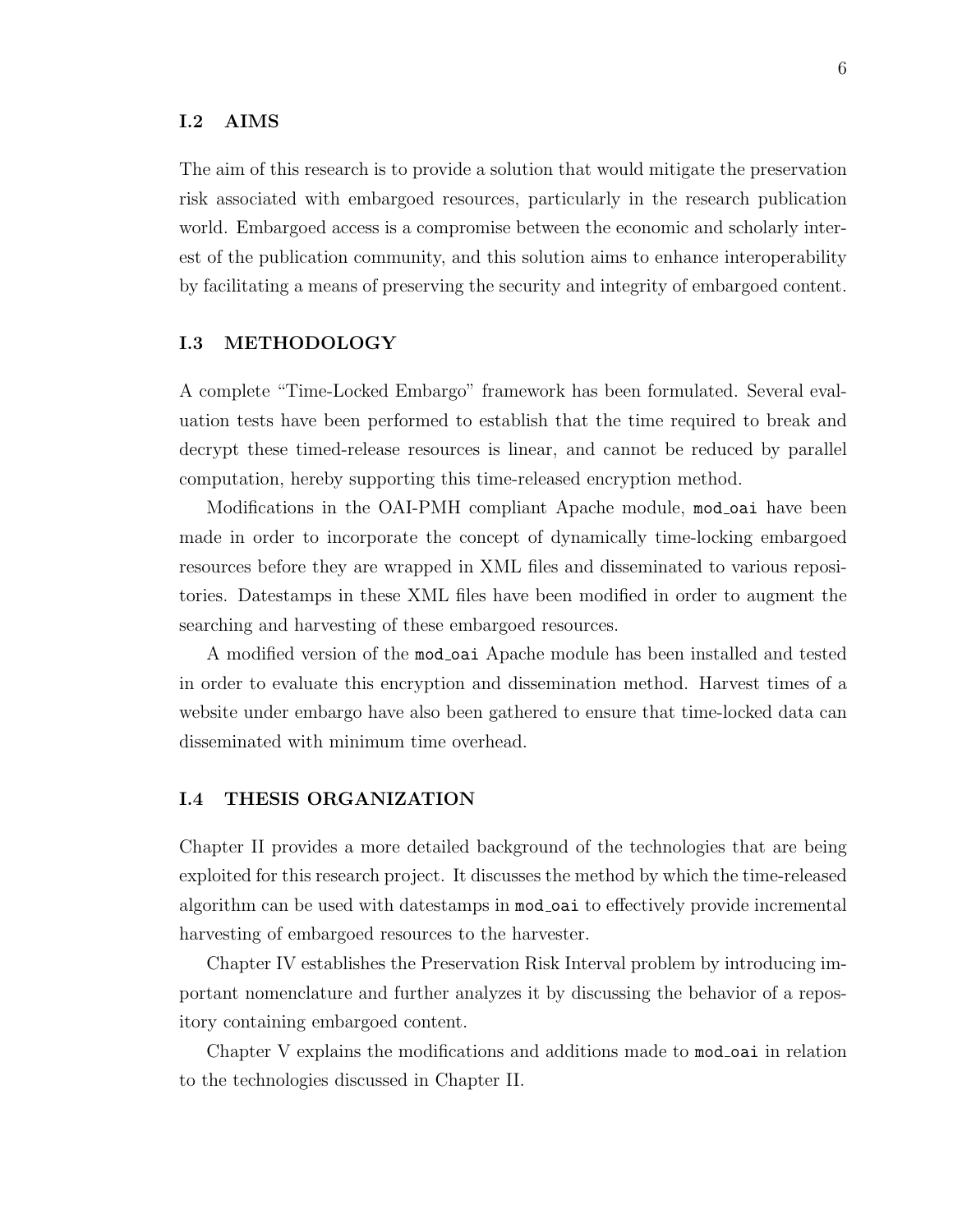## I.2 AIMS

The aim of this research is to provide a solution that would mitigate the preservation risk associated with embargoed resources, particularly in the research publication world. Embargoed access is a compromise between the economic and scholarly interest of the publication community, and this solution aims to enhance interoperability by facilitating a means of preserving the security and integrity of embargoed content.

## I.3 METHODOLOGY

A complete "Time-Locked Embargo" framework has been formulated. Several evaluation tests have been performed to establish that the time required to break and decrypt these timed-release resources is linear, and cannot be reduced by parallel computation, hereby supporting this time-released encryption method.

Modifications in the OAI-PMH compliant Apache module, `mod_oai` have been made in order to incorporate the concept of dynamically time-locking embargoed resources before they are wrapped in XML files and disseminated to various repositories. Datestamps in these XML files have been modified in order to augment the searching and harvesting of these embargoed resources.

A modified version of the `mod_oai` Apache module has been installed and tested in order to evaluate this encryption and dissemination method. Harvest times of a website under embargo have also been gathered to ensure that time-locked data can disseminated with minimum time overhead.

## I.4 THESIS ORGANIZATION

Chapter II provides a more detailed background of the technologies that are being exploited for this research project. It discusses the method by which the time-released algorithm can be used with datestamps in `mod_oai` to effectively provide incremental harvesting of embargoed resources to the harvester.

Chapter IV establishes the Preservation Risk Interval problem by introducing important nomenclature and further analyzes it by discussing the behavior of a repository containing embargoed content.

Chapter V explains the modifications and additions made to `mod_oai` in relation to the technologies discussed in Chapter II.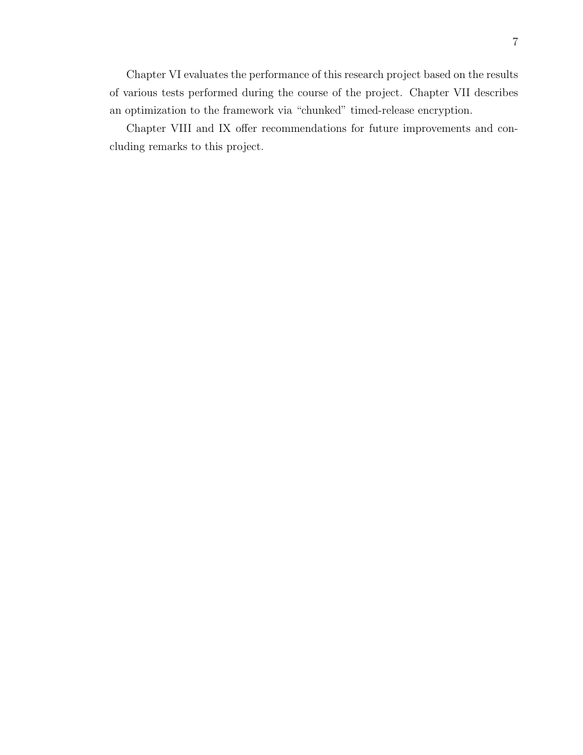Chapter VI evaluates the performance of this research project based on the results of various tests performed during the course of the project. Chapter VII describes an optimization to the framework via "chunked" timed-release encryption.

Chapter VIII and IX offer recommendations for future improvements and concluding remarks to this project.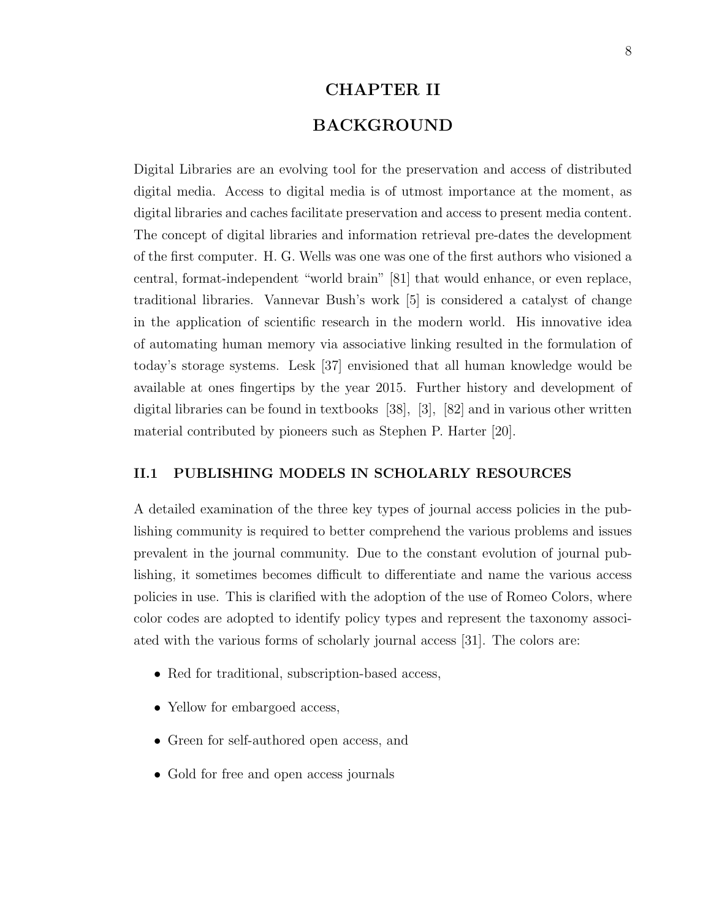# CHAPTER II

# BACKGROUND

Digital Libraries are an evolving tool for the preservation and access of distributed digital media. Access to digital media is of utmost importance at the moment, as digital libraries and caches facilitate preservation and access to present media content. The concept of digital libraries and information retrieval pre-dates the development of the first computer. H. G. Wells was one was one of the first authors who visioned a central, format-independent "world brain" [81] that would enhance, or even replace, traditional libraries. Vannevar Bush's work [5] is considered a catalyst of change in the application of scientific research in the modern world. His innovative idea of automating human memory via associative linking resulted in the formulation of today's storage systems. Lesk [37] envisioned that all human knowledge would be available at ones fingertips by the year 2015. Further history and development of digital libraries can be found in textbooks [38], [3], [82] and in various other written material contributed by pioneers such as Stephen P. Harter [20].

## II.1 PUBLISHING MODELS IN SCHOLARLY RESOURCES

A detailed examination of the three key types of journal access policies in the publishing community is required to better comprehend the various problems and issues prevalent in the journal community. Due to the constant evolution of journal publishing, it sometimes becomes difficult to differentiate and name the various access policies in use. This is clarified with the adoption of the use of Romeo Colors, where color codes are adopted to identify policy types and represent the taxonomy associated with the various forms of scholarly journal access [31]. The colors are:

- Red for traditional, subscription-based access,
- Yellow for embargoed access,
- Green for self-authored open access, and
- Gold for free and open access journals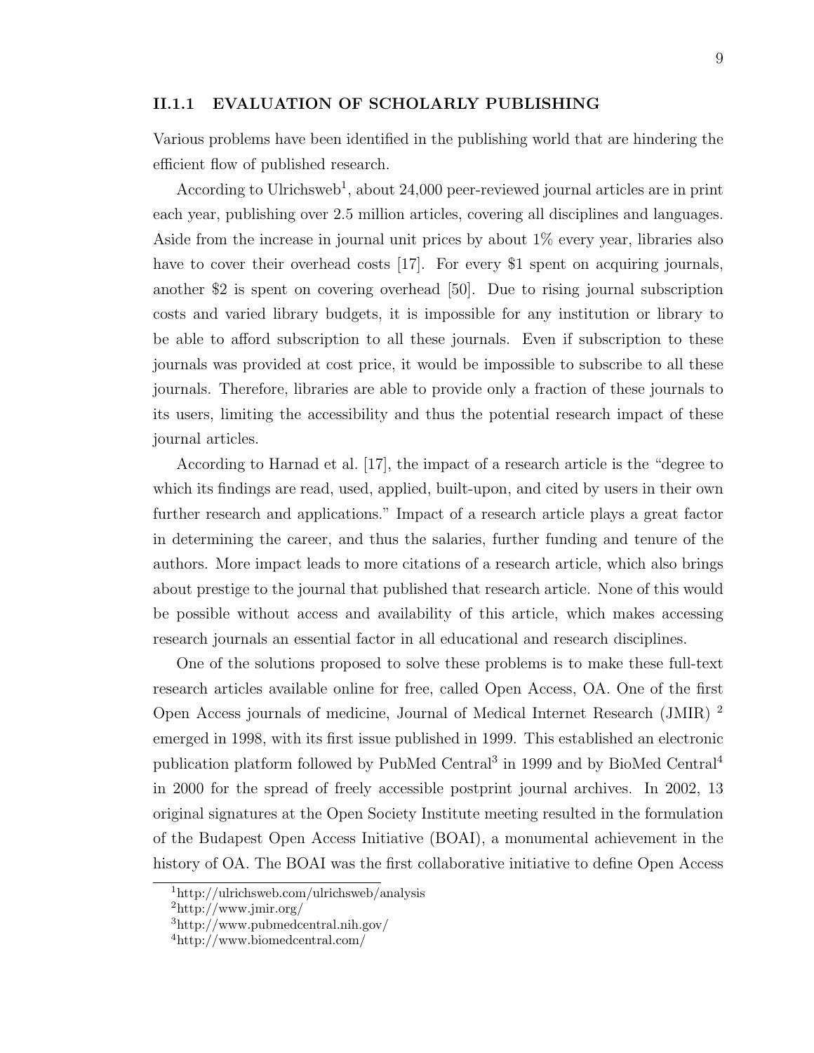### II.1.1 EVALUATION OF SCHOLARLY PUBLISHING

Various problems have been identified in the publishing world that are hindering the efficient flow of published research.

According to Ulrichsweb[1], about 24,000 peer-reviewed journal articles are in print each year, publishing over 2.5 million articles, covering all disciplines and languages. Aside from the increase in journal unit prices by about 1% every year, libraries also have to cover their overhead costs [17]. For every $1 spent on acquiring journals, another $2 is spent on covering overhead [50]. Due to rising journal subscription costs and varied library budgets, it is impossible for any institution or library to be able to afford subscription to all these journals. Even if subscription to these journals was provided at cost price, it would be impossible to subscribe to all these journals. Therefore, libraries are able to provide only a fraction of these journals to its users, limiting the accessibility and thus the potential research impact of these journal articles.

According to Harnad et al. [17], the impact of a research article is the "degree to which its findings are read, used, applied, built-upon, and cited by users in their own further research and applications." Impact of a research article plays a great factor in determining the career, and thus the salaries, further funding and tenure of the authors. More impact leads to more citations of a research article, which also brings about prestige to the journal that published that research article. None of this would be possible without access and availability of this article, which makes accessing research journals an essential factor in all educational and research disciplines.

One of the solutions proposed to solve these problems is to make these full-text research articles available online for free, called Open Access, OA. One of the first Open Access journals of medicine, Journal of Medical Internet Research (JMIR) [2] emerged in 1998, with its first issue published in 1999. This established an electronic publication platform followed by PubMed Central[3] in 1999 and by BioMed Central[4] in 2000 for the spread of freely accessible postprint journal archives. In 2002, 13 original signatures at the Open Society Institute meeting resulted in the formulation of the Budapest Open Access Initiative (BOAI), a monumental achievement in the history of OA. The BOAI was the first collaborative initiative to define Open Access

[1] http://ulrichsweb.com/ulrichsweb/analysis

[2] http://www.jmir.org/

[3] http://www.pubmedcentral.nih.gov/

[4] http://www.biomedcentral.com/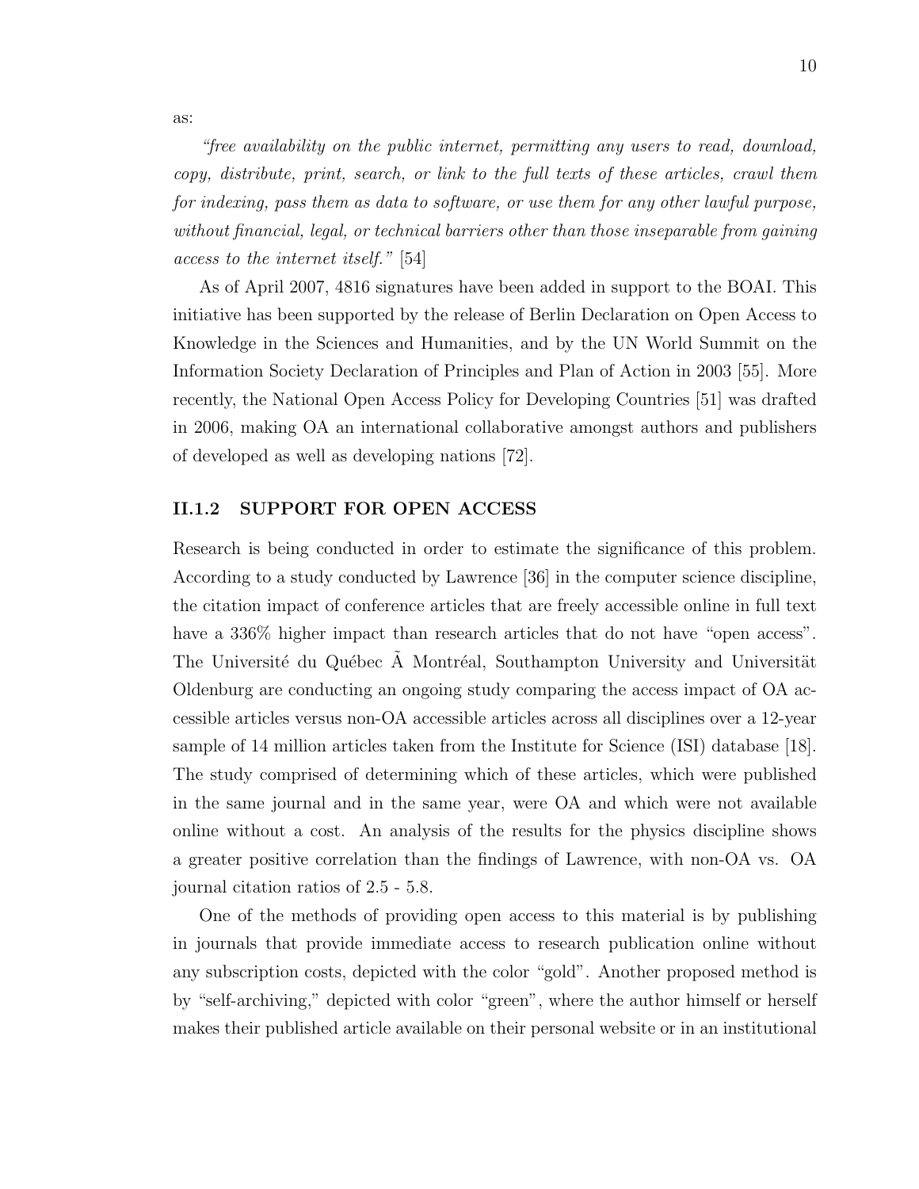as:

*"free availability on the public internet, permitting any users to read, download, copy, distribute, print, search, or link to the full texts of these articles, crawl them for indexing, pass them as data to software, or use them for any other lawful purpose, without financial, legal, or technical barriers other than those inseparable from gaining access to the internet itself."* [54]

As of April 2007, 4816 signatures have been added in support to the BOAI. This initiative has been supported by the release of Berlin Declaration on Open Access to Knowledge in the Sciences and Humanities, and by the UN World Summit on the Information Society Declaration of Principles and Plan of Action in 2003 [55]. More recently, the National Open Access Policy for Developing Countries [51] was drafted in 2006, making OA an international collaborative amongst authors and publishers of developed as well as developing nations [72].

### II.1.2 SUPPORT FOR OPEN ACCESS

Research is being conducted in order to estimate the significance of this problem. According to a study conducted by Lawrence [36] in the computer science discipline, the citation impact of conference articles that are freely accessible online in full text have a 336% higher impact than research articles that do not have "open access". The Université du Québec Ã Montréal, Southampton University and Universität Oldenburg are conducting an ongoing study comparing the access impact of OA accessible articles versus non-OA accessible articles across all disciplines over a 12-year sample of 14 million articles taken from the Institute for Science (ISI) database [18]. The study comprised of determining which of these articles, which were published in the same journal and in the same year, were OA and which were not available online without a cost. An analysis of the results for the physics discipline shows a greater positive correlation than the findings of Lawrence, with non-OA vs. OA journal citation ratios of 2.5 - 5.8.

One of the methods of providing open access to this material is by publishing in journals that provide immediate access to research publication online without any subscription costs, depicted with the color "gold". Another proposed method is by "self-archiving," depicted with color "green", where the author himself or herself makes their published article available on their personal website or in an institutional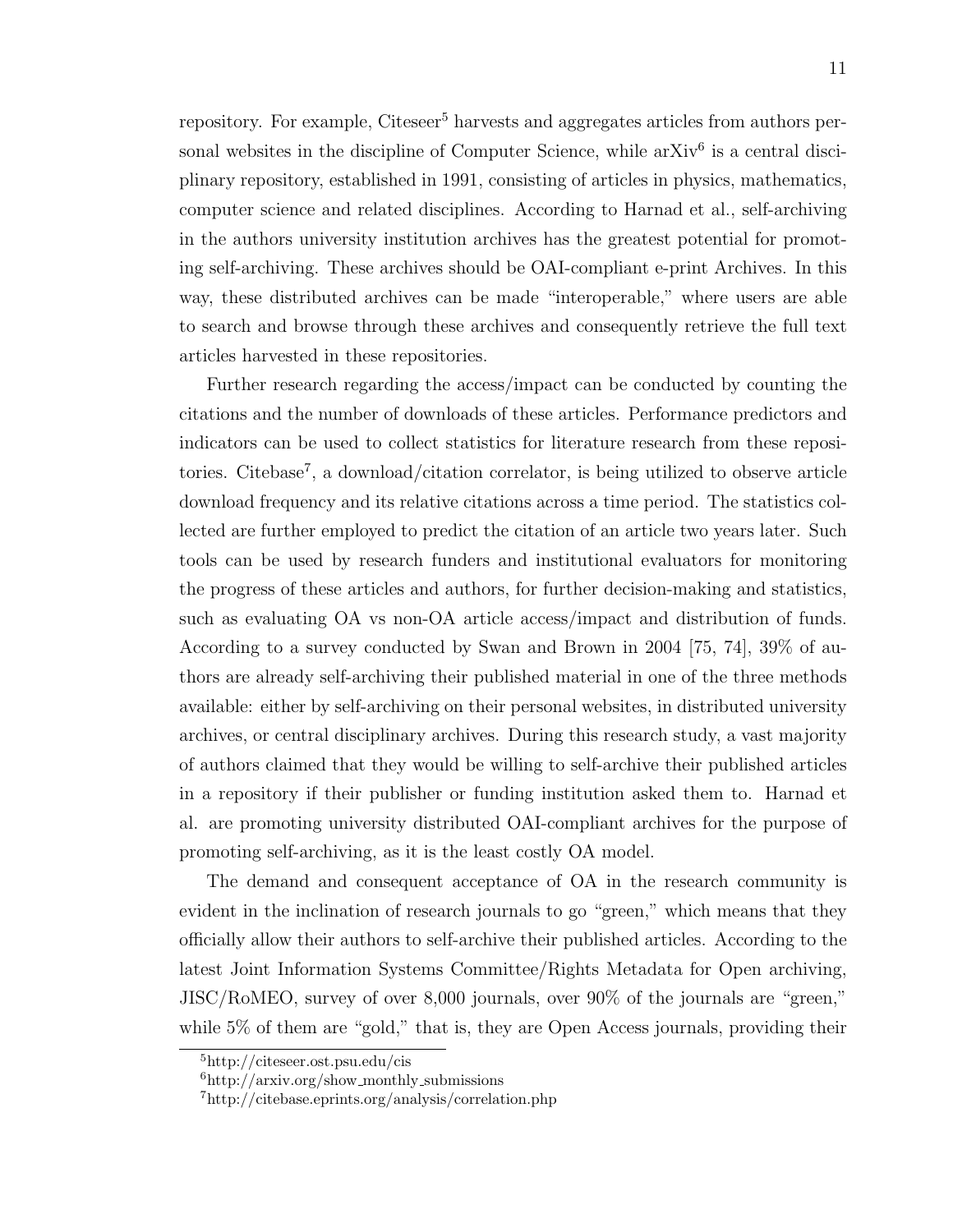repository. For example, Citeseer[5] harvests and aggregates articles from authors personal websites in the discipline of Computer Science, while arXiv[6] is a central disciplinary repository, established in 1991, consisting of articles in physics, mathematics, computer science and related disciplines. According to Harnad et al., self-archiving in the authors university institution archives has the greatest potential for promoting self-archiving. These archives should be OAI-compliant e-print Archives. In this way, these distributed archives can be made "interoperable," where users are able to search and browse through these archives and consequently retrieve the full text articles harvested in these repositories.

Further research regarding the access/impact can be conducted by counting the citations and the number of downloads of these articles. Performance predictors and indicators can be used to collect statistics for literature research from these repositories. Citebase[7], a download/citation correlator, is being utilized to observe article download frequency and its relative citations across a time period. The statistics collected are further employed to predict the citation of an article two years later. Such tools can be used by research funders and institutional evaluators for monitoring the progress of these articles and authors, for further decision-making and statistics, such as evaluating OA vs non-OA article access/impact and distribution of funds. According to a survey conducted by Swan and Brown in 2004 [75, 74], 39% of authors are already self-archiving their published material in one of the three methods available: either by self-archiving on their personal websites, in distributed university archives, or central disciplinary archives. During this research study, a vast majority of authors claimed that they would be willing to self-archive their published articles in a repository if their publisher or funding institution asked them to. Harnad et al. are promoting university distributed OAI-compliant archives for the purpose of promoting self-archiving, as it is the least costly OA model.

The demand and consequent acceptance of OA in the research community is evident in the inclination of research journals to go "green," which means that they officially allow their authors to self-archive their published articles. According to the latest Joint Information Systems Committee/Rights Metadata for Open archiving, JISC/RoMEO, survey of over 8,000 journals, over 90% of the journals are "green," while 5% of them are "gold," that is, they are Open Access journals, providing their

[5] http://citeseer.ost.psu.edu/cis

[6] http://arxiv.org/show_monthly_submissions

[7] http://citebase.eprints.org/analysis/correlation.php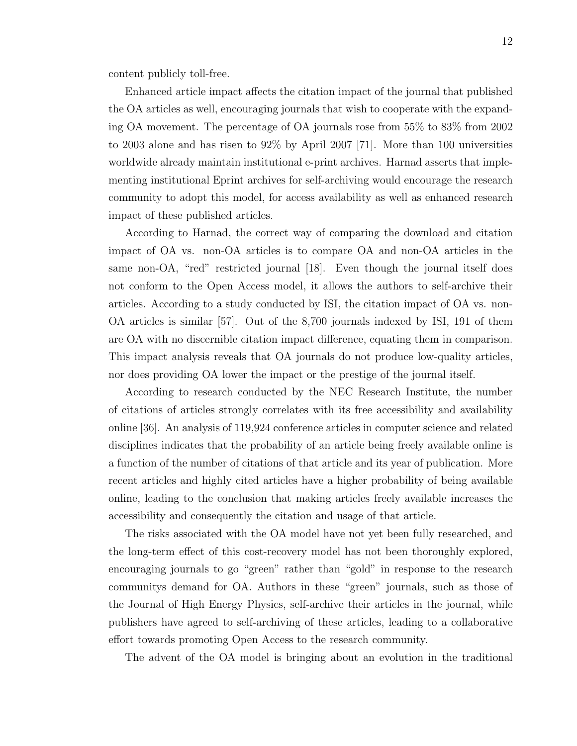content publicly toll-free.

Enhanced article impact affects the citation impact of the journal that published the OA articles as well, encouraging journals that wish to cooperate with the expanding OA movement. The percentage of OA journals rose from 55% to 83% from 2002 to 2003 alone and has risen to 92% by April 2007 [71]. More than 100 universities worldwide already maintain institutional e-print archives. Harnad asserts that implementing institutional Eprint archives for self-archiving would encourage the research community to adopt this model, for access availability as well as enhanced research impact of these published articles.

According to Harnad, the correct way of comparing the download and citation impact of OA vs. non-OA articles is to compare OA and non-OA articles in the same non-OA, "red" restricted journal [18]. Even though the journal itself does not conform to the Open Access model, it allows the authors to self-archive their articles. According to a study conducted by ISI, the citation impact of OA vs. non-OA articles is similar [57]. Out of the 8,700 journals indexed by ISI, 191 of them are OA with no discernible citation impact difference, equating them in comparison. This impact analysis reveals that OA journals do not produce low-quality articles, nor does providing OA lower the impact or the prestige of the journal itself.

According to research conducted by the NEC Research Institute, the number of citations of articles strongly correlates with its free accessibility and availability online [36]. An analysis of 119,924 conference articles in computer science and related disciplines indicates that the probability of an article being freely available online is a function of the number of citations of that article and its year of publication. More recent articles and highly cited articles have a higher probability of being available online, leading to the conclusion that making articles freely available increases the accessibility and consequently the citation and usage of that article.

The risks associated with the OA model have not yet been fully researched, and the long-term effect of this cost-recovery model has not been thoroughly explored, encouraging journals to go "green" rather than "gold" in response to the research communitys demand for OA. Authors in these "green" journals, such as those of the Journal of High Energy Physics, self-archive their articles in the journal, while publishers have agreed to self-archiving of these articles, leading to a collaborative effort towards promoting Open Access to the research community.

The advent of the OA model is bringing about an evolution in the traditional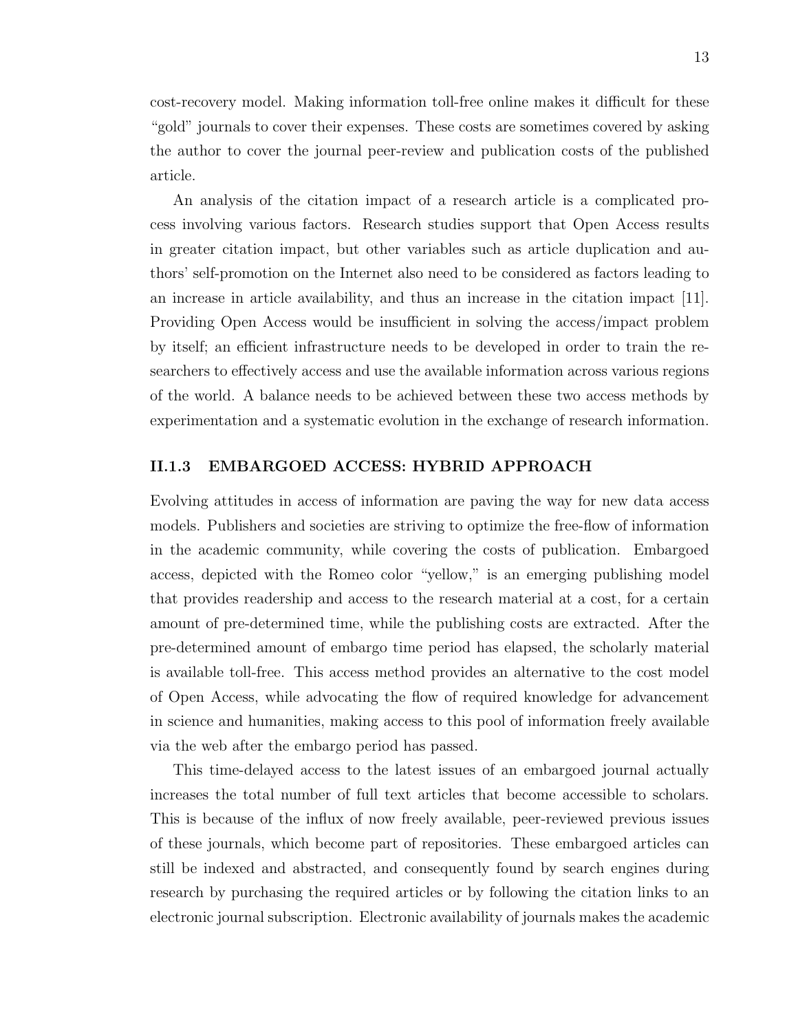cost-recovery model. Making information toll-free online makes it difficult for these "gold" journals to cover their expenses. These costs are sometimes covered by asking the author to cover the journal peer-review and publication costs of the published article.

An analysis of the citation impact of a research article is a complicated process involving various factors. Research studies support that Open Access results in greater citation impact, but other variables such as article duplication and authors' self-promotion on the Internet also need to be considered as factors leading to an increase in article availability, and thus an increase in the citation impact [11]. Providing Open Access would be insufficient in solving the access/impact problem by itself; an efficient infrastructure needs to be developed in order to train the researchers to effectively access and use the available information across various regions of the world. A balance needs to be achieved between these two access methods by experimentation and a systematic evolution in the exchange of research information.

### II.1.3 EMBARGOED ACCESS: HYBRID APPROACH

Evolving attitudes in access of information are paving the way for new data access models. Publishers and societies are striving to optimize the free-flow of information in the academic community, while covering the costs of publication. Embargoed access, depicted with the Romeo color "yellow," is an emerging publishing model that provides readership and access to the research material at a cost, for a certain amount of pre-determined time, while the publishing costs are extracted. After the pre-determined amount of embargo time period has elapsed, the scholarly material is available toll-free. This access method provides an alternative to the cost model of Open Access, while advocating the flow of required knowledge for advancement in science and humanities, making access to this pool of information freely available via the web after the embargo period has passed.

This time-delayed access to the latest issues of an embargoed journal actually increases the total number of full text articles that become accessible to scholars. This is because of the influx of now freely available, peer-reviewed previous issues of these journals, which become part of repositories. These embargoed articles can still be indexed and abstracted, and consequently found by search engines during research by purchasing the required articles or by following the citation links to an electronic journal subscription. Electronic availability of journals makes the academic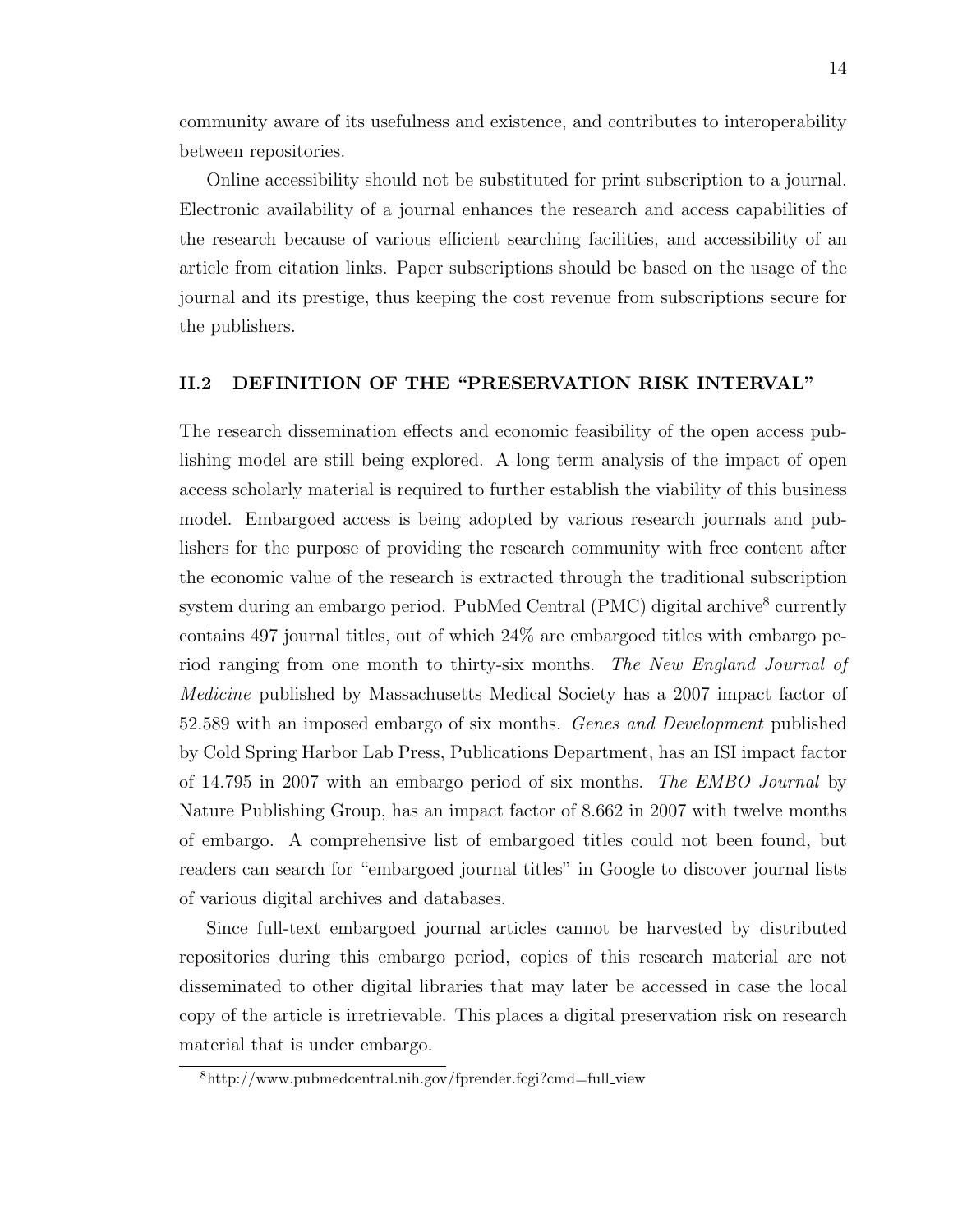community aware of its usefulness and existence, and contributes to interoperability between repositories.

Online accessibility should not be substituted for print subscription to a journal. Electronic availability of a journal enhances the research and access capabilities of the research because of various efficient searching facilities, and accessibility of an article from citation links. Paper subscriptions should be based on the usage of the journal and its prestige, thus keeping the cost revenue from subscriptions secure for the publishers.

## II.2 DEFINITION OF THE "PRESERVATION RISK INTERVAL"

The research dissemination effects and economic feasibility of the open access publishing model are still being explored. A long term analysis of the impact of open access scholarly material is required to further establish the viability of this business model. Embargoed access is being adopted by various research journals and publishers for the purpose of providing the research community with free content after the economic value of the research is extracted through the traditional subscription system during an embargo period. PubMed Central (PMC) digital archive[8] currently contains 497 journal titles, out of which 24% are embargoed titles with embargo period ranging from one month to thirty-six months. *The New England Journal of Medicine* published by Massachusetts Medical Society has a 2007 impact factor of 52.589 with an imposed embargo of six months. *Genes and Development* published by Cold Spring Harbor Lab Press, Publications Department, has an ISI impact factor of 14.795 in 2007 with an embargo period of six months. *The EMBO Journal* by Nature Publishing Group, has an impact factor of 8.662 in 2007 with twelve months of embargo. A comprehensive list of embargoed titles could not been found, but readers can search for "embargoed journal titles" in Google to discover journal lists of various digital archives and databases.

Since full-text embargoed journal articles cannot be harvested by distributed repositories during this embargo period, copies of this research material are not disseminated to other digital libraries that may later be accessed in case the local copy of the article is irretrievable. This places a digital preservation risk on research material that is under embargo.

[8] http://www.pubmedcentral.nih.gov/fprender.fcgi?cmd=full_view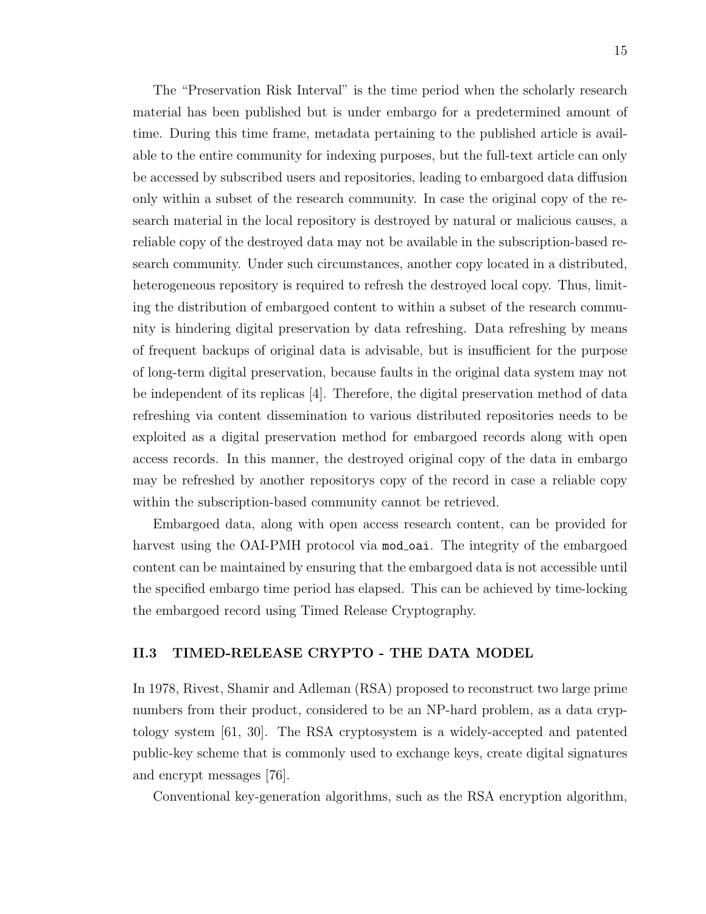The "Preservation Risk Interval" is the time period when the scholarly research material has been published but is under embargo for a predetermined amount of time. During this time frame, metadata pertaining to the published article is available to the entire community for indexing purposes, but the full-text article can only be accessed by subscribed users and repositories, leading to embargoed data diffusion only within a subset of the research community. In case the original copy of the research material in the local repository is destroyed by natural or malicious causes, a reliable copy of the destroyed data may not be available in the subscription-based research community. Under such circumstances, another copy located in a distributed, heterogeneous repository is required to refresh the destroyed local copy. Thus, limiting the distribution of embargoed content to within a subset of the research community is hindering digital preservation by data refreshing. Data refreshing by means of frequent backups of original data is advisable, but is insufficient for the purpose of long-term digital preservation, because faults in the original data system may not be independent of its replicas [4]. Therefore, the digital preservation method of data refreshing via content dissemination to various distributed repositories needs to be exploited as a digital preservation method for embargoed records along with open access records. In this manner, the destroyed original copy of the data in embargo may be refreshed by another repositorys copy of the record in case a reliable copy within the subscription-based community cannot be retrieved.

Embargoed data, along with open access research content, can be provided for harvest using the OAI-PMH protocol via `mod_oai`. The integrity of the embargoed content can be maintained by ensuring that the embargoed data is not accessible until the specified embargo time period has elapsed. This can be achieved by time-locking the embargoed record using Timed Release Cryptography.

## II.3 TIMED-RELEASE CRYPTO - THE DATA MODEL

In 1978, Rivest, Shamir and Adleman (RSA) proposed to reconstruct two large prime numbers from their product, considered to be an NP-hard problem, as a data cryptology system [61, 30]. The RSA cryptosystem is a widely-accepted and patented public-key scheme that is commonly used to exchange keys, create digital signatures and encrypt messages [76].

Conventional key-generation algorithms, such as the RSA encryption algorithm,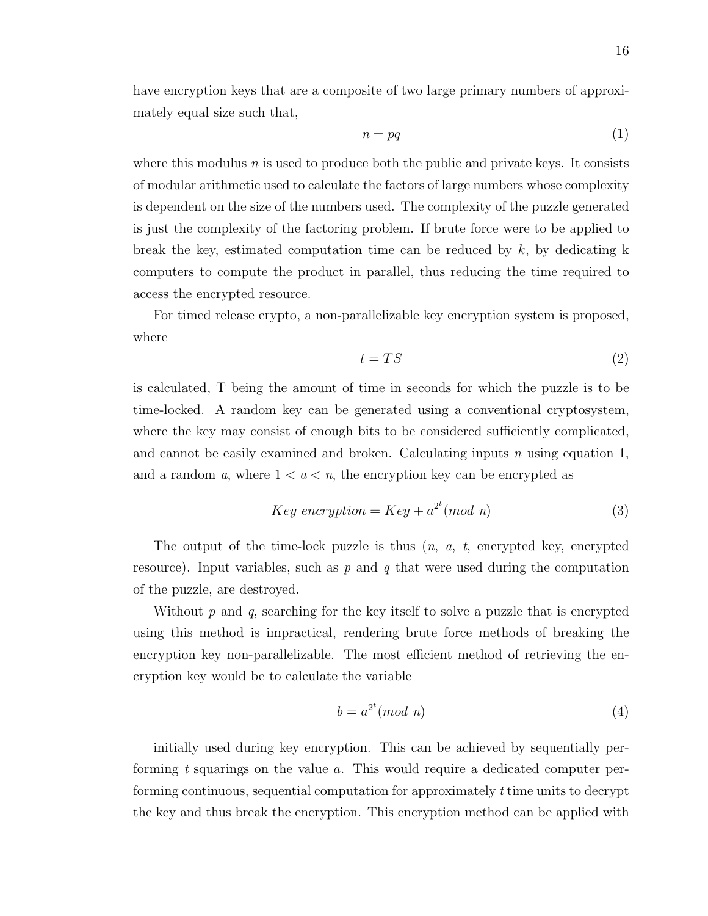have encryption keys that are a composite of two large primary numbers of approximately equal size such that,

$$n = pq \tag{1}$$

where this modulus $n$ is used to produce both the public and private keys. It consists of modular arithmetic used to calculate the factors of large numbers whose complexity is dependent on the size of the numbers used. The complexity of the puzzle generated is just the complexity of the factoring problem. If brute force were to be applied to break the key, estimated computation time can be reduced by $k$, by dedicating k computers to compute the product in parallel, thus reducing the time required to access the encrypted resource.

For timed release crypto, a non-parallelizable key encryption system is proposed, where

$$t = TS \tag{2}$$

is calculated, T being the amount of time in seconds for which the puzzle is to be time-locked. A random key can be generated using a conventional cryptosystem, where the key may consist of enough bits to be considered sufficiently complicated, and cannot be easily examined and broken. Calculating inputs $n$ using equation 1, and a random $a$, where $1 < a < n$, the encryption key can be encrypted as

$$Key\ encryption = Key + a^{2^t} (mod\ n) \tag{3}$$

The output of the time-lock puzzle is thus ($n$, $a$, $t$, encrypted key, encrypted resource). Input variables, such as $p$ and $q$ that were used during the computation of the puzzle, are destroyed.

Without $p$ and $q$, searching for the key itself to solve a puzzle that is encrypted using this method is impractical, rendering brute force methods of breaking the encryption key non-parallelizable. The most efficient method of retrieving the encryption key would be to calculate the variable

$$b = a^{2^t} (mod\ n) \tag{4}$$

initially used during key encryption. This can be achieved by sequentially performing $t$ squarings on the value $a$. This would require a dedicated computer performing continuous, sequential computation for approximately $t$ time units to decrypt the key and thus break the encryption. This encryption method can be applied with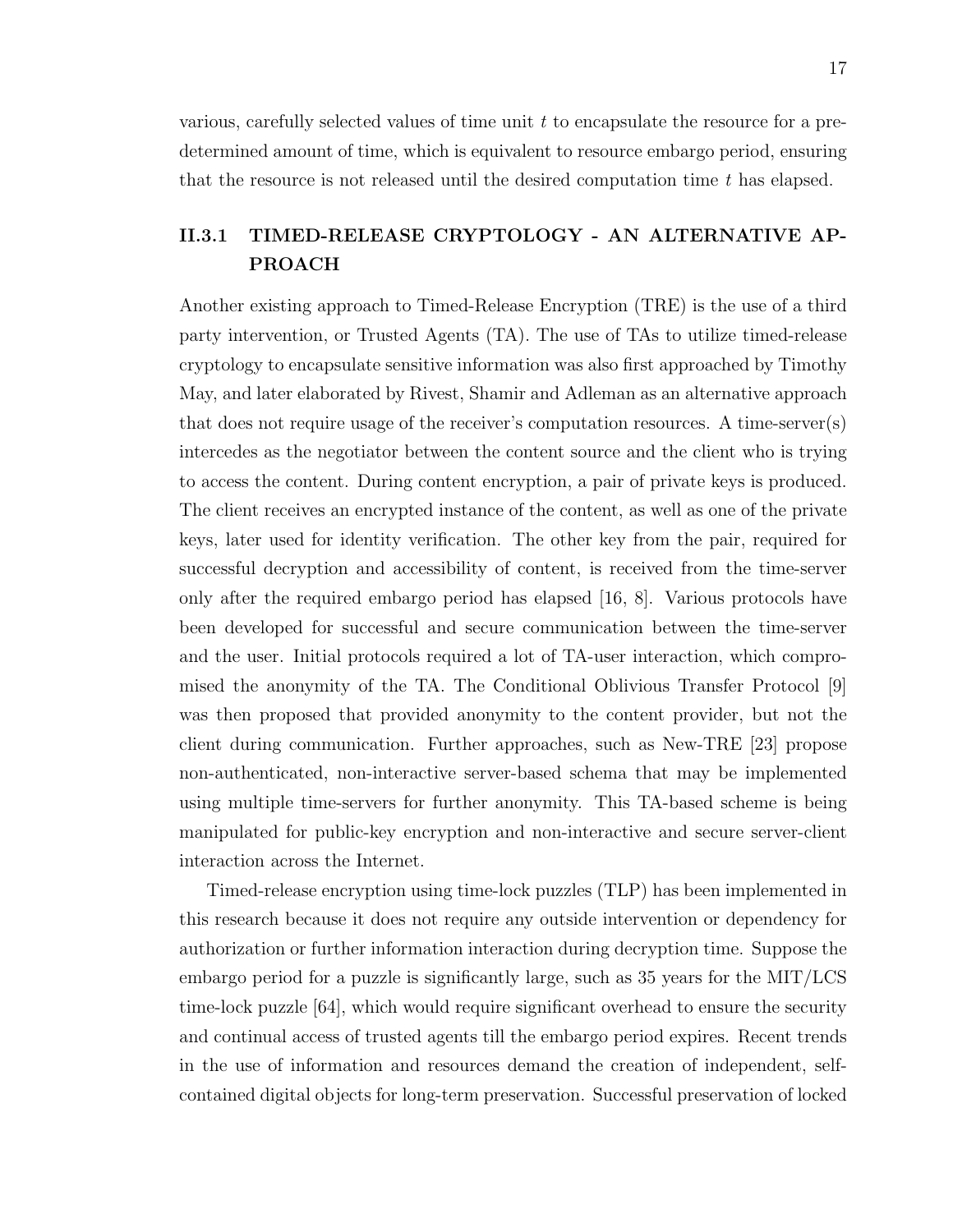various, carefully selected values of time unit $t$ to encapsulate the resource for a predetermined amount of time, which is equivalent to resource embargo period, ensuring that the resource is not released until the desired computation time $t$ has elapsed.

### II.3.1 TIMED-RELEASE CRYPTOLOGY - AN ALTERNATIVE APPROACH

Another existing approach to Timed-Release Encryption (TRE) is the use of a third party intervention, or Trusted Agents (TA). The use of TAs to utilize timed-release cryptology to encapsulate sensitive information was also first approached by Timothy May, and later elaborated by Rivest, Shamir and Adleman as an alternative approach that does not require usage of the receiver's computation resources. A time-server(s) intercedes as the negotiator between the content source and the client who is trying to access the content. During content encryption, a pair of private keys is produced. The client receives an encrypted instance of the content, as well as one of the private keys, later used for identity verification. The other key from the pair, required for successful decryption and accessibility of content, is received from the time-server only after the required embargo period has elapsed [16, 8]. Various protocols have been developed for successful and secure communication between the time-server and the user. Initial protocols required a lot of TA-user interaction, which compromised the anonymity of the TA. The Conditional Oblivious Transfer Protocol [9] was then proposed that provided anonymity to the content provider, but not the client during communication. Further approaches, such as New-TRE [23] propose non-authenticated, non-interactive server-based schema that may be implemented using multiple time-servers for further anonymity. This TA-based scheme is being manipulated for public-key encryption and non-interactive and secure server-client interaction across the Internet.

Timed-release encryption using time-lock puzzles (TLP) has been implemented in this research because it does not require any outside intervention or dependency for authorization or further information interaction during decryption time. Suppose the embargo period for a puzzle is significantly large, such as 35 years for the MIT/LCS time-lock puzzle [64], which would require significant overhead to ensure the security and continual access of trusted agents till the embargo period expires. Recent trends in the use of information and resources demand the creation of independent, self-contained digital objects for long-term preservation. Successful preservation of locked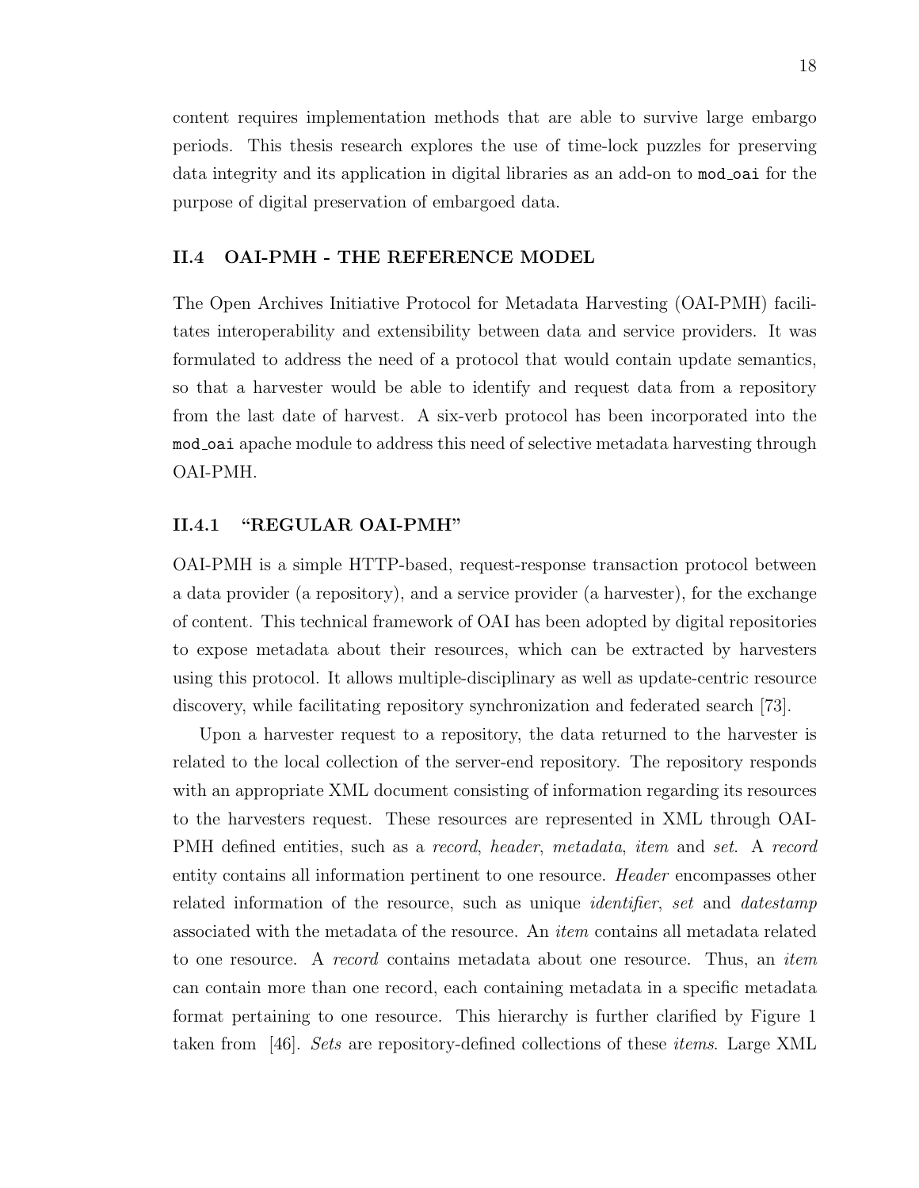content requires implementation methods that are able to survive large embargo periods. This thesis research explores the use of time-lock puzzles for preserving data integrity and its application in digital libraries as an add-on to `mod_oai` for the purpose of digital preservation of embargoed data.

## II.4 OAI-PMH - THE REFERENCE MODEL

The Open Archives Initiative Protocol for Metadata Harvesting (OAI-PMH) facilitates interoperability and extensibility between data and service providers. It was formulated to address the need of a protocol that would contain update semantics, so that a harvester would be able to identify and request data from a repository from the last date of harvest. A six-verb protocol has been incorporated into the `mod_oai` apache module to address this need of selective metadata harvesting through OAI-PMH.

### II.4.1 "REGULAR OAI-PMH"

OAI-PMH is a simple HTTP-based, request-response transaction protocol between a data provider (a repository), and a service provider (a harvester), for the exchange of content. This technical framework of OAI has been adopted by digital repositories to expose metadata about their resources, which can be extracted by harvesters using this protocol. It allows multiple-disciplinary as well as update-centric resource discovery, while facilitating repository synchronization and federated search [73].

Upon a harvester request to a repository, the data returned to the harvester is related to the local collection of the server-end repository. The repository responds with an appropriate XML document consisting of information regarding its resources to the harvesters request. These resources are represented in XML through OAI-PMH defined entities, such as a *record*, *header*, *metadata*, *item* and *set*. A *record* entity contains all information pertinent to one resource. *Header* encompasses other related information of the resource, such as unique *identifier*, *set* and *datestamp* associated with the metadata of the resource. An *item* contains all metadata related to one resource. A *record* contains metadata about one resource. Thus, an *item* can contain more than one record, each containing metadata in a specific metadata format pertaining to one resource. This hierarchy is further clarified by Figure 1 taken from [46]. *Sets* are repository-defined collections of these *items*. Large XML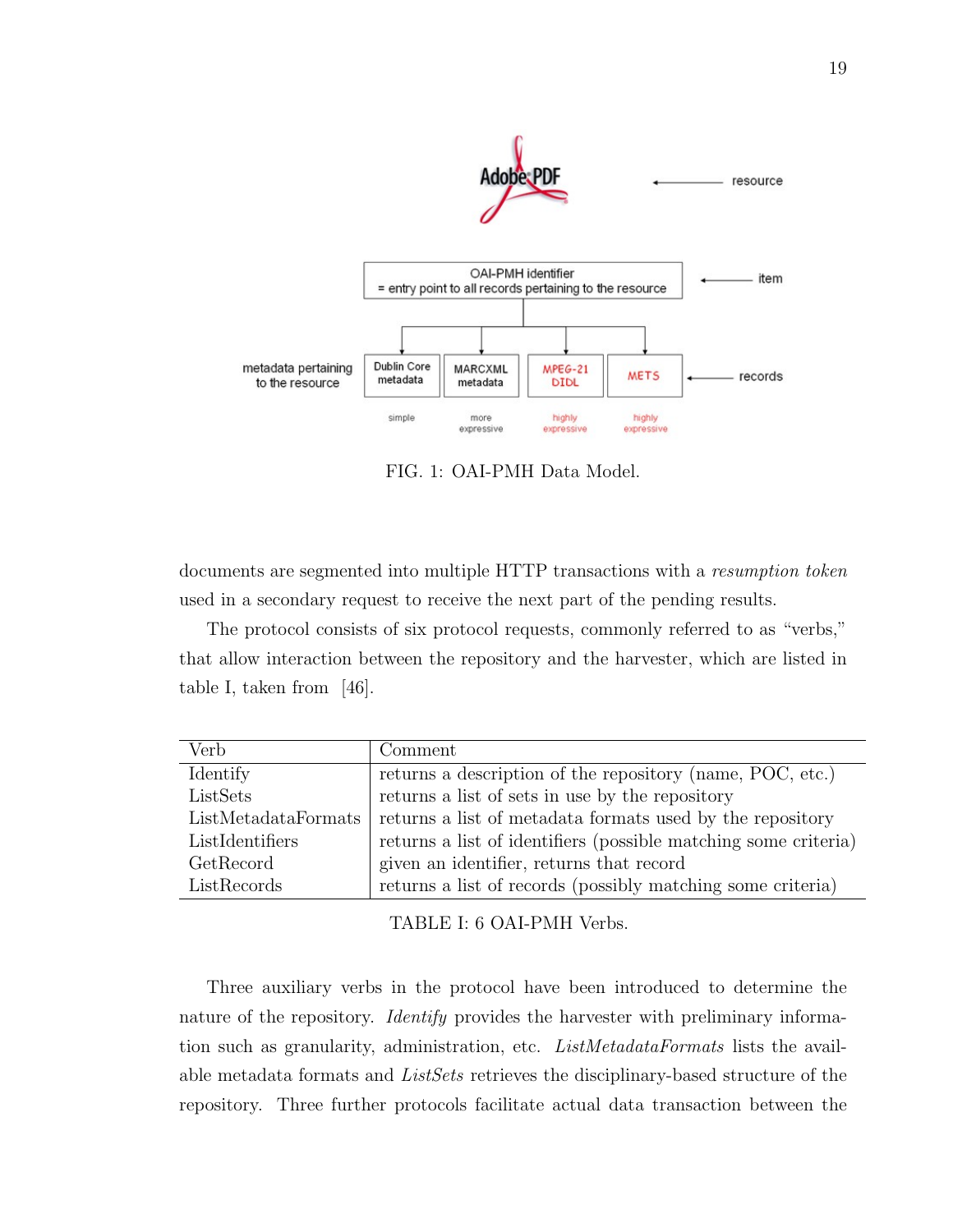FIG. 1: OAI-PMH Data Model.

documents are segmented into multiple HTTP transactions with a *resumption token* used in a secondary request to receive the next part of the pending results.

The protocol consists of six protocol requests, commonly referred to as "verbs," that allow interaction between the repository and the harvester, which are listed in table I, taken from [46].

| Verb | Comment |
|---|---|
| Identify | returns a description of the repository (name, POC, etc.) |
| ListSets | returns a list of sets in use by the repository |
| ListMetadataFormats | returns a list of metadata formats used by the repository |
| ListIdentifiers | returns a list of identifiers (possible matching some criteria) |
| GetRecord | given an identifier, returns that record |
| ListRecords | returns a list of records (possibly matching some criteria) |

TABLE I: 6 OAI-PMH Verbs.

Three auxiliary verbs in the protocol have been introduced to determine the nature of the repository. *Identify* provides the harvester with preliminary information such as granularity, administration, etc. *ListMetadataFormats* lists the available metadata formats and *ListSets* retrieves the disciplinary-based structure of the repository. Three further protocols facilitate actual data transaction between the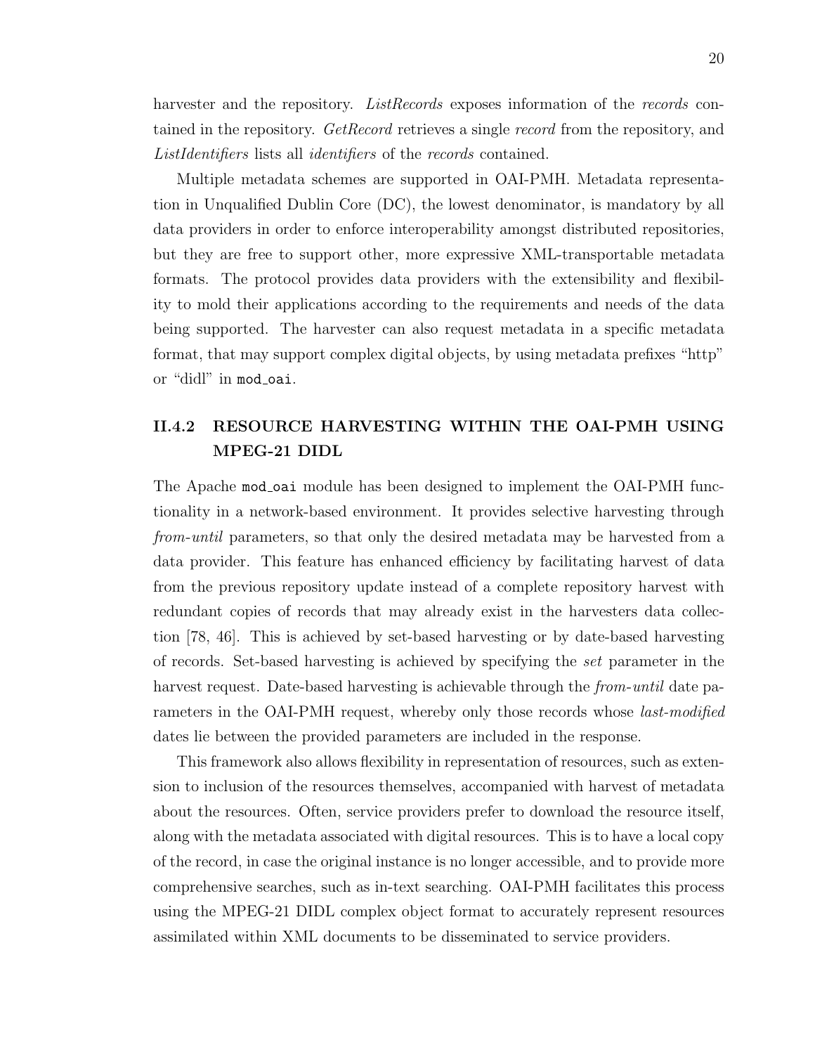harvester and the repository. *ListRecords* exposes information of the *records* contained in the repository. *GetRecord* retrieves a single *record* from the repository, and *ListIdentifiers* lists all *identifiers* of the *records* contained.

Multiple metadata schemes are supported in OAI-PMH. Metadata representation in Unqualified Dublin Core (DC), the lowest denominator, is mandatory by all data providers in order to enforce interoperability amongst distributed repositories, but they are free to support other, more expressive XML-transportable metadata formats. The protocol provides data providers with the extensibility and flexibility to mold their applications according to the requirements and needs of the data being supported. The harvester can also request metadata in a specific metadata format, that may support complex digital objects, by using metadata prefixes "http" or "didl" in `mod_oai`.

### II.4.2 RESOURCE HARVESTING WITHIN THE OAI-PMH USING MPEG-21 DIDL

The Apache `mod_oai` module has been designed to implement the OAI-PMH functionality in a network-based environment. It provides selective harvesting through *from-until* parameters, so that only the desired metadata may be harvested from a data provider. This feature has enhanced efficiency by facilitating harvest of data from the previous repository update instead of a complete repository harvest with redundant copies of records that may already exist in the harvesters data collection [78, 46]. This is achieved by set-based harvesting or by date-based harvesting of records. Set-based harvesting is achieved by specifying the *set* parameter in the harvest request. Date-based harvesting is achievable through the *from-until* date parameters in the OAI-PMH request, whereby only those records whose *last-modified* dates lie between the provided parameters are included in the response.

This framework also allows flexibility in representation of resources, such as extension to inclusion of the resources themselves, accompanied with harvest of metadata about the resources. Often, service providers prefer to download the resource itself, along with the metadata associated with digital resources. This is to have a local copy of the record, in case the original instance is no longer accessible, and to provide more comprehensive searches, such as in-text searching. OAI-PMH facilitates this process using the MPEG-21 DIDL complex object format to accurately represent resources assimilated within XML documents to be disseminated to service providers.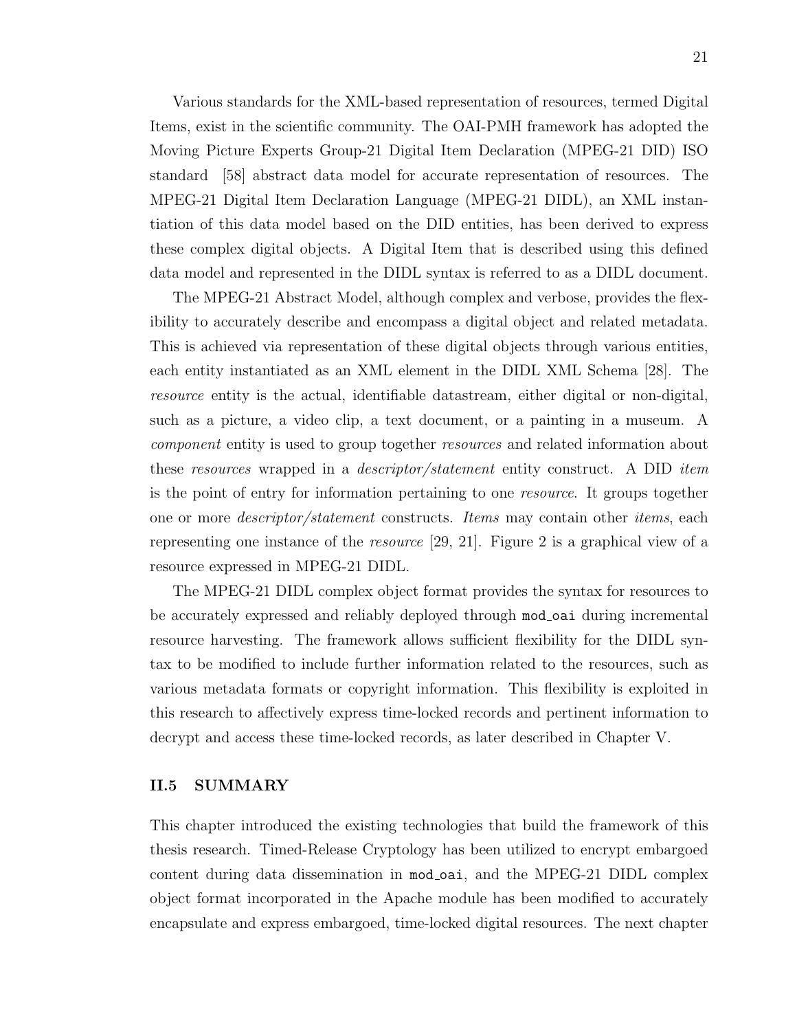Various standards for the XML-based representation of resources, termed Digital Items, exist in the scientific community. The OAI-PMH framework has adopted the Moving Picture Experts Group-21 Digital Item Declaration (MPEG-21 DID) ISO standard [58] abstract data model for accurate representation of resources. The MPEG-21 Digital Item Declaration Language (MPEG-21 DIDL), an XML instantiation of this data model based on the DID entities, has been derived to express these complex digital objects. A Digital Item that is described using this defined data model and represented in the DIDL syntax is referred to as a DIDL document.

The MPEG-21 Abstract Model, although complex and verbose, provides the flexibility to accurately describe and encompass a digital object and related metadata. This is achieved via representation of these digital objects through various entities, each entity instantiated as an XML element in the DIDL XML Schema [28]. The *resource* entity is the actual, identifiable datastream, either digital or non-digital, such as a picture, a video clip, a text document, or a painting in a museum. A *component* entity is used to group together *resources* and related information about these *resources* wrapped in a *descriptor/statement* entity construct. A DID *item* is the point of entry for information pertaining to one *resource*. It groups together one or more *descriptor/statement* constructs. *Items* may contain other *items*, each representing one instance of the *resource* [29, 21]. Figure 2 is a graphical view of a resource expressed in MPEG-21 DIDL.

The MPEG-21 DIDL complex object format provides the syntax for resources to be accurately expressed and reliably deployed through `mod_oai` during incremental resource harvesting. The framework allows sufficient flexibility for the DIDL syntax to be modified to include further information related to the resources, such as various metadata formats or copyright information. This flexibility is exploited in this research to affectively express time-locked records and pertinent information to decrypt and access these time-locked records, as later described in Chapter V.

### II.5 SUMMARY

This chapter introduced the existing technologies that build the framework of this thesis research. Timed-Release Cryptology has been utilized to encrypt embargoed content during data dissemination in `mod_oai`, and the MPEG-21 DIDL complex object format incorporated in the Apache module has been modified to accurately encapsulate and express embargoed, time-locked digital resources. The next chapter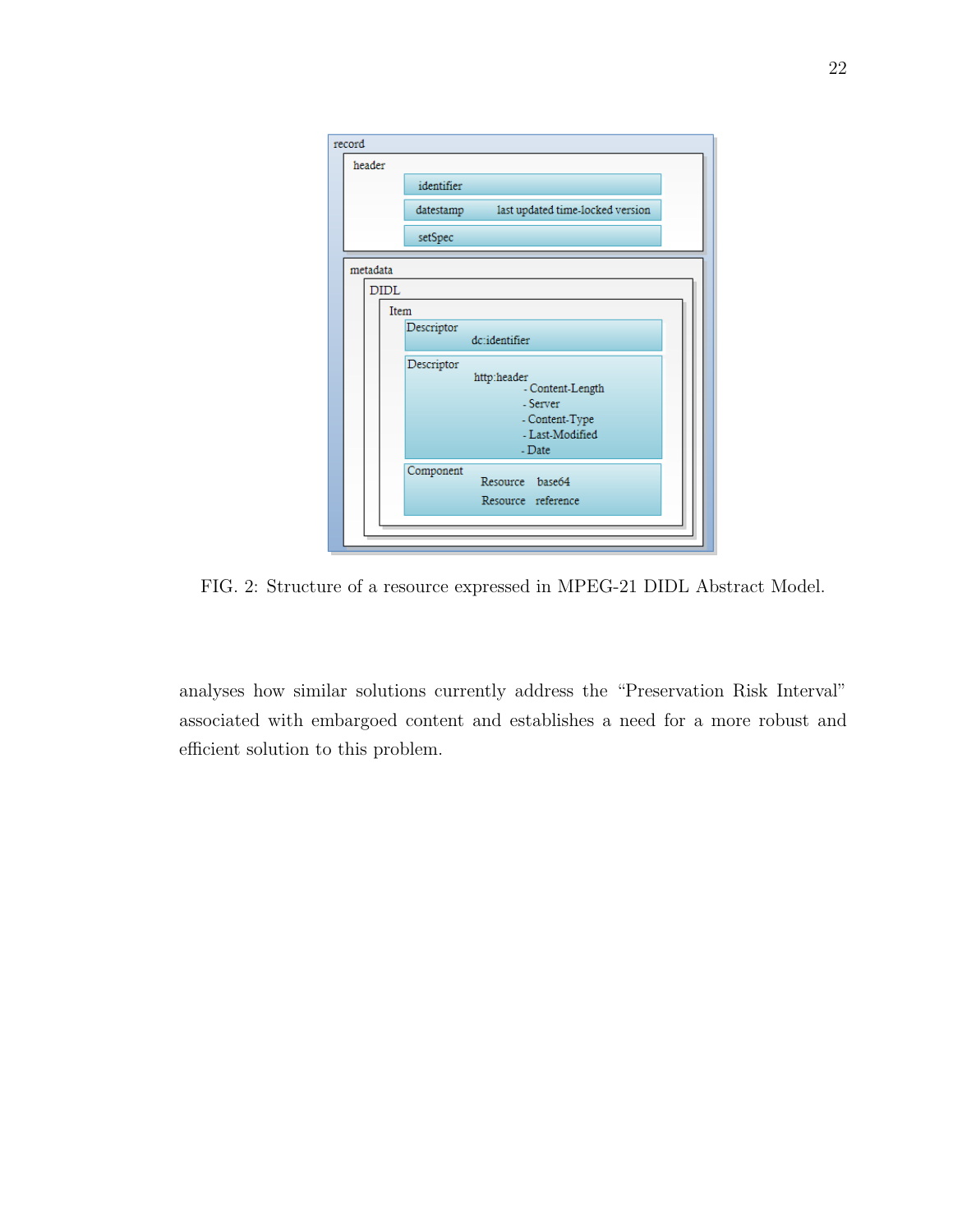FIG. 2: Structure of a resource expressed in MPEG-21 DIDL Abstract Model.

analyses how similar solutions currently address the “Preservation Risk Interval” associated with embargoed content and establishes a need for a more robust and efficient solution to this problem.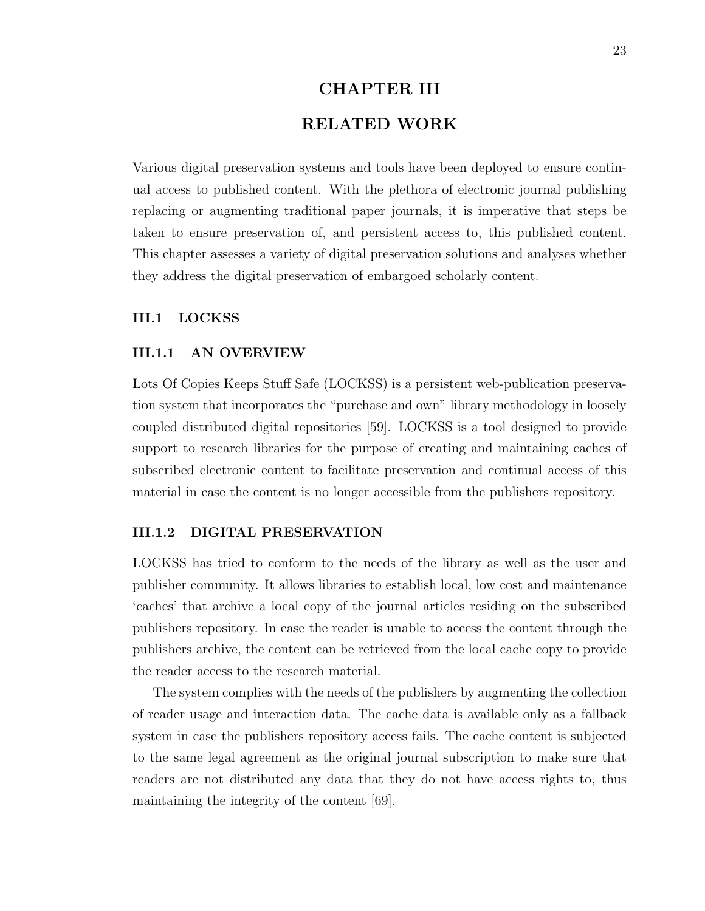# CHAPTER III

# RELATED WORK

Various digital preservation systems and tools have been deployed to ensure continual access to published content. With the plethora of electronic journal publishing replacing or augmenting traditional paper journals, it is imperative that steps be taken to ensure preservation of, and persistent access to, this published content. This chapter assesses a variety of digital preservation solutions and analyses whether they address the digital preservation of embargoed scholarly content.

## III.1 LOCKSS

### III.1.1 AN OVERVIEW

Lots Of Copies Keeps Stuff Safe (LOCKSS) is a persistent web-publication preservation system that incorporates the "purchase and own" library methodology in loosely coupled distributed digital repositories [59]. LOCKSS is a tool designed to provide support to research libraries for the purpose of creating and maintaining caches of subscribed electronic content to facilitate preservation and continual access of this material in case the content is no longer accessible from the publishers repository.

### III.1.2 DIGITAL PRESERVATION

LOCKSS has tried to conform to the needs of the library as well as the user and publisher community. It allows libraries to establish local, low cost and maintenance 'caches' that archive a local copy of the journal articles residing on the subscribed publishers repository. In case the reader is unable to access the content through the publishers archive, the content can be retrieved from the local cache copy to provide the reader access to the research material.

The system complies with the needs of the publishers by augmenting the collection of reader usage and interaction data. The cache data is available only as a fallback system in case the publishers repository access fails. The cache content is subjected to the same legal agreement as the original journal subscription to make sure that readers are not distributed any data that they do not have access rights to, thus maintaining the integrity of the content [69].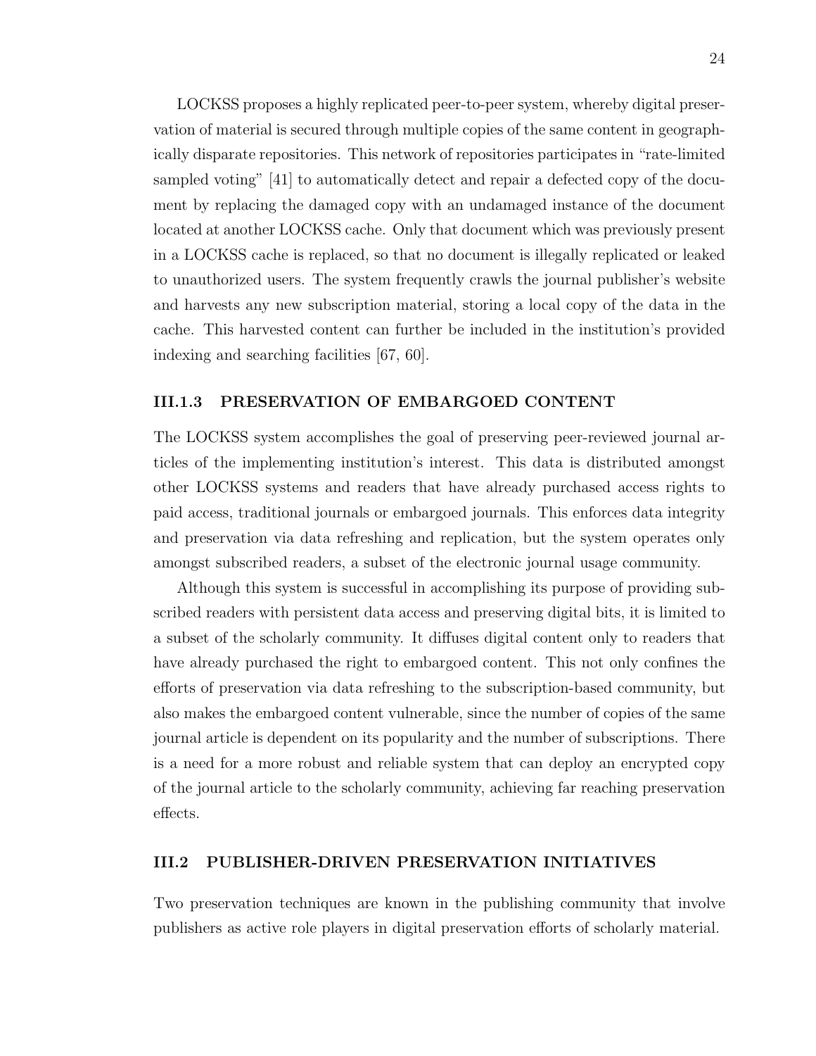LOCKSS proposes a highly replicated peer-to-peer system, whereby digital preservation of material is secured through multiple copies of the same content in geographically disparate repositories. This network of repositories participates in "rate-limited sampled voting" [41] to automatically detect and repair a defected copy of the document by replacing the damaged copy with an undamaged instance of the document located at another LOCKSS cache. Only that document which was previously present in a LOCKSS cache is replaced, so that no document is illegally replicated or leaked to unauthorized users. The system frequently crawls the journal publisher's website and harvests any new subscription material, storing a local copy of the data in the cache. This harvested content can further be included in the institution's provided indexing and searching facilities [67, 60].

### III.1.3 PRESERVATION OF EMBARGOED CONTENT

The LOCKSS system accomplishes the goal of preserving peer-reviewed journal articles of the implementing institution's interest. This data is distributed amongst other LOCKSS systems and readers that have already purchased access rights to paid access, traditional journals or embargoed journals. This enforces data integrity and preservation via data refreshing and replication, but the system operates only amongst subscribed readers, a subset of the electronic journal usage community.

Although this system is successful in accomplishing its purpose of providing subscribed readers with persistent data access and preserving digital bits, it is limited to a subset of the scholarly community. It diffuses digital content only to readers that have already purchased the right to embargoed content. This not only confines the efforts of preservation via data refreshing to the subscription-based community, but also makes the embargoed content vulnerable, since the number of copies of the same journal article is dependent on its popularity and the number of subscriptions. There is a need for a more robust and reliable system that can deploy an encrypted copy of the journal article to the scholarly community, achieving far reaching preservation effects.

## III.2 PUBLISHER-DRIVEN PRESERVATION INITIATIVES

Two preservation techniques are known in the publishing community that involve publishers as active role players in digital preservation efforts of scholarly material.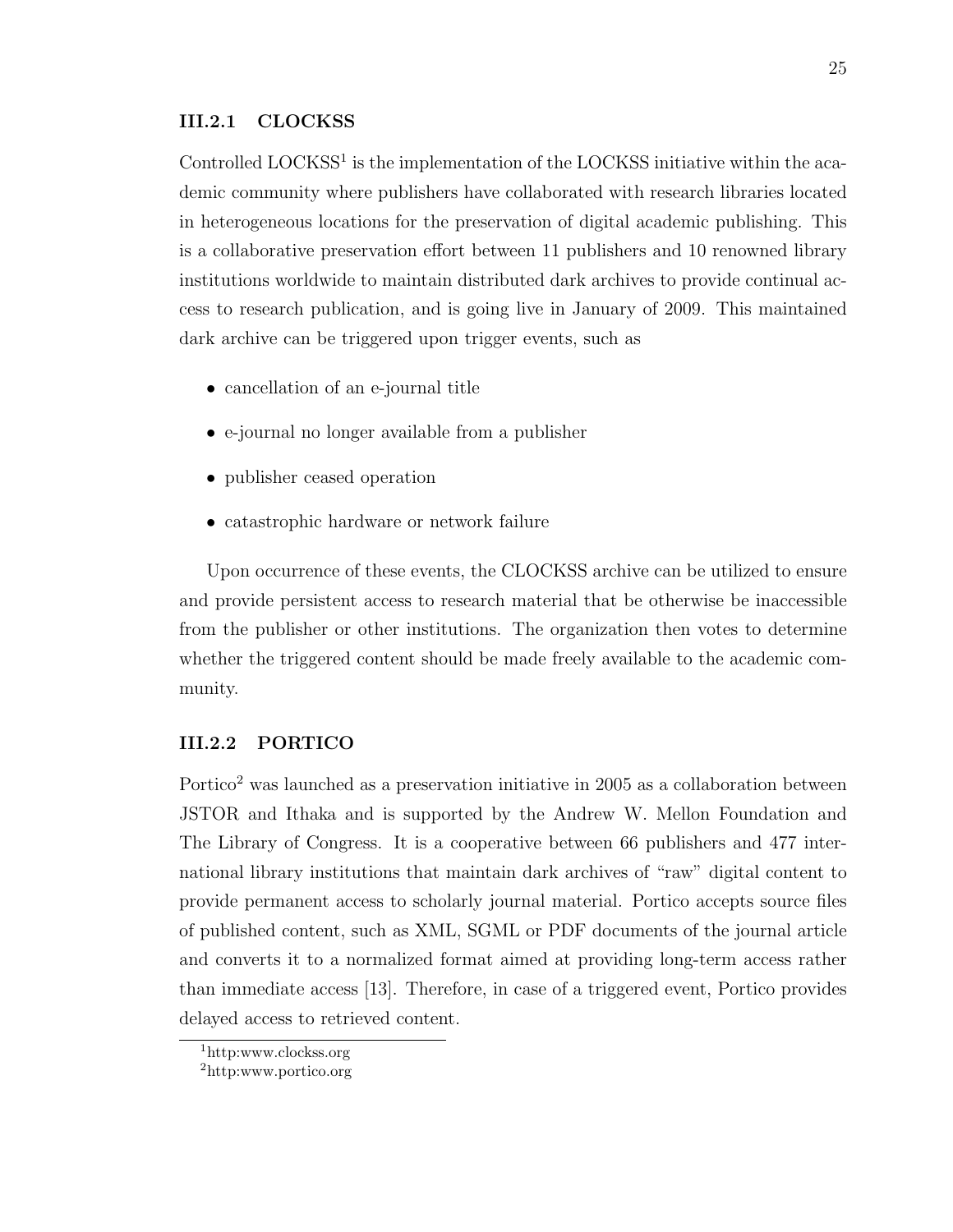### III.2.1 CLOCKSS

Controlled LOCKSS[1] is the implementation of the LOCKSS initiative within the academic community where publishers have collaborated with research libraries located in heterogeneous locations for the preservation of digital academic publishing. This is a collaborative preservation effort between 11 publishers and 10 renowned library institutions worldwide to maintain distributed dark archives to provide continual access to research publication, and is going live in January of 2009. This maintained dark archive can be triggered upon trigger events, such as

- cancellation of an e-journal title
- e-journal no longer available from a publisher
- publisher ceased operation
- catastrophic hardware or network failure

Upon occurrence of these events, the CLOCKSS archive can be utilized to ensure and provide persistent access to research material that be otherwise be inaccessible from the publisher or other institutions. The organization then votes to determine whether the triggered content should be made freely available to the academic community.

### III.2.2 PORTICO

Portico[2] was launched as a preservation initiative in 2005 as a collaboration between JSTOR and Ithaka and is supported by the Andrew W. Mellon Foundation and The Library of Congress. It is a cooperative between 66 publishers and 477 international library institutions that maintain dark archives of "raw" digital content to provide permanent access to scholarly journal material. Portico accepts source files of published content, such as XML, SGML or PDF documents of the journal article and converts it to a normalized format aimed at providing long-term access rather than immediate access [13]. Therefore, in case of a triggered event, Portico provides delayed access to retrieved content.

[1] http:www.clockss.org

[2] http:www.portico.org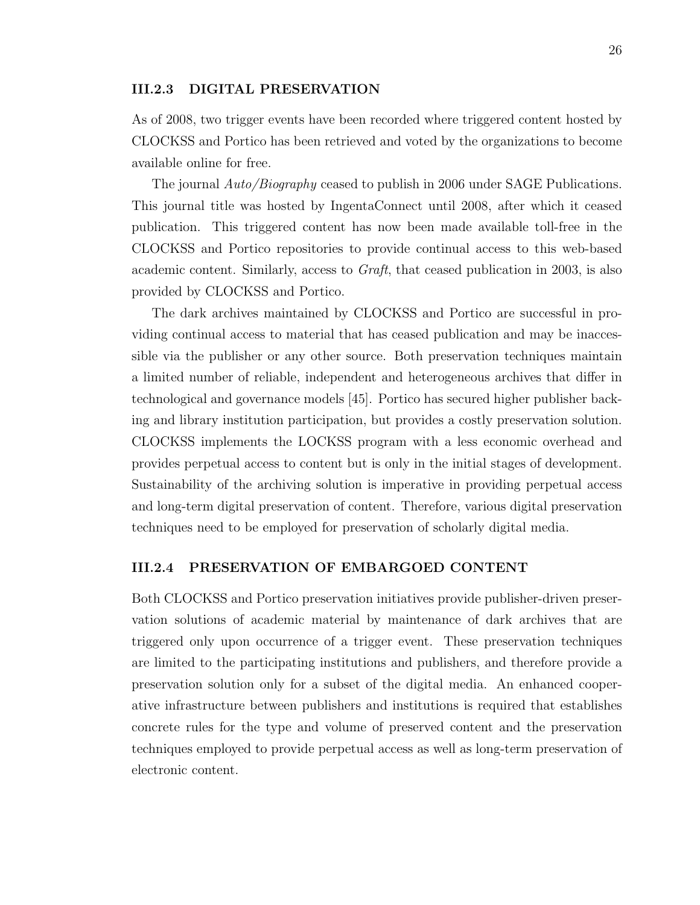### III.2.3 DIGITAL PRESERVATION

As of 2008, two trigger events have been recorded where triggered content hosted by CLOCKSS and Portico has been retrieved and voted by the organizations to become available online for free.

The journal *Auto/Biography* ceased to publish in 2006 under SAGE Publications. This journal title was hosted by IngentaConnect until 2008, after which it ceased publication. This triggered content has now been made available toll-free in the CLOCKSS and Portico repositories to provide continual access to this web-based academic content. Similarly, access to *Graft*, that ceased publication in 2003, is also provided by CLOCKSS and Portico.

The dark archives maintained by CLOCKSS and Portico are successful in providing continual access to material that has ceased publication and may be inaccessible via the publisher or any other source. Both preservation techniques maintain a limited number of reliable, independent and heterogeneous archives that differ in technological and governance models [45]. Portico has secured higher publisher backing and library institution participation, but provides a costly preservation solution. CLOCKSS implements the LOCKSS program with a less economic overhead and provides perpetual access to content but is only in the initial stages of development. Sustainability of the archiving solution is imperative in providing perpetual access and long-term digital preservation of content. Therefore, various digital preservation techniques need to be employed for preservation of scholarly digital media.

### III.2.4 PRESERVATION OF EMBARGOED CONTENT

Both CLOCKSS and Portico preservation initiatives provide publisher-driven preservation solutions of academic material by maintenance of dark archives that are triggered only upon occurrence of a trigger event. These preservation techniques are limited to the participating institutions and publishers, and therefore provide a preservation solution only for a subset of the digital media. An enhanced cooperative infrastructure between publishers and institutions is required that establishes concrete rules for the type and volume of preserved content and the preservation techniques employed to provide perpetual access as well as long-term preservation of electronic content.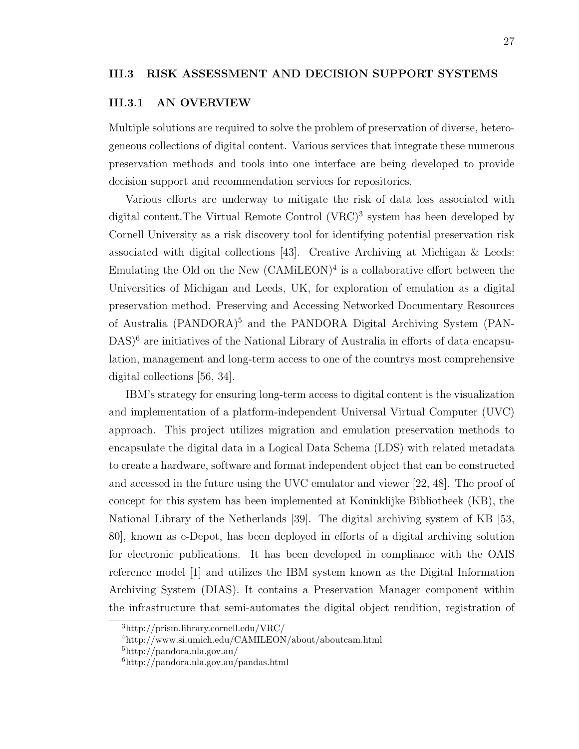## III.3 RISK ASSESSMENT AND DECISION SUPPORT SYSTEMS

### III.3.1 AN OVERVIEW

Multiple solutions are required to solve the problem of preservation of diverse, heterogeneous collections of digital content. Various services that integrate these numerous preservation methods and tools into one interface are being developed to provide decision support and recommendation services for repositories.

Various efforts are underway to mitigate the risk of data loss associated with digital content.The Virtual Remote Control (VRC)[3] system has been developed by Cornell University as a risk discovery tool for identifying potential preservation risk associated with digital collections [43]. Creative Archiving at Michigan & Leeds: Emulating the Old on the New (CAMiLEON)[4] is a collaborative effort between the Universities of Michigan and Leeds, UK, for exploration of emulation as a digital preservation method. Preserving and Accessing Networked Documentary Resources of Australia (PANDORA)[5] and the PANDORA Digital Archiving System (PANDAS)[6] are initiatives of the National Library of Australia in efforts of data encapsulation, management and long-term access to one of the countrys most comprehensive digital collections [56, 34].

IBM's strategy for ensuring long-term access to digital content is the visualization and implementation of a platform-independent Universal Virtual Computer (UVC) approach. This project utilizes migration and emulation preservation methods to encapsulate the digital data in a Logical Data Schema (LDS) with related metadata to create a hardware, software and format independent object that can be constructed and accessed in the future using the UVC emulator and viewer [22, 48]. The proof of concept for this system has been implemented at Koninklijke Bibliotheek (KB), the National Library of the Netherlands [39]. The digital archiving system of KB [53, 80], known as e-Depot, has been deployed in efforts of a digital archiving solution for electronic publications. It has been developed in compliance with the OAIS reference model [1] and utilizes the IBM system known as the Digital Information Archiving System (DIAS). It contains a Preservation Manager component within the infrastructure that semi-automates the digital object rendition, registration of

---

[3] http://prism.library.cornell.edu/VRC/

[4] http://www.si.umich.edu/CAMILEON/about/aboutcam.html

[5] http://pandora.nla.gov.au/

[6] http://pandora.nla.gov.au/pandas.html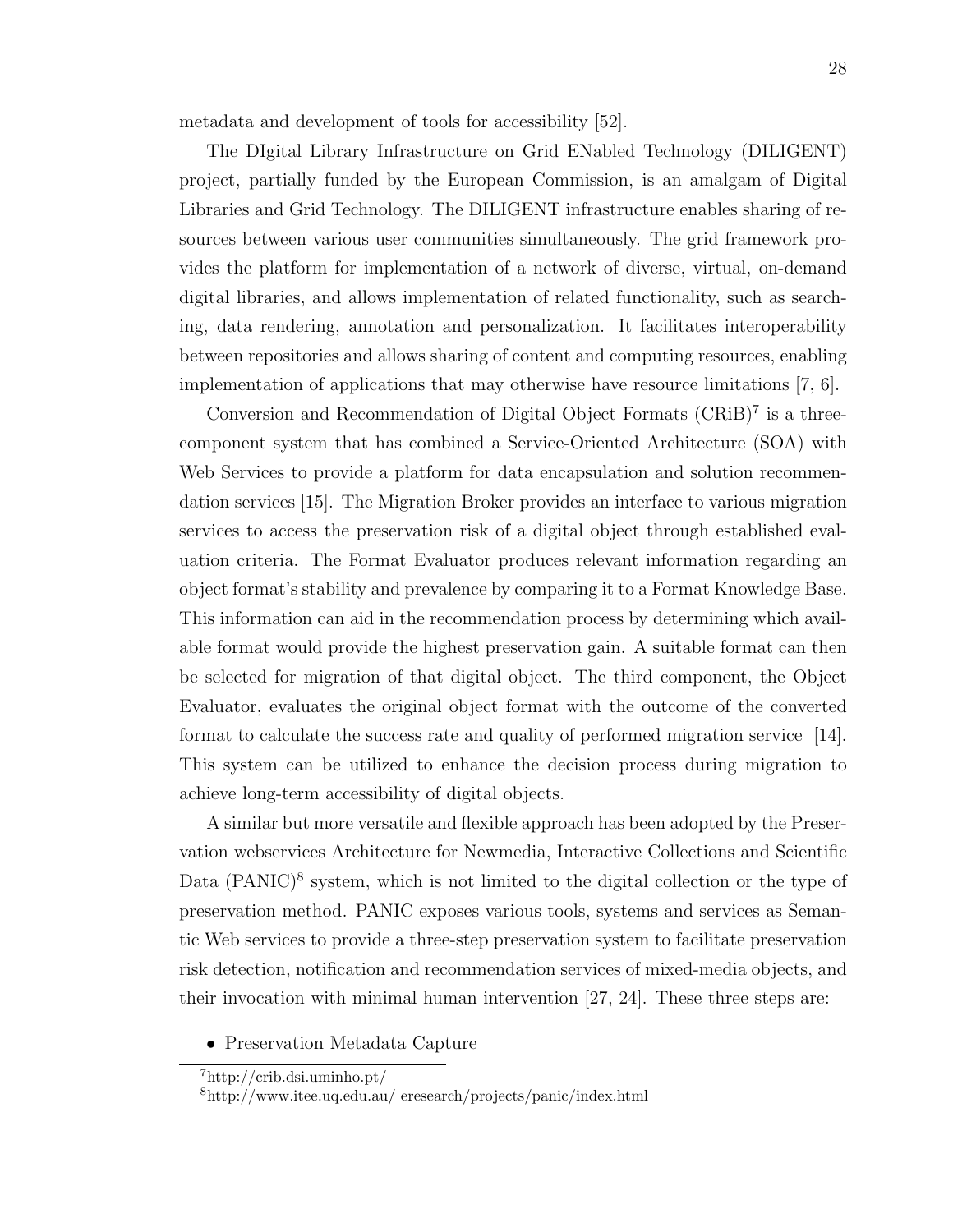metadata and development of tools for accessibility [52].

The DIgital Library Infrastructure on Grid ENabled Technology (DILIGENT) project, partially funded by the European Commission, is an amalgam of Digital Libraries and Grid Technology. The DILIGENT infrastructure enables sharing of resources between various user communities simultaneously. The grid framework provides the platform for implementation of a network of diverse, virtual, on-demand digital libraries, and allows implementation of related functionality, such as searching, data rendering, annotation and personalization. It facilitates interoperability between repositories and allows sharing of content and computing resources, enabling implementation of applications that may otherwise have resource limitations [7, 6].

Conversion and Recommendation of Digital Object Formats (CRiB)[7] is a three-component system that has combined a Service-Oriented Architecture (SOA) with Web Services to provide a platform for data encapsulation and solution recommendation services [15]. The Migration Broker provides an interface to various migration services to access the preservation risk of a digital object through established evaluation criteria. The Format Evaluator produces relevant information regarding an object format's stability and prevalence by comparing it to a Format Knowledge Base. This information can aid in the recommendation process by determining which available format would provide the highest preservation gain. A suitable format can then be selected for migration of that digital object. The third component, the Object Evaluator, evaluates the original object format with the outcome of the converted format to calculate the success rate and quality of performed migration service [14]. This system can be utilized to enhance the decision process during migration to achieve long-term accessibility of digital objects.

A similar but more versatile and flexible approach has been adopted by the Preservation webservices Architecture for Newmedia, Interactive Collections and Scientific Data (PANIC)[8] system, which is not limited to the digital collection or the type of preservation method. PANIC exposes various tools, systems and services as Semantic Web services to provide a three-step preservation system to facilitate preservation risk detection, notification and recommendation services of mixed-media objects, and their invocation with minimal human intervention [27, 24]. These three steps are:

- Preservation Metadata Capture

[7] http://crib.dsi.uminho.pt/

[8] http://www.itee.uq.edu.au/ eresearch/projects/panic/index.html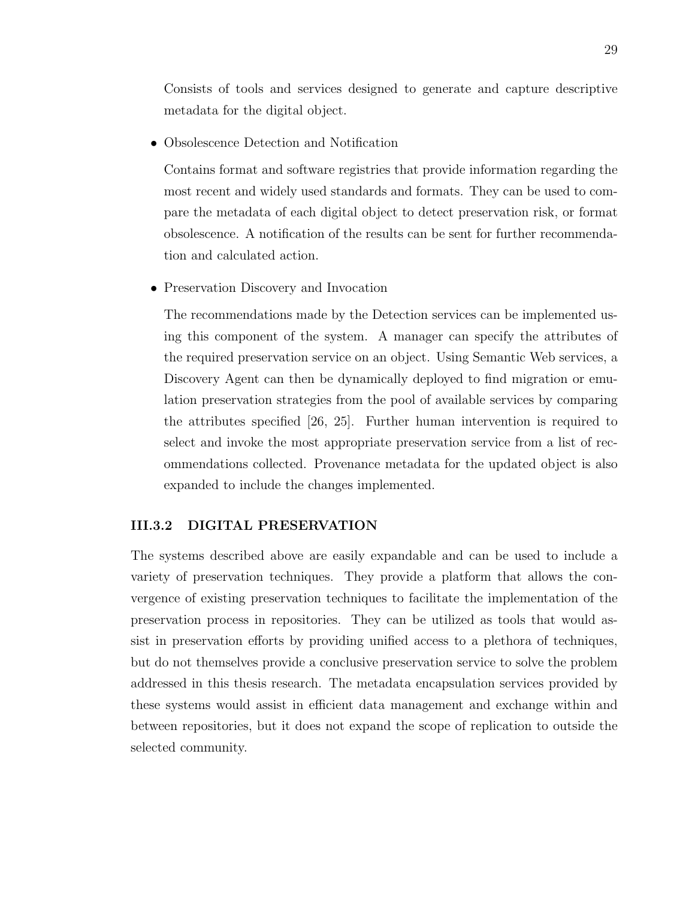Consists of tools and services designed to generate and capture descriptive metadata for the digital object.

- Obsolescence Detection and Notification

  Contains format and software registries that provide information regarding the most recent and widely used standards and formats. They can be used to compare the metadata of each digital object to detect preservation risk, or format obsolescence. A notification of the results can be sent for further recommendation and calculated action.

- Preservation Discovery and Invocation

  The recommendations made by the Detection services can be implemented using this component of the system. A manager can specify the attributes of the required preservation service on an object. Using Semantic Web services, a Discovery Agent can then be dynamically deployed to find migration or emulation preservation strategies from the pool of available services by comparing the attributes specified [26, 25]. Further human intervention is required to select and invoke the most appropriate preservation service from a list of recommendations collected. Provenance metadata for the updated object is also expanded to include the changes implemented.

### III.3.2 DIGITAL PRESERVATION

The systems described above are easily expandable and can be used to include a variety of preservation techniques. They provide a platform that allows the convergence of existing preservation techniques to facilitate the implementation of the preservation process in repositories. They can be utilized as tools that would assist in preservation efforts by providing unified access to a plethora of techniques, but do not themselves provide a conclusive preservation service to solve the problem addressed in this thesis research. The metadata encapsulation services provided by these systems would assist in efficient data management and exchange within and between repositories, but it does not expand the scope of replication to outside the selected community.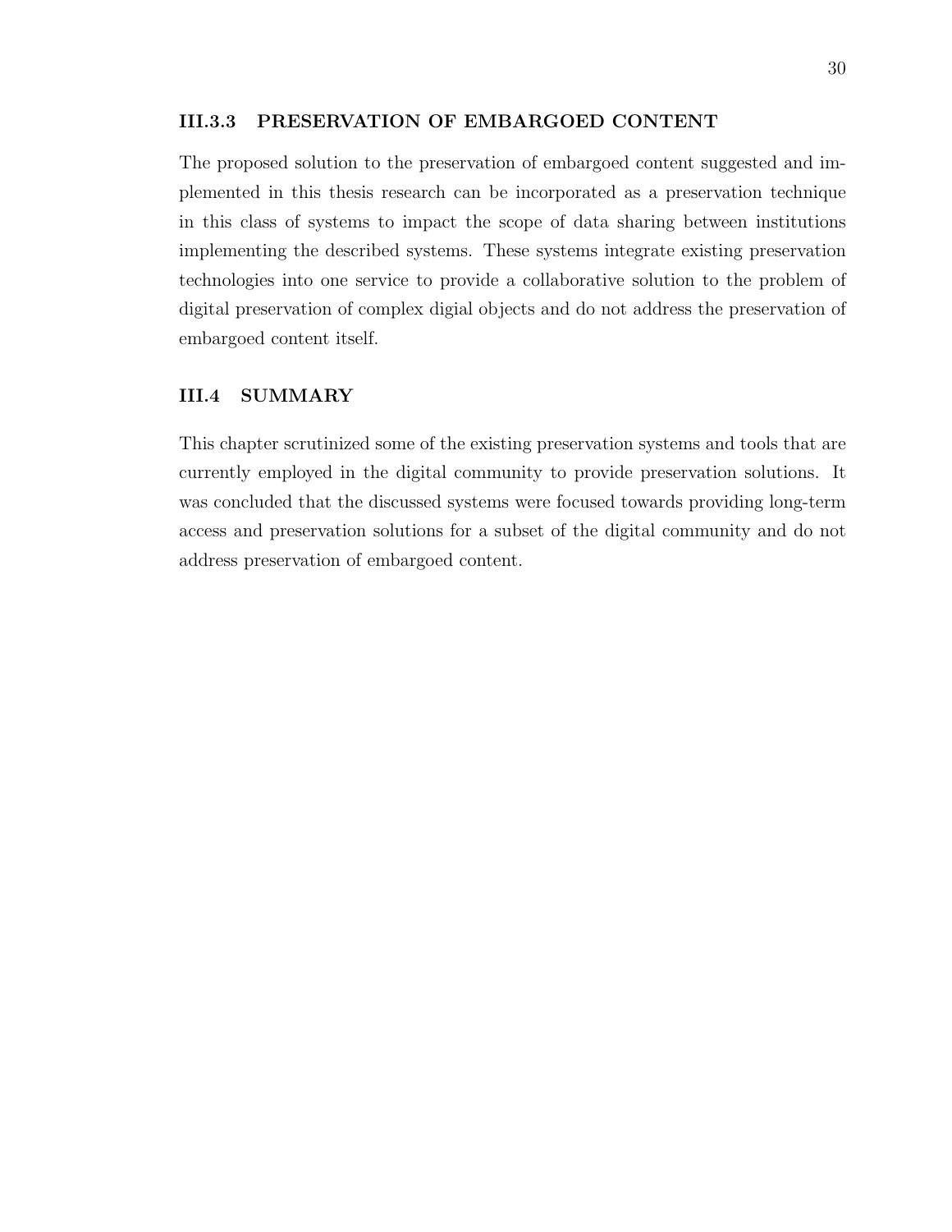### III.3.3 PRESERVATION OF EMBARGOED CONTENT

The proposed solution to the preservation of embargoed content suggested and implemented in this thesis research can be incorporated as a preservation technique in this class of systems to impact the scope of data sharing between institutions implementing the described systems. These systems integrate existing preservation technologies into one service to provide a collaborative solution to the problem of digital preservation of complex digial objects and do not address the preservation of embargoed content itself.

## III.4 SUMMARY

This chapter scrutinized some of the existing preservation systems and tools that are currently employed in the digital community to provide preservation solutions. It was concluded that the discussed systems were focused towards providing long-term access and preservation solutions for a subset of the digital community and do not address preservation of embargoed content.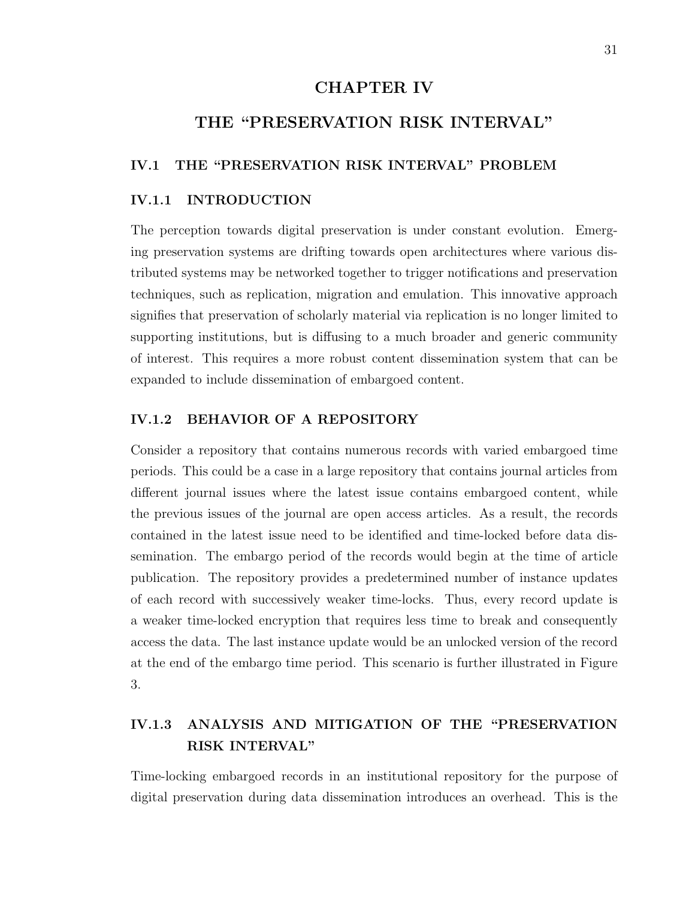# CHAPTER IV

# THE "PRESERVATION RISK INTERVAL"

## IV.1 THE "PRESERVATION RISK INTERVAL" PROBLEM

### IV.1.1 INTRODUCTION

The perception towards digital preservation is under constant evolution. Emerging preservation systems are drifting towards open architectures where various distributed systems may be networked together to trigger notifications and preservation techniques, such as replication, migration and emulation. This innovative approach signifies that preservation of scholarly material via replication is no longer limited to supporting institutions, but is diffusing to a much broader and generic community of interest. This requires a more robust content dissemination system that can be expanded to include dissemination of embargoed content.

### IV.1.2 BEHAVIOR OF A REPOSITORY

Consider a repository that contains numerous records with varied embargoed time periods. This could be a case in a large repository that contains journal articles from different journal issues where the latest issue contains embargoed content, while the previous issues of the journal are open access articles. As a result, the records contained in the latest issue need to be identified and time-locked before data dissemination. The embargo period of the records would begin at the time of article publication. The repository provides a predetermined number of instance updates of each record with successively weaker time-locks. Thus, every record update is a weaker time-locked encryption that requires less time to break and consequently access the data. The last instance update would be an unlocked version of the record at the end of the embargo time period. This scenario is further illustrated in Figure 3.

### IV.1.3 ANALYSIS AND MITIGATION OF THE "PRESERVATION RISK INTERVAL"

Time-locking embargoed records in an institutional repository for the purpose of digital preservation during data dissemination introduces an overhead. This is the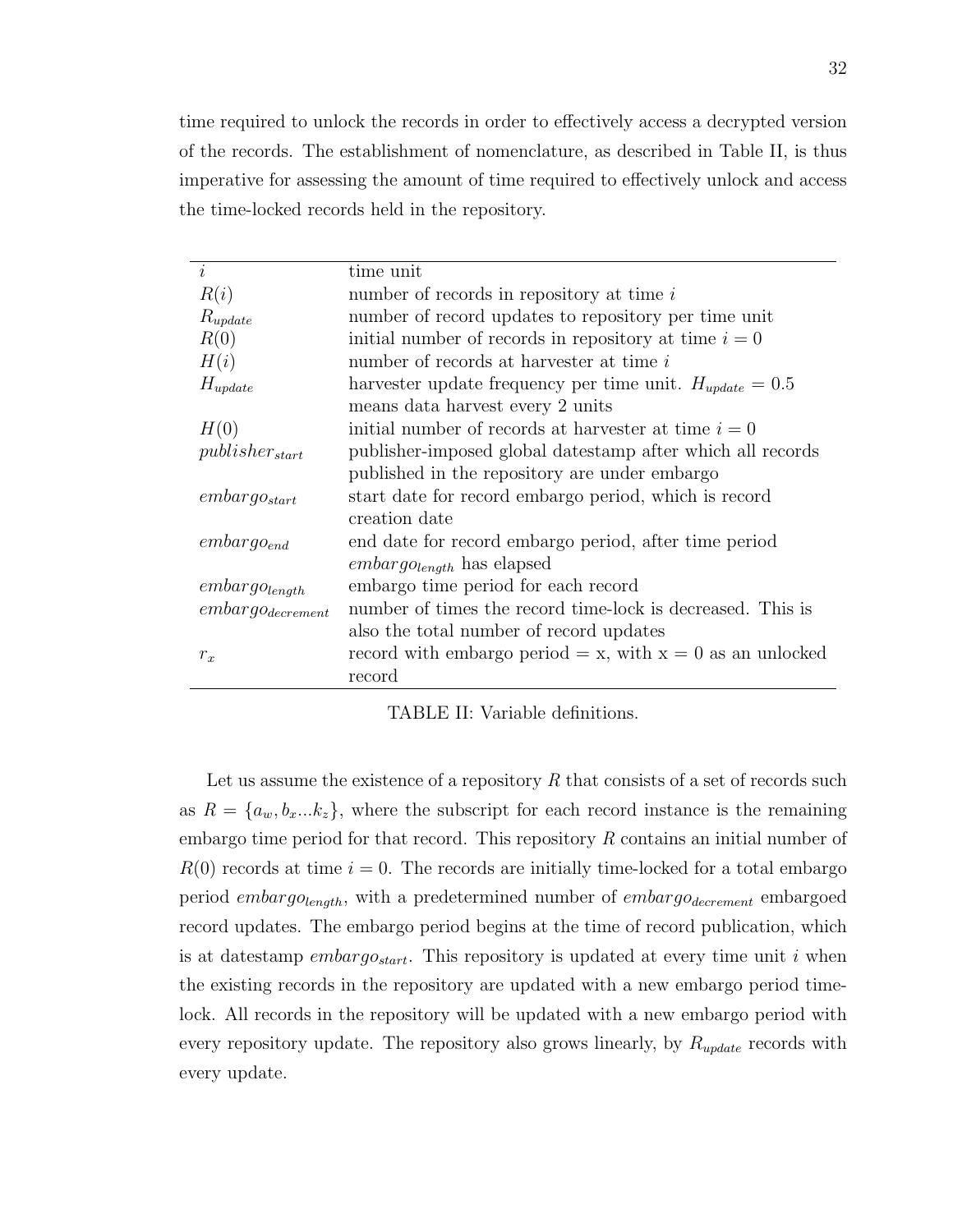time required to unlock the records in order to effectively access a decrypted version of the records. The establishment of nomenclature, as described in Table II, is thus imperative for assessing the amount of time required to effectively unlock and access the time-locked records held in the repository.

| | |
|---|---|
| $i$ | time unit |
| $R(i)$ | number of records in repository at time $i$ |
| $R_{update}$ | number of record updates to repository per time unit |
| $R(0)$ | initial number of records in repository at time $i = 0$ |
| $H(i)$ | number of records at harvester at time $i$ |
| $H_{update}$ | harvester update frequency per time unit. $H_{update} = 0.5$ means data harvest every 2 units |
| $H(0)$ | initial number of records at harvester at time $i = 0$ |
| $publisher_{start}$ | publisher-imposed global datestamp after which all records published in the repository are under embargo |
| $embargo_{start}$ | start date for record embargo period, which is record creation date |
| $embargo_{end}$ | end date for record embargo period, after time period $embargo_{length}$ has elapsed |
| $embargo_{length}$ | embargo time period for each record |
| $embargo_{decrement}$ | number of times the record time-lock is decreased. This is also the total number of record updates |
| $r_x$ | record with embargo period = x, with x = 0 as an unlocked record |

TABLE II: Variable definitions.

Let us assume the existence of a repository $R$ that consists of a set of records such as $R = \{a_w, b_x...k_z\}$, where the subscript for each record instance is the remaining embargo time period for that record. This repository $R$ contains an initial number of $R(0)$ records at time $i = 0$. The records are initially time-locked for a total embargo period $embargo_{length}$, with a predetermined number of $embargo_{decrement}$ embargoed record updates. The embargo period begins at the time of record publication, which is at datestamp $embargo_{start}$. This repository is updated at every time unit $i$ when the existing records in the repository are updated with a new embargo period time-lock. All records in the repository will be updated with a new embargo period with every repository update. The repository also grows linearly, by $R_{update}$ records with every update.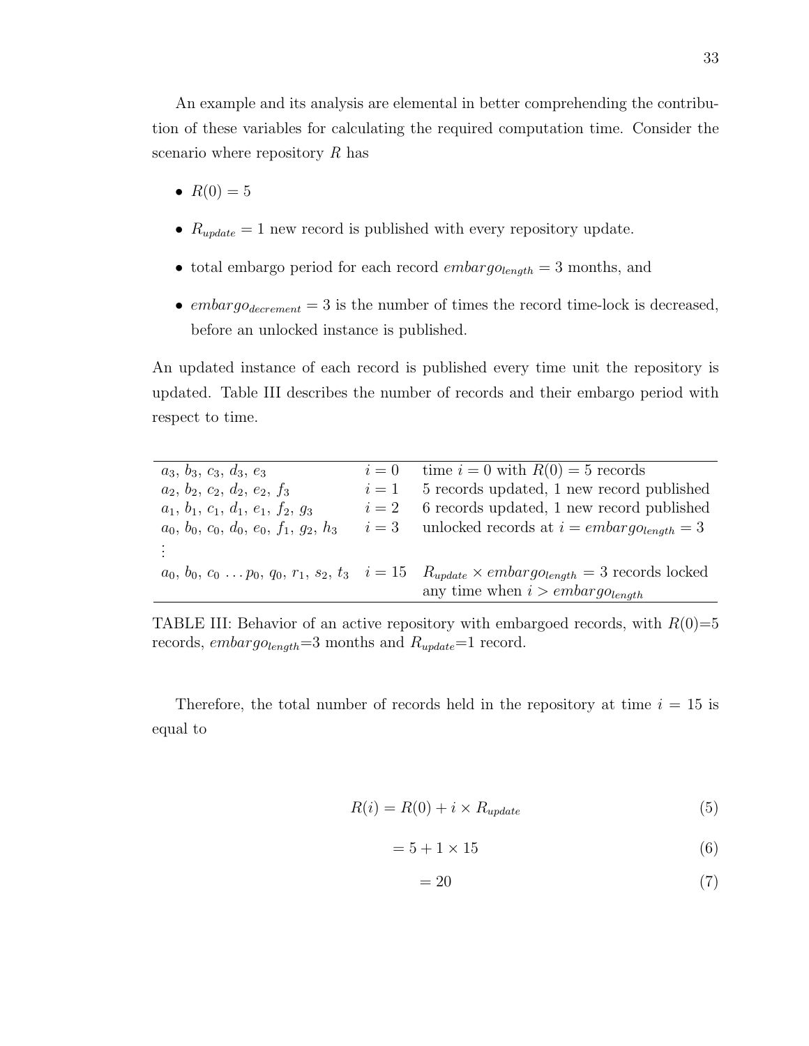An example and its analysis are elemental in better comprehending the contribution of these variables for calculating the required computation time. Consider the scenario where repository $R$ has

- $R(0) = 5$
- $R_{update} = 1$ new record is published with every repository update.
- total embargo period for each record $embargo_{length} = 3$ months, and
- $embargo_{decrement} = 3$ is the number of times the record time-lock is decreased, before an unlocked instance is published.

An updated instance of each record is published every time unit the repository is updated. Table III describes the number of records and their embargo period with respect to time.

| | | |
|---|---|---|
| $a_3$, $b_3$, $c_3$, $d_3$, $e_3$ | $i = 0$ | time $i = 0$ with $R(0) = 5$ records |
| $a_2$, $b_2$, $c_2$, $d_2$, $e_2$, $f_3$ | $i = 1$ | 5 records updated, 1 new record published |
| $a_1$, $b_1$, $c_1$, $d_1$, $e_1$, $f_2$, $g_3$ | $i = 2$ | 6 records updated, 1 new record published |
| $a_0$, $b_0$, $c_0$, $d_0$, $e_0$, $f_1$, $g_2$, $h_3$ | $i = 3$ | unlocked records at $i = embargo_{length} = 3$ |
| $\vdots$ | | |
| $a_0$, $b_0$, $c_0 \ldots p_0$, $q_0$, $r_1$, $s_2$, $t_3$ | $i = 15$ | $R_{update} \times embargo_{length} = 3$ records locked any time when $i > embargo_{length}$ |

TABLE III: Behavior of an active repository with embargoed records, with $R(0)$=5 records, $embargo_{length}$=3 months and $R_{update}$=1 record.

Therefore, the total number of records held in the repository at time $i = 15$ is equal to

$$R(i) = R(0) + i \times R_{update} \tag{5}$$

$$= 5 + 1 \times 15 \tag{6}$$

$$= 20 \tag{7}$$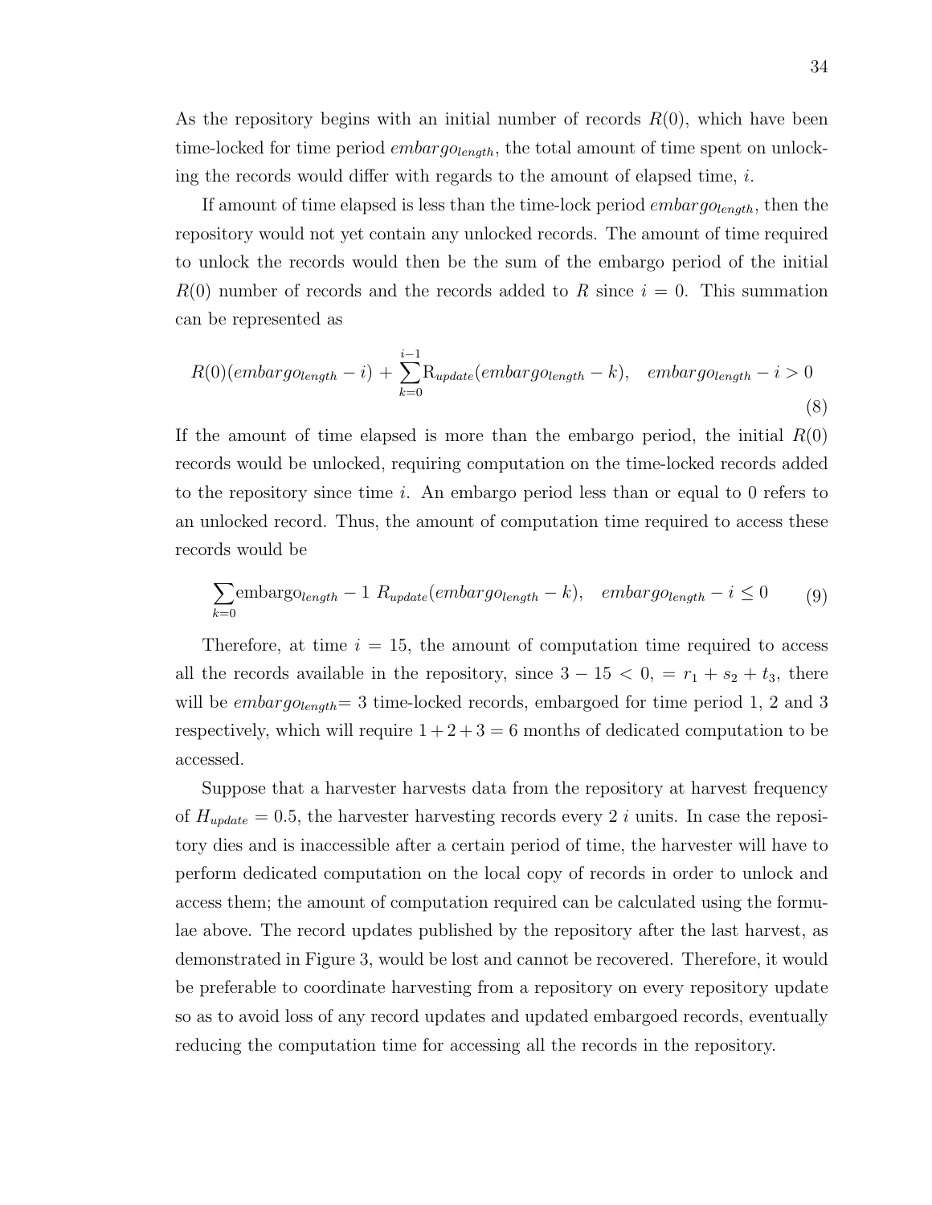As the repository begins with an initial number of records $R(0)$, which have been time-locked for time period $embargo_{length}$, the total amount of time spent on unlocking the records would differ with regards to the amount of elapsed time, $i$.

If amount of time elapsed is less than the time-lock period $embargo_{length}$, then the repository would not yet contain any unlocked records. The amount of time required to unlock the records would then be the sum of the embargo period of the initial $R(0)$ number of records and the records added to $R$ since $i = 0$. This summation can be represented as

$$R(0)(embargo_{length} - i) + \sum_{k=0}^{i-1} \mathrm{R}_{update}(embargo_{length} - k), \quad embargo_{length} - i > 0 \tag{8}$$

If the amount of time elapsed is more than the embargo period, the initial $R(0)$ records would be unlocked, requiring computation on the time-locked records added to the repository since time $i$. An embargo period less than or equal to 0 refers to an unlocked record. Thus, the amount of computation time required to access these records would be

$$\sum_{k=0} \text{embargo}_{length} - 1 \; R_{update}(embargo_{length} - k), \quad embargo_{length} - i \leq 0 \tag{9}$$

Therefore, at time $i = 15$, the amount of computation time required to access all the records available in the repository, since $3 - 15 < 0$, $= r_1 + s_2 + t_3$, there will be $embargo_{length}$= 3 time-locked records, embargoed for time period 1, 2 and 3 respectively, which will require $1 + 2 + 3 = 6$ months of dedicated computation to be accessed.

Suppose that a harvester harvests data from the repository at harvest frequency of $H_{update} = 0.5$, the harvester harvesting records every 2 $i$ units. In case the repository dies and is inaccessible after a certain period of time, the harvester will have to perform dedicated computation on the local copy of records in order to unlock and access them; the amount of computation required can be calculated using the formulae above. The record updates published by the repository after the last harvest, as demonstrated in Figure 3, would be lost and cannot be recovered. Therefore, it would be preferable to coordinate harvesting from a repository on every repository update so as to avoid loss of any record updates and updated embargoed records, eventually reducing the computation time for accessing all the records in the repository.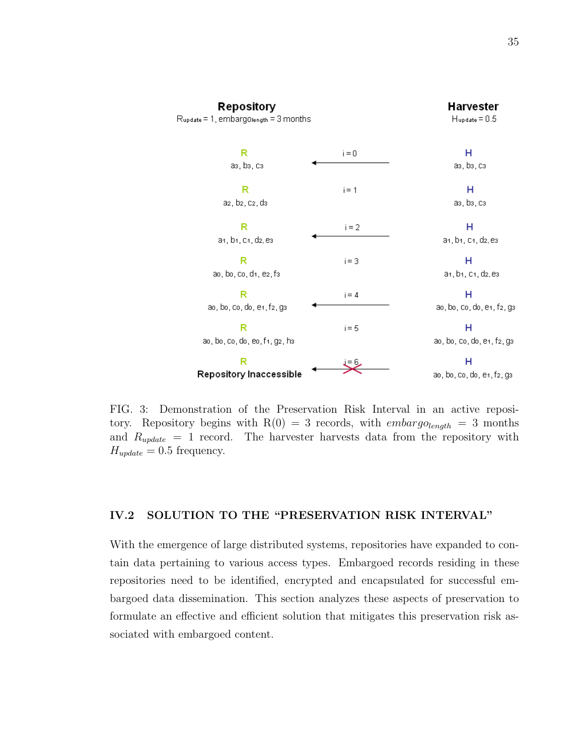| Repository $R_{update} = 1$, $embargo_{length} = 3$ months | | Harvester $H_{update} = 0.5$ |
|---|---|---|
| R: $a_3, b_3, c_3$ | i = 0 ← | H: $a_3, b_3, c_3$ |
| R: $a_2, b_2, c_2, d_3$ | i = 1 | H: $a_3, b_3, c_3$ |
| R: $a_1, b_1, c_1, d_2, e_3$ | i = 2 ← | H: $a_1, b_1, c_1, d_2, e_3$ |
| R: $a_0, b_0, c_0, d_1, e_2, f_3$ | i = 3 | H: $a_1, b_1, c_1, d_2, e_3$ |
| R: $a_0, b_0, c_0, d_0, e_1, f_2, g_3$ | i = 4 ← | H: $a_0, b_0, c_0, d_0, e_1, f_2, g_3$ |
| R: $a_0, b_0, c_0, d_0, e_0, f_1, g_2, h_3$ | i = 5 | H: $a_0, b_0, c_0, d_0, e_1, f_2, g_3$ |
| R: Repository Inaccessible | i = 6 ← (X) | H: $a_0, b_0, c_0, d_0, e_1, f_2, g_3$ |

FIG. 3: Demonstration of the Preservation Risk Interval in an active repository. Repository begins with R(0) = 3 records, with $embargo_{length}$ = 3 months and $R_{update}$ = 1 record. The harvester harvests data from the repository with $H_{update} = 0.5$ frequency.

## IV.2 SOLUTION TO THE "PRESERVATION RISK INTERVAL"

With the emergence of large distributed systems, repositories have expanded to contain data pertaining to various access types. Embargoed records residing in these repositories need to be identified, encrypted and encapsulated for successful embargoed data dissemination. This section analyzes these aspects of preservation to formulate an effective and efficient solution that mitigates this preservation risk associated with embargoed content.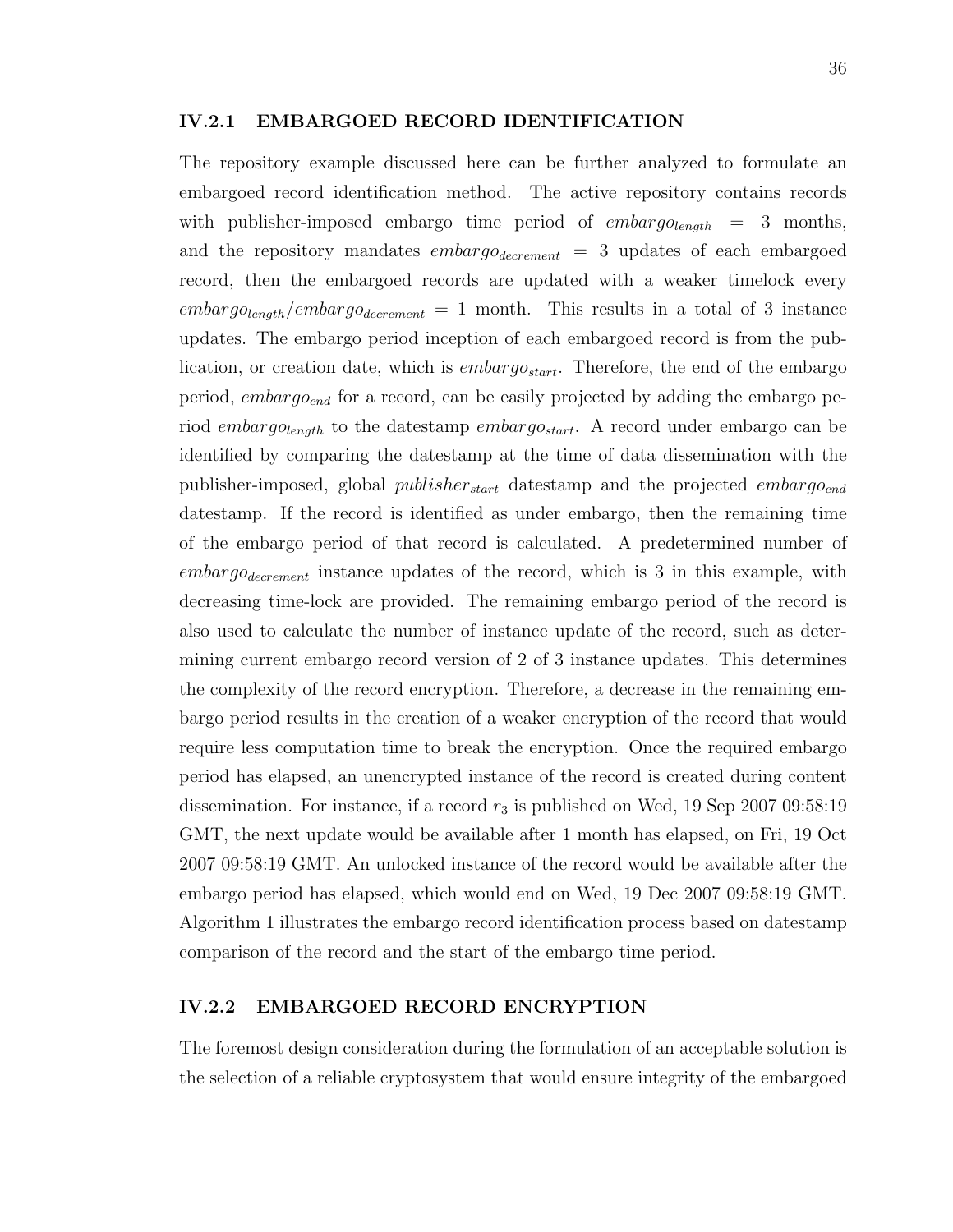### IV.2.1 EMBARGOED RECORD IDENTIFICATION

The repository example discussed here can be further analyzed to formulate an embargoed record identification method. The active repository contains records with publisher-imposed embargo time period of $embargo_{length} = 3$ months, and the repository mandates $embargo_{decrement} = 3$ updates of each embargoed record, then the embargoed records are updated with a weaker timelock every $embargo_{length}/embargo_{decrement} = 1$ month. This results in a total of 3 instance updates. The embargo period inception of each embargoed record is from the publication, or creation date, which is $embargo_{start}$. Therefore, the end of the embargo period, $embargo_{end}$ for a record, can be easily projected by adding the embargo period $embargo_{length}$ to the datestamp $embargo_{start}$. A record under embargo can be identified by comparing the datestamp at the time of data dissemination with the publisher-imposed, global $publisher_{start}$ datestamp and the projected $embargo_{end}$ datestamp. If the record is identified as under embargo, then the remaining time of the embargo period of that record is calculated. A predetermined number of $embargo_{decrement}$ instance updates of the record, which is 3 in this example, with decreasing time-lock are provided. The remaining embargo period of the record is also used to calculate the number of instance update of the record, such as determining current embargo record version of 2 of 3 instance updates. This determines the complexity of the record encryption. Therefore, a decrease in the remaining embargo period results in the creation of a weaker encryption of the record that would require less computation time to break the encryption. Once the required embargo period has elapsed, an unencrypted instance of the record is created during content dissemination. For instance, if a record $r_3$ is published on Wed, 19 Sep 2007 09:58:19 GMT, the next update would be available after 1 month has elapsed, on Fri, 19 Oct 2007 09:58:19 GMT. An unlocked instance of the record would be available after the embargo period has elapsed, which would end on Wed, 19 Dec 2007 09:58:19 GMT. Algorithm 1 illustrates the embargo record identification process based on datestamp comparison of the record and the start of the embargo time period.

### IV.2.2 EMBARGOED RECORD ENCRYPTION

The foremost design consideration during the formulation of an acceptable solution is the selection of a reliable cryptosystem that would ensure integrity of the embargoed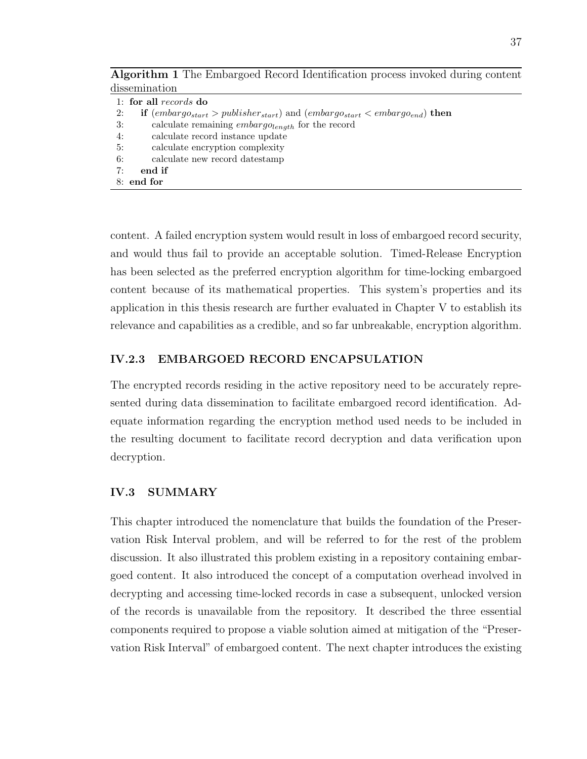**Algorithm 1** The Embargoed Record Identification process invoked during content dissemination

```
1: for all records do
2:    if (embargo_start > publisher_start) and (embargo_start < embargo_end) then
3:       calculate remaining embargo_length for the record
4:       calculate record instance update
5:       calculate encryption complexity
6:       calculate new record datestamp
7:    end if
8: end for
```

content. A failed encryption system would result in loss of embargoed record security, and would thus fail to provide an acceptable solution. Timed-Release Encryption has been selected as the preferred encryption algorithm for time-locking embargoed content because of its mathematical properties. This system's properties and its application in this thesis research are further evaluated in Chapter V to establish its relevance and capabilities as a credible, and so far unbreakable, encryption algorithm.

### IV.2.3 EMBARGOED RECORD ENCAPSULATION

The encrypted records residing in the active repository need to be accurately represented during data dissemination to facilitate embargoed record identification. Adequate information regarding the encryption method used needs to be included in the resulting document to facilitate record decryption and data verification upon decryption.

## IV.3 SUMMARY

This chapter introduced the nomenclature that builds the foundation of the Preservation Risk Interval problem, and will be referred to for the rest of the problem discussion. It also illustrated this problem existing in a repository containing embargoed content. It also introduced the concept of a computation overhead involved in decrypting and accessing time-locked records in case a subsequent, unlocked version of the records is unavailable from the repository. It described the three essential components required to propose a viable solution aimed at mitigation of the "Preservation Risk Interval" of embargoed content. The next chapter introduces the existing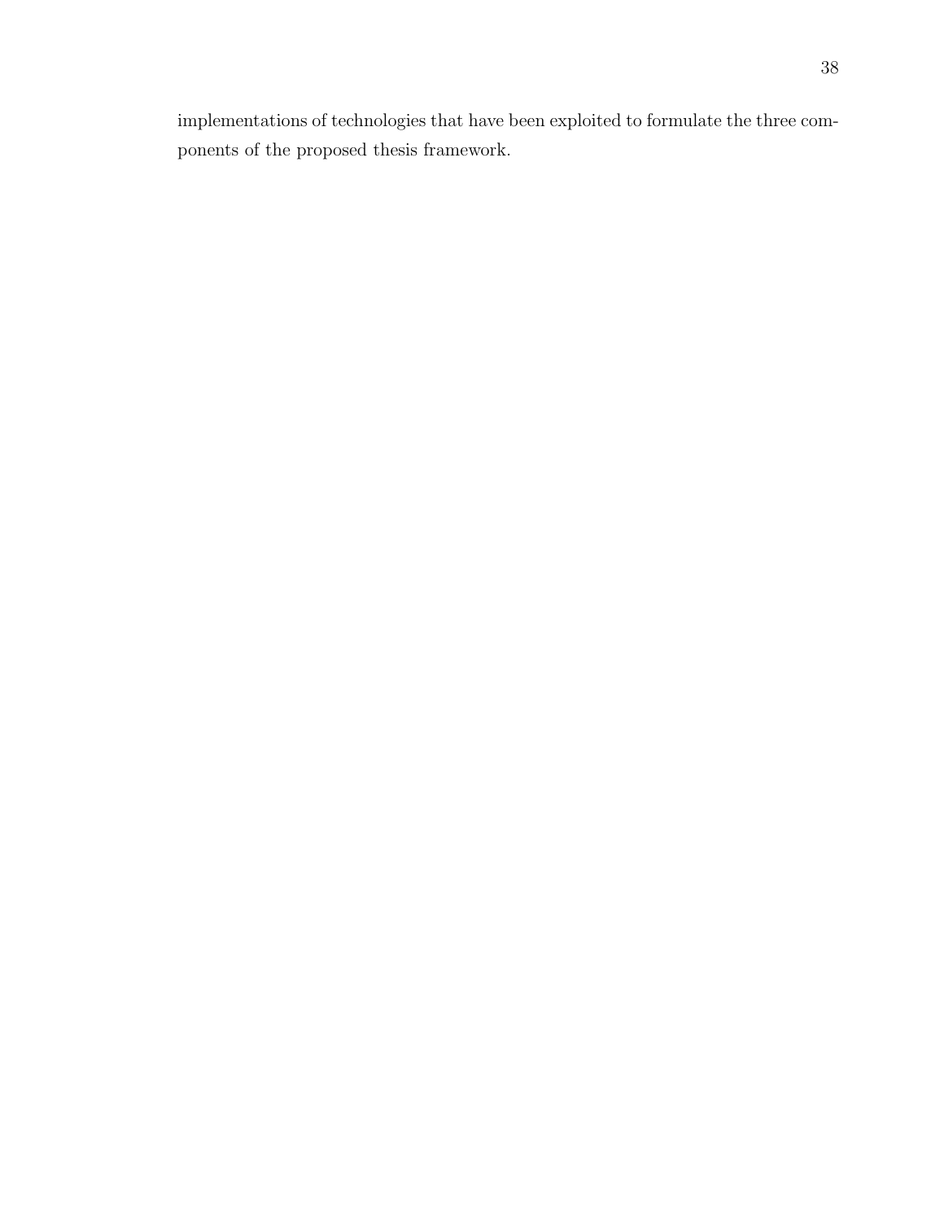implementations of technologies that have been exploited to formulate the three components of the proposed thesis framework.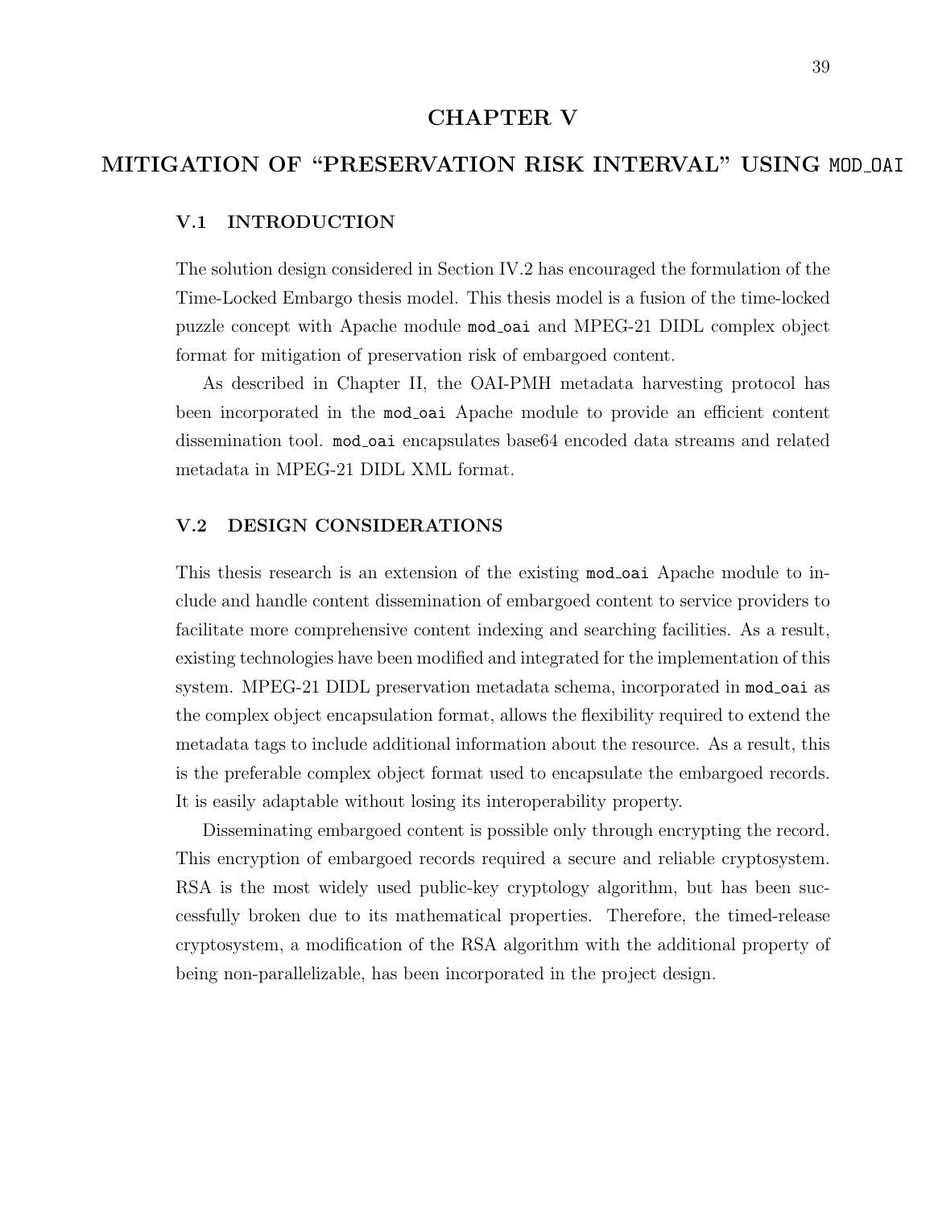# CHAPTER V

# MITIGATION OF "PRESERVATION RISK INTERVAL" USING MOD_OAI

## V.1 INTRODUCTION

The solution design considered in Section IV.2 has encouraged the formulation of the Time-Locked Embargo thesis model. This thesis model is a fusion of the time-locked puzzle concept with Apache module `mod_oai` and MPEG-21 DIDL complex object format for mitigation of preservation risk of embargoed content.

As described in Chapter II, the OAI-PMH metadata harvesting protocol has been incorporated in the `mod_oai` Apache module to provide an efficient content dissemination tool. `mod_oai` encapsulates base64 encoded data streams and related metadata in MPEG-21 DIDL XML format.

## V.2 DESIGN CONSIDERATIONS

This thesis research is an extension of the existing `mod_oai` Apache module to include and handle content dissemination of embargoed content to service providers to facilitate more comprehensive content indexing and searching facilities. As a result, existing technologies have been modified and integrated for the implementation of this system. MPEG-21 DIDL preservation metadata schema, incorporated in `mod_oai` as the complex object encapsulation format, allows the flexibility required to extend the metadata tags to include additional information about the resource. As a result, this is the preferable complex object format used to encapsulate the embargoed records. It is easily adaptable without losing its interoperability property.

Disseminating embargoed content is possible only through encrypting the record. This encryption of embargoed records required a secure and reliable cryptosystem. RSA is the most widely used public-key cryptology algorithm, but has been successfully broken due to its mathematical properties. Therefore, the timed-release cryptosystem, a modification of the RSA algorithm with the additional property of being non-parallelizable, has been incorporated in the project design.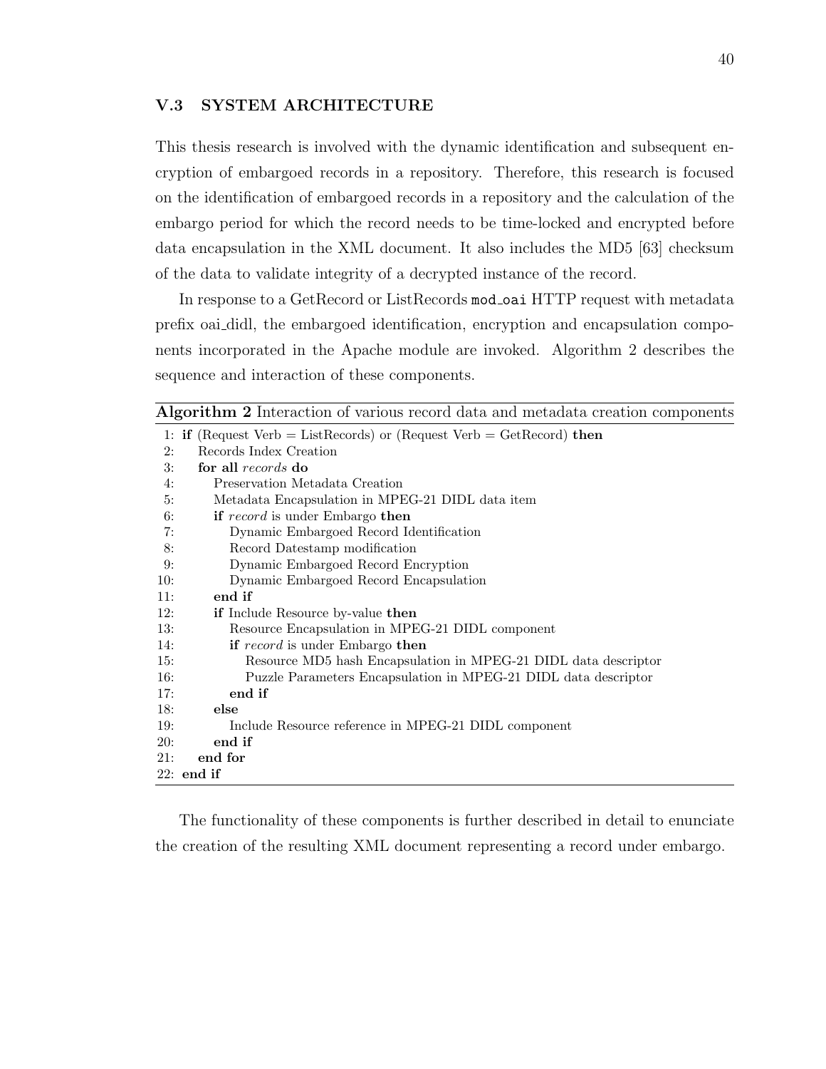### V.3 SYSTEM ARCHITECTURE

This thesis research is involved with the dynamic identification and subsequent encryption of embargoed records in a repository. Therefore, this research is focused on the identification of embargoed records in a repository and the calculation of the embargo period for which the record needs to be time-locked and encrypted before data encapsulation in the XML document. It also includes the MD5 [63] checksum of the data to validate integrity of a decrypted instance of the record.

In response to a GetRecord or ListRecords `mod_oai` HTTP request with metadata prefix oai_didl, the embargoed identification, encryption and encapsulation components incorporated in the Apache module are invoked. Algorithm 2 describes the sequence and interaction of these components.

**Algorithm 2** Interaction of various record data and metadata creation components

```
 1: if (Request Verb = ListRecords) or (Request Verb = GetRecord) then
 2:     Records Index Creation
 3:     for all records do
 4:         Preservation Metadata Creation
 5:         Metadata Encapsulation in MPEG-21 DIDL data item
 6:         if record is under Embargo then
 7:             Dynamic Embargoed Record Identification
 8:             Record Datestamp modification
 9:             Dynamic Embargoed Record Encryption
10:             Dynamic Embargoed Record Encapsulation
11:         end if
12:         if Include Resource by-value then
13:             Resource Encapsulation in MPEG-21 DIDL component
14:             if record is under Embargo then
15:                 Resource MD5 hash Encapsulation in MPEG-21 DIDL data descriptor
16:                 Puzzle Parameters Encapsulation in MPEG-21 DIDL data descriptor
17:             end if
18:         else
19:             Include Resource reference in MPEG-21 DIDL component
20:         end if
21:     end for
22: end if
```

The functionality of these components is further described in detail to enunciate the creation of the resulting XML document representing a record under embargo.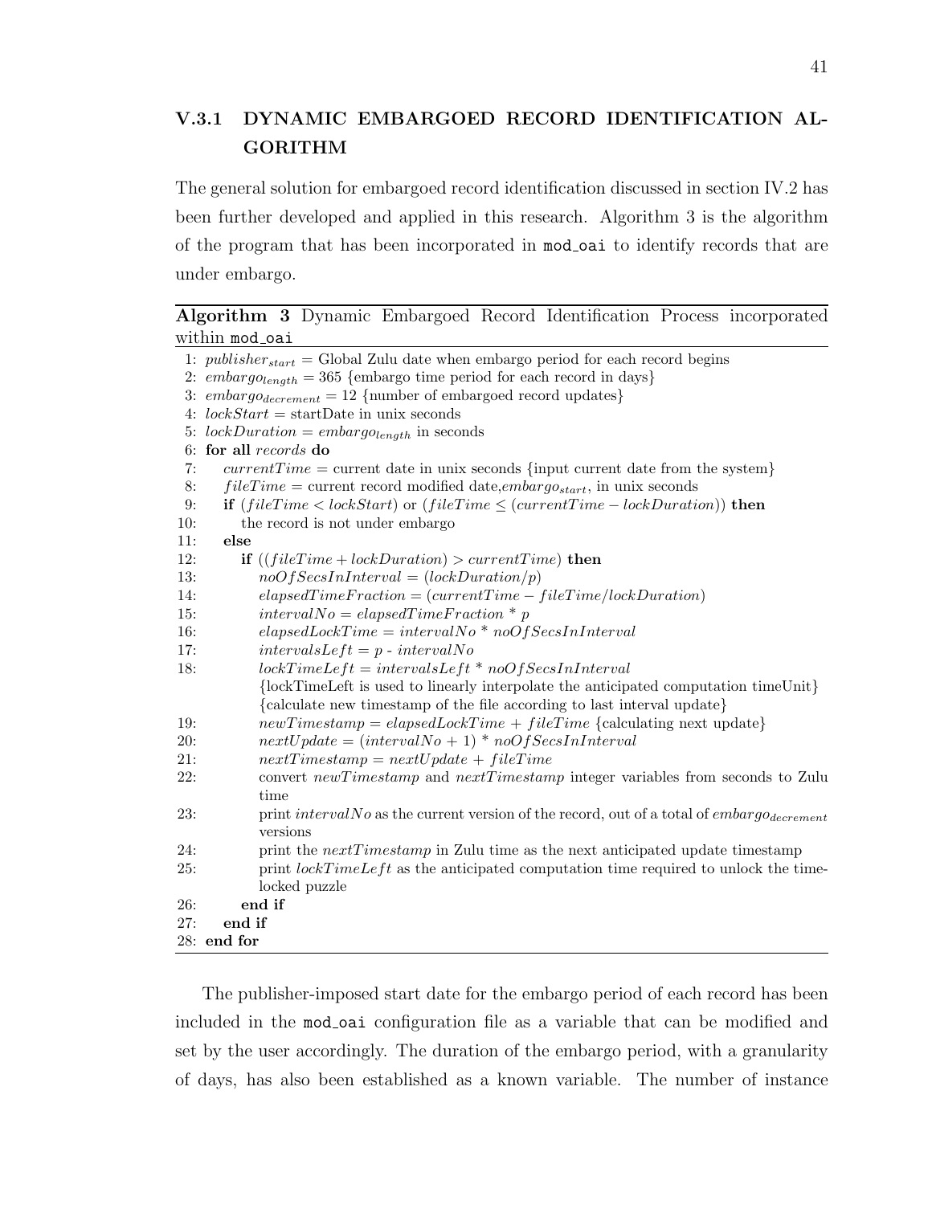### V.3.1 DYNAMIC EMBARGOED RECORD IDENTIFICATION ALGORITHM

The general solution for embargoed record identification discussed in section IV.2 has been further developed and applied in this research. Algorithm 3 is the algorithm of the program that has been incorporated in `mod_oai` to identify records that are under embargo.

**Algorithm 3** Dynamic Embargoed Record Identification Process incorporated within `mod_oai`

1: $publisher_{start}$ = Global Zulu date when embargo period for each record begins
2: $embargo_{length} = 365$ {embargo time period for each record in days}
3: $embargo_{decrement} = 12$ {number of embargoed record updates}
4: $lockStart$ = startDate in unix seconds
5: $lockDuration = embargo_{length}$ in seconds
6: **for all** $records$ **do**
7: $currentTime$ = current date in unix seconds {input current date from the system}
8: $fileTime$ = current record modified date,$embargo_{start}$, in unix seconds
9: **if** $(fileTime < lockStart)$ or $(fileTime \leq (currentTime - lockDuration))$ **then**
10: the record is not under embargo
11: **else**
12: **if** $((fileTime + lockDuration) > currentTime)$ **then**
13: $noOfSecsInInterval = (lockDuration/p)$
14: $elapsedTimeFraction = (currentTime - fileTime/lockDuration)$
15: $intervalNo = elapsedTimeFraction * p$
16: $elapsedLockTime = intervalNo * noOfSecsInInterval$
17: $intervalsLeft = p - intervalNo$
18: $lockTimeLeft = intervalsLeft * noOfSecsInInterval$
{lockTimeLeft is used to linearly interpolate the anticipated computation timeUnit}
{calculate new timestamp of the file according to last interval update}
19: $newTimestamp = elapsedLockTime + fileTime$ {calculating next update}
20: $nextUpdate = (intervalNo + 1) * noOfSecsInInterval$
21: $nextTimestamp = nextUpdate + fileTime$
22: convert $newTimestamp$ and $nextTimestamp$ integer variables from seconds to Zulu time
23: print $intervalNo$ as the current version of the record, out of a total of $embargo_{decrement}$ versions
24: print the $nextTimestamp$ in Zulu time as the next anticipated update timestamp
25: print $lockTimeLeft$ as the anticipated computation time required to unlock the time-locked puzzle
26: **end if**
27: **end if**
28: **end for**

The publisher-imposed start date for the embargo period of each record has been included in the `mod_oai` configuration file as a variable that can be modified and set by the user accordingly. The duration of the embargo period, with a granularity of days, has also been established as a known variable. The number of instance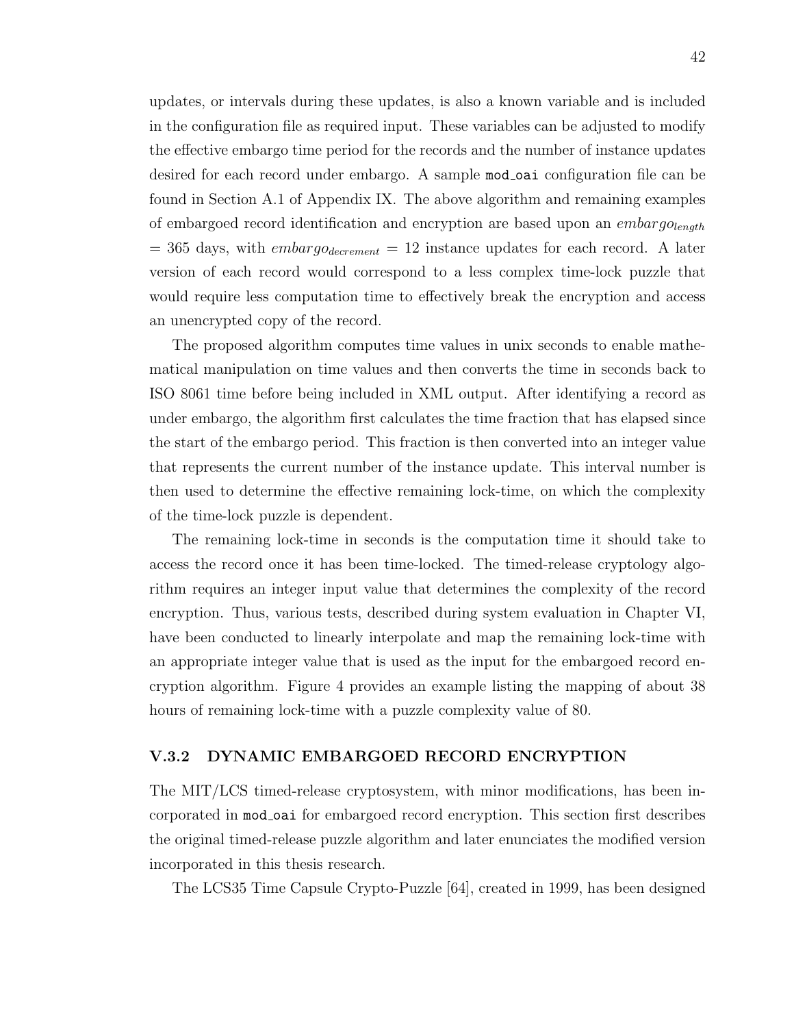updates, or intervals during these updates, is also a known variable and is included in the configuration file as required input. These variables can be adjusted to modify the effective embargo time period for the records and the number of instance updates desired for each record under embargo. A sample `mod_oai` configuration file can be found in Section A.1 of Appendix IX. The above algorithm and remaining examples of embargoed record identification and encryption are based upon an $embargo_{length}$ = 365 days, with $embargo_{decrement}$ = 12 instance updates for each record. A later version of each record would correspond to a less complex time-lock puzzle that would require less computation time to effectively break the encryption and access an unencrypted copy of the record.

The proposed algorithm computes time values in unix seconds to enable mathematical manipulation on time values and then converts the time in seconds back to ISO 8061 time before being included in XML output. After identifying a record as under embargo, the algorithm first calculates the time fraction that has elapsed since the start of the embargo period. This fraction is then converted into an integer value that represents the current number of the instance update. This interval number is then used to determine the effective remaining lock-time, on which the complexity of the time-lock puzzle is dependent.

The remaining lock-time in seconds is the computation time it should take to access the record once it has been time-locked. The timed-release cryptology algorithm requires an integer input value that determines the complexity of the record encryption. Thus, various tests, described during system evaluation in Chapter VI, have been conducted to linearly interpolate and map the remaining lock-time with an appropriate integer value that is used as the input for the embargoed record encryption algorithm. Figure 4 provides an example listing the mapping of about 38 hours of remaining lock-time with a puzzle complexity value of 80.

### V.3.2 DYNAMIC EMBARGOED RECORD ENCRYPTION

The MIT/LCS timed-release cryptosystem, with minor modifications, has been incorporated in `mod_oai` for embargoed record encryption. This section first describes the original timed-release puzzle algorithm and later enunciates the modified version incorporated in this thesis research.

The LCS35 Time Capsule Crypto-Puzzle [64], created in 1999, has been designed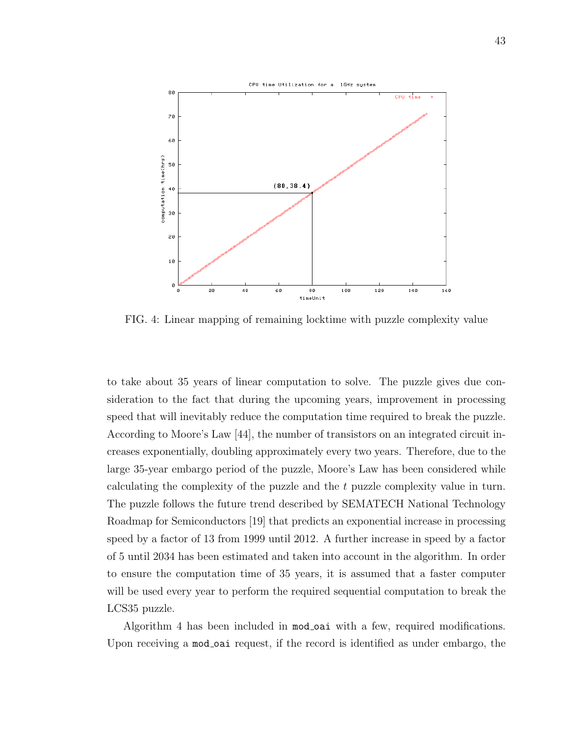FIG. 4: Linear mapping of remaining locktime with puzzle complexity value

to take about 35 years of linear computation to solve. The puzzle gives due consideration to the fact that during the upcoming years, improvement in processing speed that will inevitably reduce the computation time required to break the puzzle. According to Moore's Law [44], the number of transistors on an integrated circuit increases exponentially, doubling approximately every two years. Therefore, due to the large 35-year embargo period of the puzzle, Moore's Law has been considered while calculating the complexity of the puzzle and the $t$ puzzle complexity value in turn. The puzzle follows the future trend described by SEMATECH National Technology Roadmap for Semiconductors [19] that predicts an exponential increase in processing speed by a factor of 13 from 1999 until 2012. A further increase in speed by a factor of 5 until 2034 has been estimated and taken into account in the algorithm. In order to ensure the computation time of 35 years, it is assumed that a faster computer will be used every year to perform the required sequential computation to break the LCS35 puzzle.

Algorithm 4 has been included in `mod_oai` with a few, required modifications. Upon receiving a `mod_oai` request, if the record is identified as under embargo, the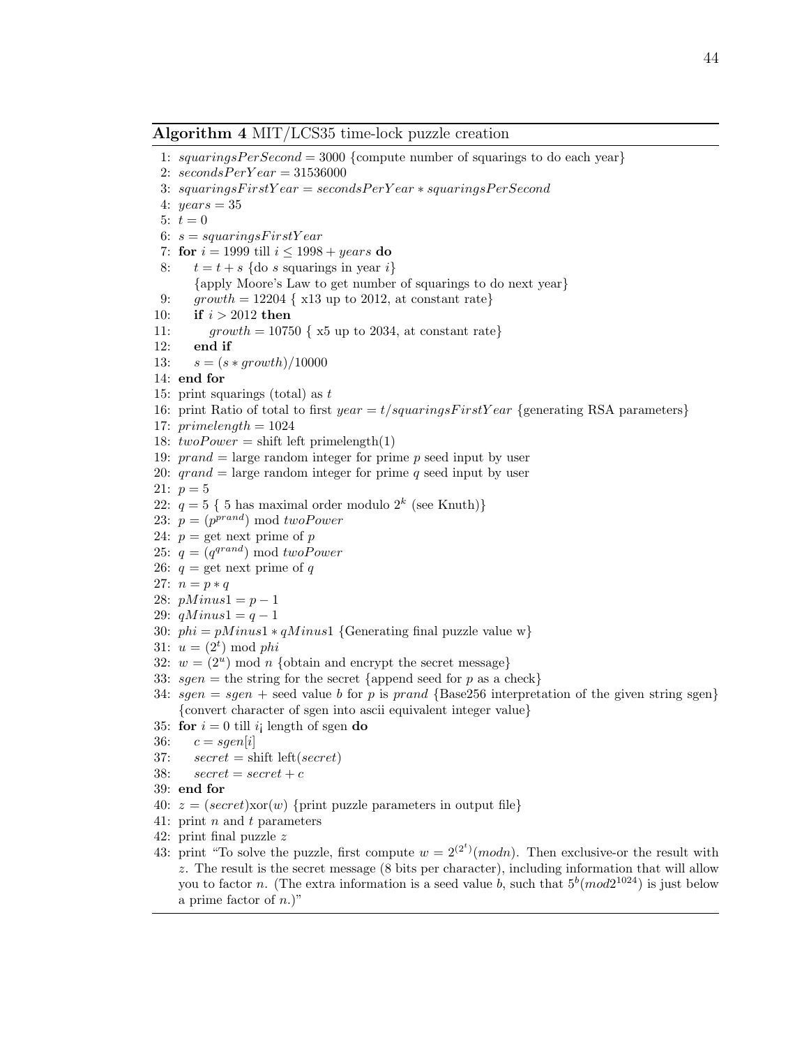**Algorithm 4** MIT/LCS35 time-lock puzzle creation

1: $squaringsPerSecond = 3000$ {compute number of squarings to do each year}
2: $secondsPerYear = 31536000$
3: $squaringsFirstYear = secondsPerYear * squaringsPerSecond$
4: $years = 35$
5: $t = 0$
6: $s = squaringsFirstYear$
7: **for** $i = 1999$ till $i \leq 1998 + years$ **do**
8: $\quad t = t + s$ {do $s$ squarings in year $i$}
$\quad$ {apply Moore's Law to get number of squarings to do next year}
9: $\quad growth = 12204$ { x13 up to 2012, at constant rate}
10: $\quad$ **if** $i > 2012$ **then**
11: $\quad\quad growth = 10750$ { x5 up to 2034, at constant rate}
12: $\quad$ **end if**
13: $\quad s = (s * growth)/10000$
14: **end for**
15: print squarings (total) as $t$
16: print Ratio of total to first $year = t/squaringsFirstYear$ {generating RSA parameters}
17: $primelength = 1024$
18: $twoPower =$ shift left primelength(1)
19: $prand =$ large random integer for prime $p$ seed input by user
20: $qrand =$ large random integer for prime $q$ seed input by user
21: $p = 5$
22: $q = 5$ { 5 has maximal order modulo $2^k$ (see Knuth)}
23: $p = (p^{prand}) \bmod twoPower$
24: $p =$ get next prime of $p$
25: $q = (q^{qrand}) \bmod twoPower$
26: $q =$ get next prime of $q$
27: $n = p * q$
28: $pMinus1 = p - 1$
29: $qMinus1 = q - 1$
30: $phi = pMinus1 * qMinus1$ {Generating final puzzle value w}
31: $u = (2^t) \bmod phi$
32: $w = (2^u) \bmod n$ {obtain and encrypt the secret message}
33: $sgen =$ the string for the secret {append seed for $p$ as a check}
34: $sgen = sgen +$ seed value $b$ for $p$ is $prand$ {Base256 interpretation of the given string sgen} {convert character of sgen into ascii equivalent integer value}
35: **for** $i = 0$ till $i$¡ length of sgen **do**
36: $\quad c = sgen[i]$
37: $\quad secret =$ shift left$(secret)$
38: $\quad secret = secret + c$
39: **end for**
40: $z = (secret)\text{xor}(w)$ {print puzzle parameters in output file}
41: print $n$ and $t$ parameters
42: print final puzzle $z$
43: print "To solve the puzzle, first compute $w = 2^{(2^t)}(mod n)$. Then exclusive-or the result with $z$. The result is the secret message (8 bits per character), including information that will allow you to factor $n$. (The extra information is a seed value $b$, such that $5^b(mod 2^{1024})$ is just below a prime factor of $n$.)"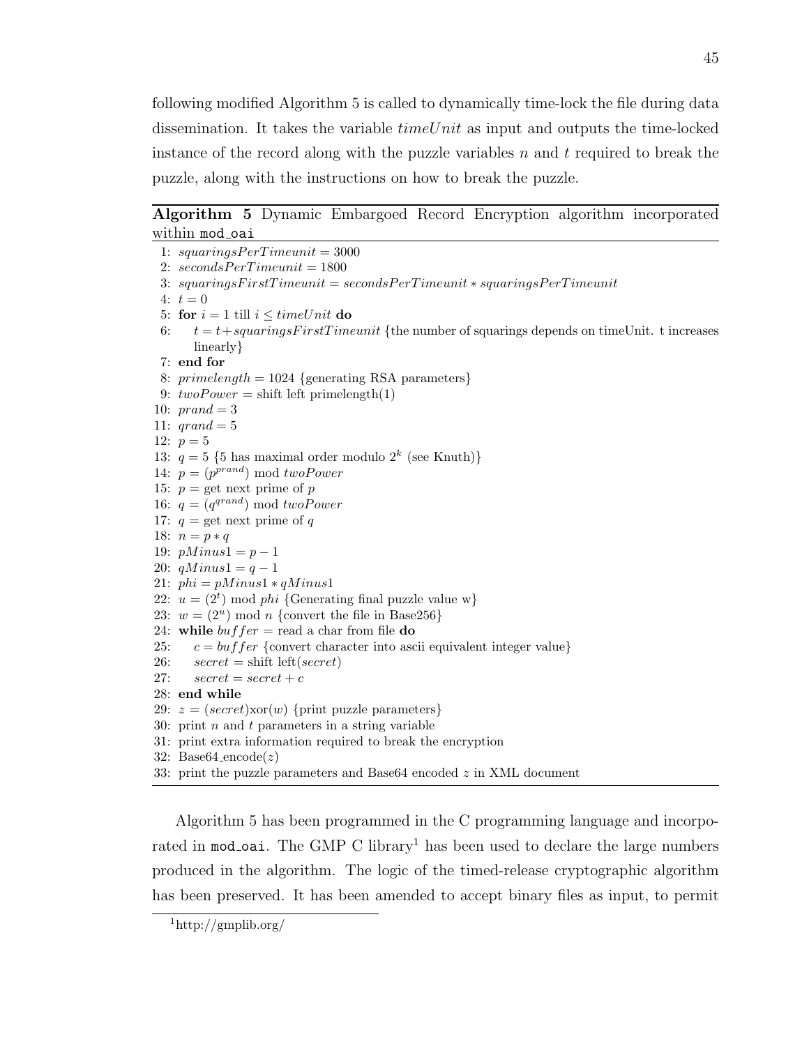following modified Algorithm 5 is called to dynamically time-lock the file during data dissemination. It takes the variable $timeUnit$ as input and outputs the time-locked instance of the record along with the puzzle variables $n$ and $t$ required to break the puzzle, along with the instructions on how to break the puzzle.

**Algorithm 5** Dynamic Embargoed Record Encryption algorithm incorporated within `mod_oai`

1: $squaringsPerTimeunit = 3000$
2: $secondsPerTimeunit = 1800$
3: $squaringsFirstTimeunit = secondsPerTimeunit * squaringsPerTimeunit$
4: $t = 0$
5: **for** $i = 1$ till $i \leq timeUnit$ **do**
6: $\quad t = t + squaringsFirstTimeunit$ {the number of squarings depends on timeUnit. t increases linearly}
7: **end for**
8: $primelength = 1024$ {generating RSA parameters}
9: $twoPower =$ shift left primelength(1)
10: $prand = 3$
11: $qrand = 5$
12: $p = 5$
13: $q = 5$ {5 has maximal order modulo $2^k$ (see Knuth)}
14: $p = (p^{prand}) \bmod twoPower$
15: $p =$ get next prime of $p$
16: $q = (q^{qrand}) \bmod twoPower$
17: $q =$ get next prime of $q$
18: $n = p * q$
19: $pMinus1 = p - 1$
20: $qMinus1 = q - 1$
21: $phi = pMinus1 * qMinus1$
22: $u = (2^t) \bmod phi$ {Generating final puzzle value w}
23: $w = (2^u) \bmod n$ {convert the file in Base256}
24: **while** $buffer =$ read a char from file **do**
25: $\quad c = buffer$ {convert character into ascii equivalent integer value}
26: $\quad secret =$ shift left$(secret)$
27: $\quad secret = secret + c$
28: **end while**
29: $z = (secret)\text{xor}(w)$ {print puzzle parameters}
30: print $n$ and $t$ parameters in a string variable
31: print extra information required to break the encryption
32: Base64_encode($z$)
33: print the puzzle parameters and Base64 encoded $z$ in XML document

Algorithm 5 has been programmed in the C programming language and incorporated in `mod_oai`. The GMP C library[1] has been used to declare the large numbers produced in the algorithm. The logic of the timed-release cryptographic algorithm has been preserved. It has been amended to accept binary files as input, to permit

[1] http://gmplib.org/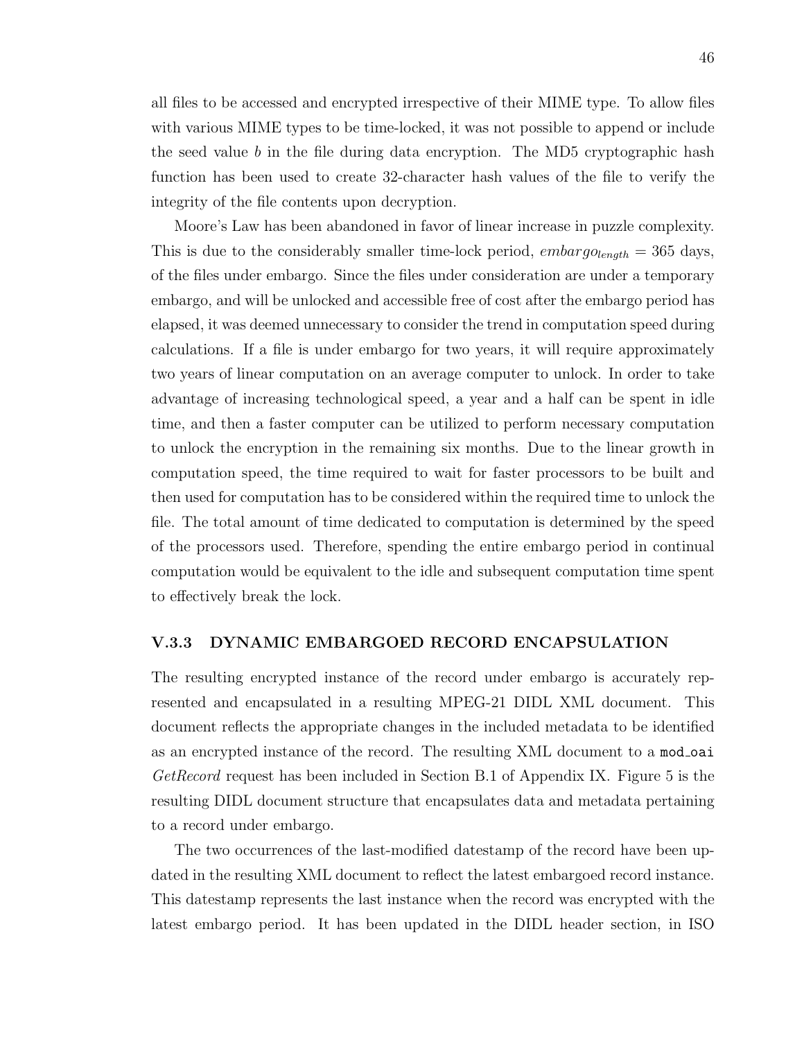all files to be accessed and encrypted irrespective of their MIME type. To allow files with various MIME types to be time-locked, it was not possible to append or include the seed value $b$ in the file during data encryption. The MD5 cryptographic hash function has been used to create 32-character hash values of the file to verify the integrity of the file contents upon decryption.

Moore's Law has been abandoned in favor of linear increase in puzzle complexity. This is due to the considerably smaller time-lock period, $embargo_{length} = 365$ days, of the files under embargo. Since the files under consideration are under a temporary embargo, and will be unlocked and accessible free of cost after the embargo period has elapsed, it was deemed unnecessary to consider the trend in computation speed during calculations. If a file is under embargo for two years, it will require approximately two years of linear computation on an average computer to unlock. In order to take advantage of increasing technological speed, a year and a half can be spent in idle time, and then a faster computer can be utilized to perform necessary computation to unlock the encryption in the remaining six months. Due to the linear growth in computation speed, the time required to wait for faster processors to be built and then used for computation has to be considered within the required time to unlock the file. The total amount of time dedicated to computation is determined by the speed of the processors used. Therefore, spending the entire embargo period in continual computation would be equivalent to the idle and subsequent computation time spent to effectively break the lock.

### V.3.3 DYNAMIC EMBARGOED RECORD ENCAPSULATION

The resulting encrypted instance of the record under embargo is accurately represented and encapsulated in a resulting MPEG-21 DIDL XML document. This document reflects the appropriate changes in the included metadata to be identified as an encrypted instance of the record. The resulting XML document to a `mod_oai` *GetRecord* request has been included in Section B.1 of Appendix IX. Figure 5 is the resulting DIDL document structure that encapsulates data and metadata pertaining to a record under embargo.

The two occurrences of the last-modified datestamp of the record have been updated in the resulting XML document to reflect the latest embargoed record instance. This datestamp represents the last instance when the record was encrypted with the latest embargo period. It has been updated in the DIDL header section, in ISO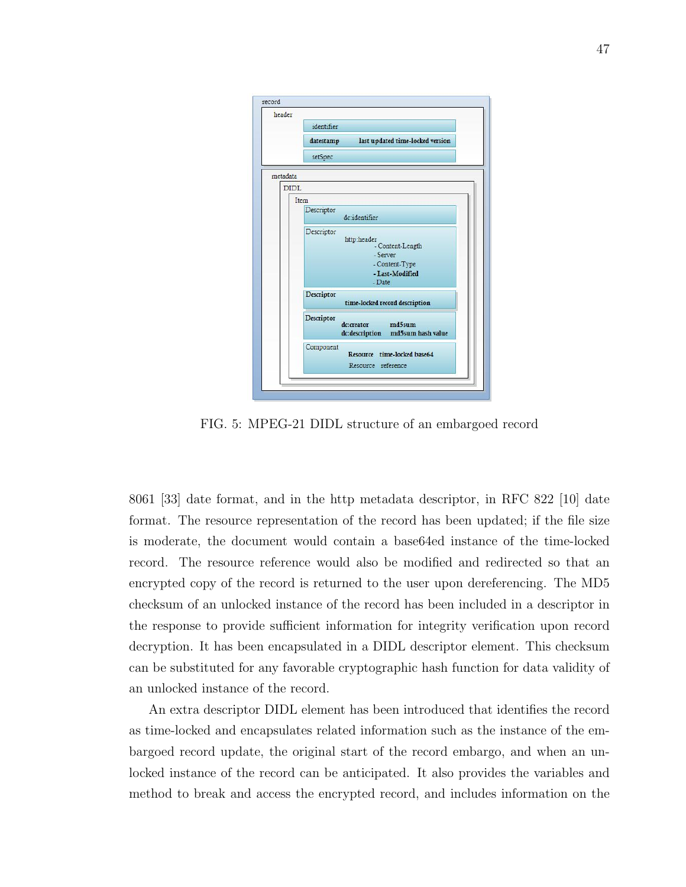FIG. 5: MPEG-21 DIDL structure of an embargoed record

8061 [33] date format, and in the http metadata descriptor, in RFC 822 [10] date format. The resource representation of the record has been updated; if the file size is moderate, the document would contain a base64ed instance of the time-locked record. The resource reference would also be modified and redirected so that an encrypted copy of the record is returned to the user upon dereferencing. The MD5 checksum of an unlocked instance of the record has been included in a descriptor in the response to provide sufficient information for integrity verification upon record decryption. It has been encapsulated in a DIDL descriptor element. This checksum can be substituted for any favorable cryptographic hash function for data validity of an unlocked instance of the record.

An extra descriptor DIDL element has been introduced that identifies the record as time-locked and encapsulates related information such as the instance of the embargoed record update, the original start of the record embargo, and when an unlocked instance of the record can be anticipated. It also provides the variables and method to break and access the encrypted record, and includes information on the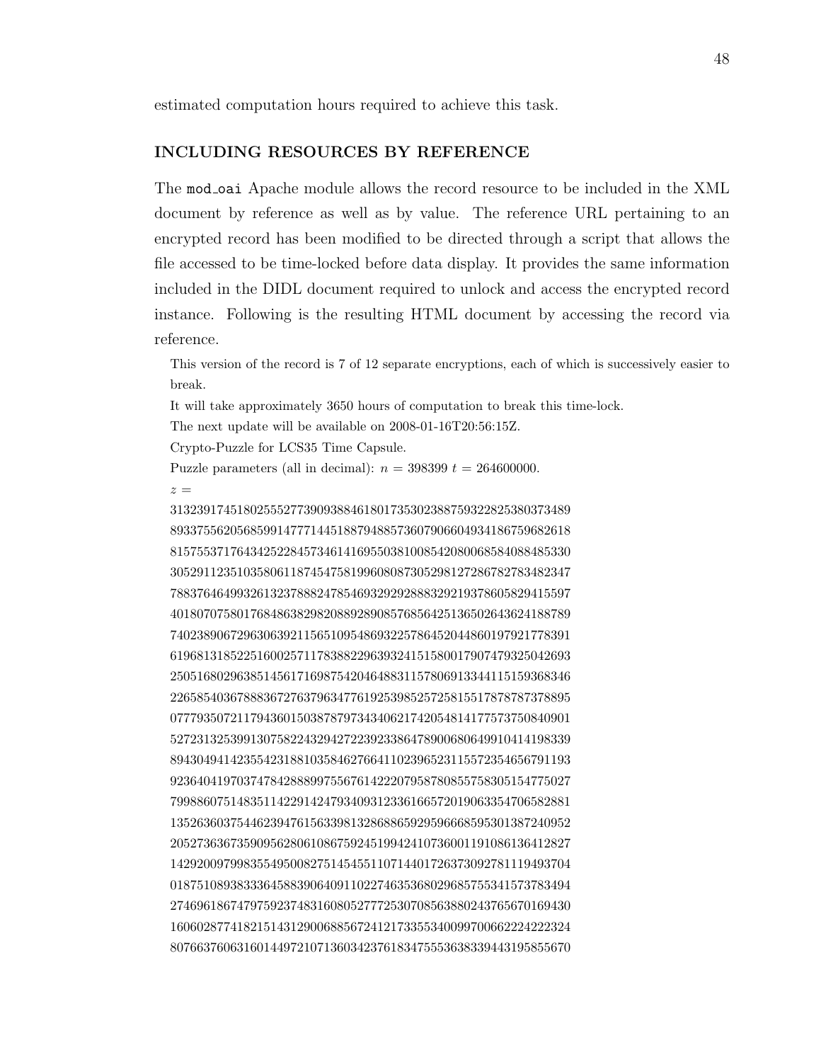estimated computation hours required to achieve this task.

## INCLUDING RESOURCES BY REFERENCE

The mod_oai Apache module allows the record resource to be included in the XML document by reference as well as by value. The reference URL pertaining to an encrypted record has been modified to be directed through a script that allows the file accessed to be time-locked before data display. It provides the same information included in the DIDL document required to unlock and access the encrypted record instance. Following is the resulting HTML document by accessing the record via reference.

This version of the record is 7 of 12 separate encryptions, each of which is successively easier to break.

It will take approximately 3650 hours of computation to break this time-lock.

The next update will be available on 2008-01-16T20:56:15Z.

Crypto-Puzzle for LCS35 Time Capsule.

Puzzle parameters (all in decimal): $n = 398399$ $t = 264600000$.

$z =$

313239174518025552773909388461801735302388759322825380373489
893375562056859914777144518879488573607906604934186759682618
815755371764342522845734614169550381008542080068584088485330
305291123510358061187454758199608087305298127286782783482347
788376464993261323788824785469329292888329219378605829415597
401807075801768486382982088928908576856425136502643624188789
740238906729630639211565109548693225786452044860197921778391
619681318522516002571178388229639324151580017907479325042693
250516802963851456171698754204648831157806913344115159368346
226585403678883672763796347761925398525725815517878787378895
077793507211794360150387879734340621742054814177573750840901
527231325399130758224329427223923386478900680649910414198339
894304941423554231881035846276641102396523115572354656791193
923640419703747842888997556761422207958780855758305154775027
799886075148351142291424793409312336166572019063354706582881
135263603754462394761563398132868865929596668595301387240952
205273636735909562806108675924519942410736001191086136412827
142920097998355495008275145455110714401726373092781119493704
018751089383336458839064091102274635368029685755341573783494
274696186747975923748316080527772530708563880243765670169430
160602877418215143129006885672412173355340099700662224222324
807663760631601449721071360342376183475553638339443195855670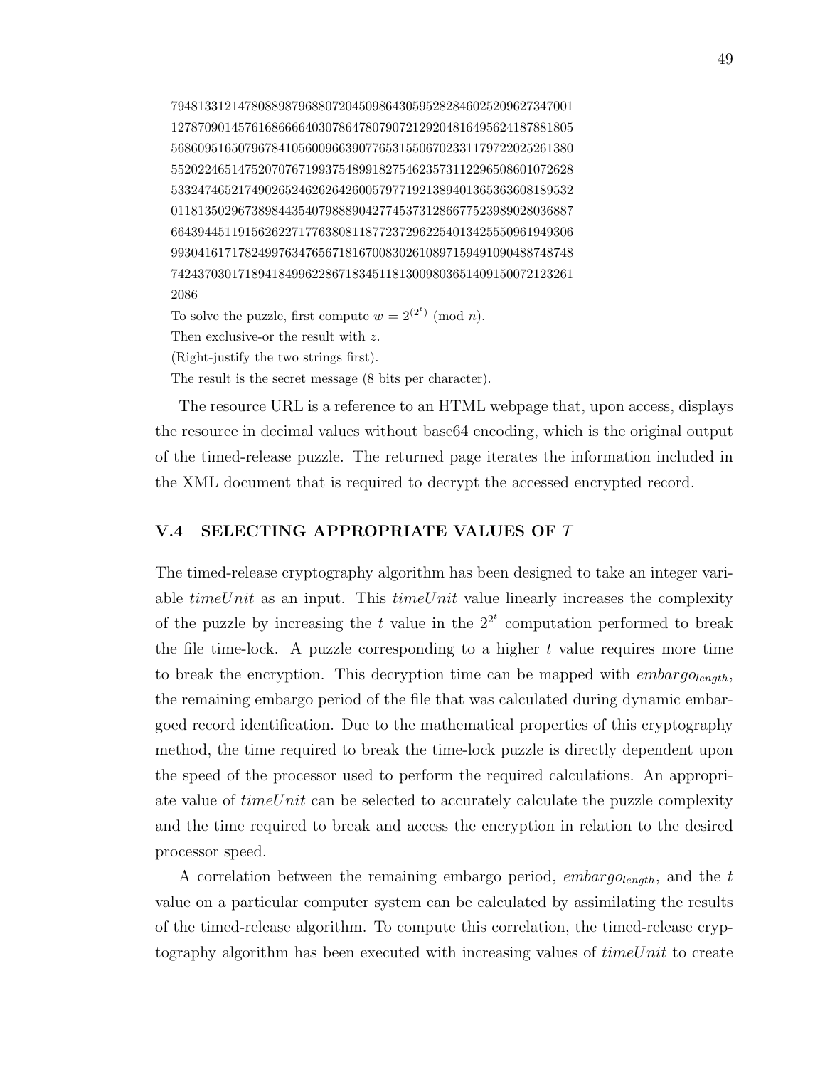7948133121478088987968807204509864305952828460252096273470011278709014576168666640307864780790721292048164956241878818055686095165079678410560096639077653155067023311797220252613805520224651475207076719937548991827546235731122965086010726285332474652174902652462626426005797719213894013653636081895320118135029673898443540798889042774537312866775239890280368876643944511915626227177638081187723729622540134255509619493069930416171782499763476567181670083026108971594910904887487487424370301718941849962286718345118130098036514091500721232612086

To solve the puzzle, first compute $w = 2^{(2^t)} \pmod n$.

Then exclusive-or the result with $z$.

(Right-justify the two strings first).

The result is the secret message (8 bits per character).

The resource URL is a reference to an HTML webpage that, upon access, displays the resource in decimal values without base64 encoding, which is the original output of the timed-release puzzle. The returned page iterates the information included in the XML document that is required to decrypt the accessed encrypted record.

## V.4 SELECTING APPROPRIATE VALUES OF $T$

The timed-release cryptography algorithm has been designed to take an integer variable *timeUnit* as an input. This *timeUnit* value linearly increases the complexity of the puzzle by increasing the $t$ value in the $2^{2^t}$ computation performed to break the file time-lock. A puzzle corresponding to a higher $t$ value requires more time to break the encryption. This decryption time can be mapped with $embargo_{length}$, the remaining embargo period of the file that was calculated during dynamic embargoed record identification. Due to the mathematical properties of this cryptography method, the time required to break the time-lock puzzle is directly dependent upon the speed of the processor used to perform the required calculations. An appropriate value of *timeUnit* can be selected to accurately calculate the puzzle complexity and the time required to break and access the encryption in relation to the desired processor speed.

A correlation between the remaining embargo period, $embargo_{length}$, and the $t$ value on a particular computer system can be calculated by assimilating the results of the timed-release algorithm. To compute this correlation, the timed-release cryptography algorithm has been executed with increasing values of *timeUnit* to create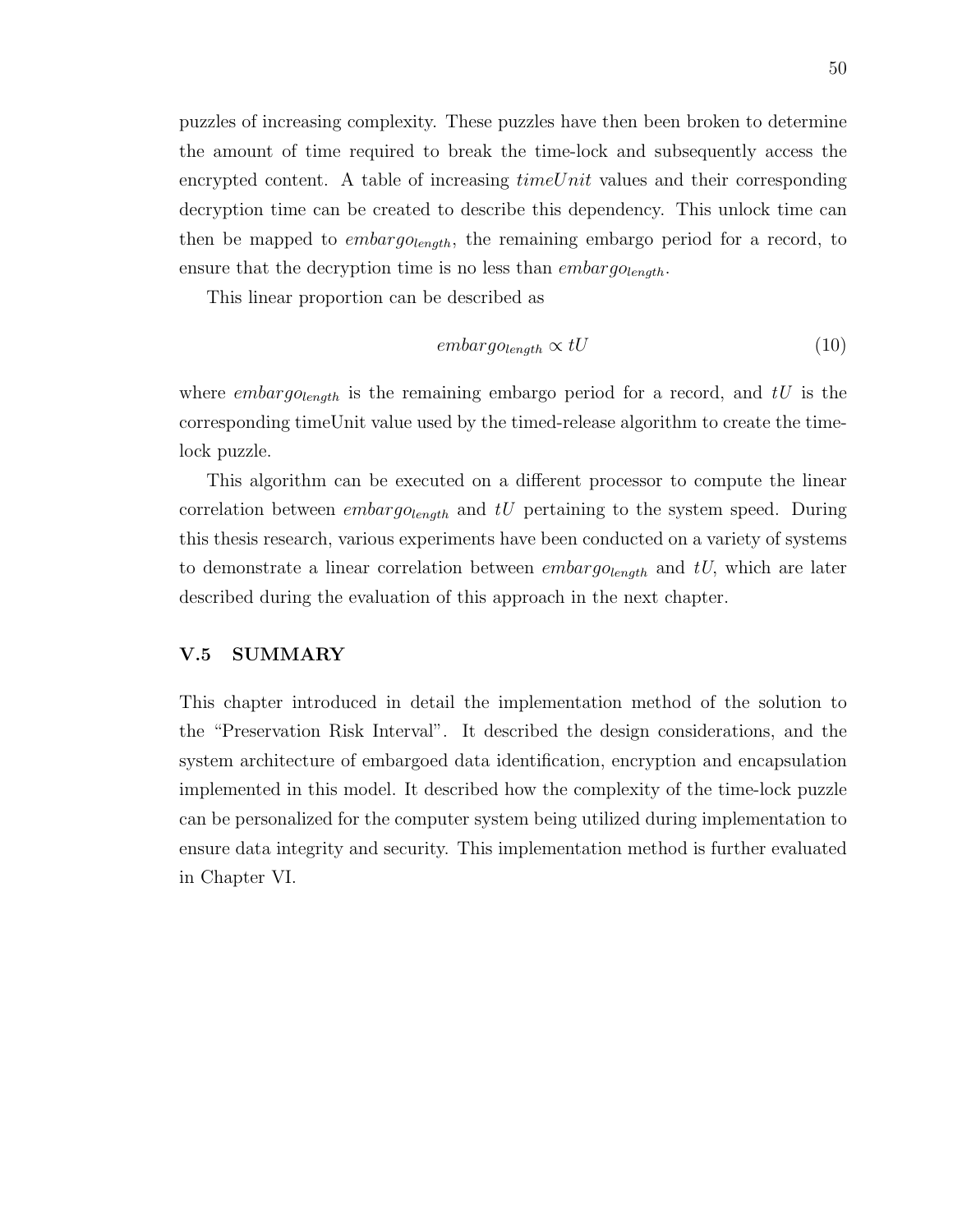puzzles of increasing complexity. These puzzles have then been broken to determine the amount of time required to break the time-lock and subsequently access the encrypted content. A table of increasing $timeUnit$ values and their corresponding decryption time can be created to describe this dependency. This unlock time can then be mapped to $embargo_{length}$, the remaining embargo period for a record, to ensure that the decryption time is no less than $embargo_{length}$.

This linear proportion can be described as

$$embargo_{length} \propto tU \tag{10}$$

where $embargo_{length}$ is the remaining embargo period for a record, and $tU$ is the corresponding timeUnit value used by the timed-release algorithm to create the time-lock puzzle.

This algorithm can be executed on a different processor to compute the linear correlation between $embargo_{length}$ and $tU$ pertaining to the system speed. During this thesis research, various experiments have been conducted on a variety of systems to demonstrate a linear correlation between $embargo_{length}$ and $tU$, which are later described during the evaluation of this approach in the next chapter.

## V.5 SUMMARY

This chapter introduced in detail the implementation method of the solution to the "Preservation Risk Interval". It described the design considerations, and the system architecture of embargoed data identification, encryption and encapsulation implemented in this model. It described how the complexity of the time-lock puzzle can be personalized for the computer system being utilized during implementation to ensure data integrity and security. This implementation method is further evaluated in Chapter VI.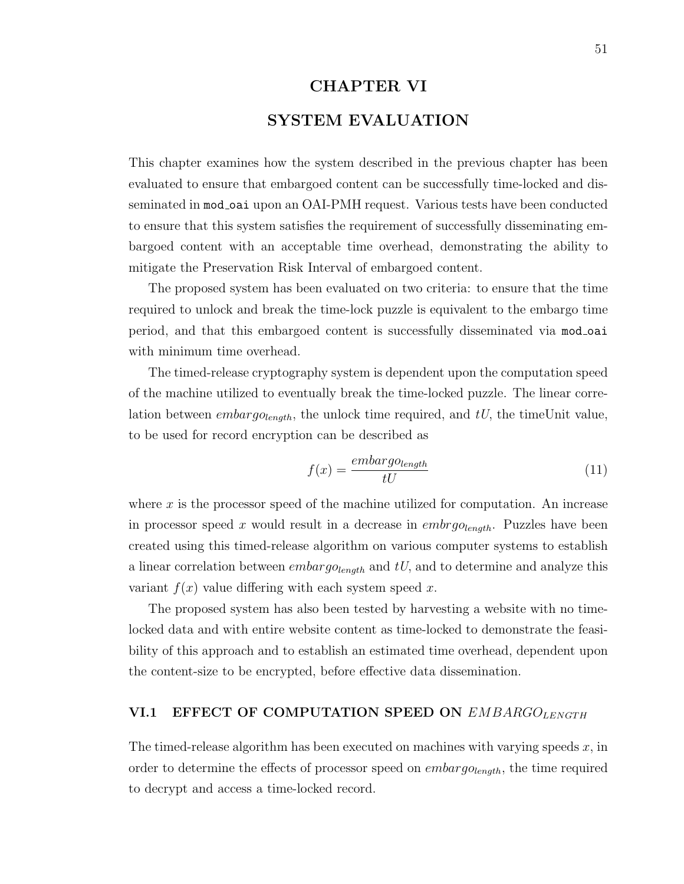# CHAPTER VI

# SYSTEM EVALUATION

This chapter examines how the system described in the previous chapter has been evaluated to ensure that embargoed content can be successfully time-locked and disseminated in `mod_oai` upon an OAI-PMH request. Various tests have been conducted to ensure that this system satisfies the requirement of successfully disseminating embargoed content with an acceptable time overhead, demonstrating the ability to mitigate the Preservation Risk Interval of embargoed content.

The proposed system has been evaluated on two criteria: to ensure that the time required to unlock and break the time-lock puzzle is equivalent to the embargo time period, and that this embargoed content is successfully disseminated via `mod_oai` with minimum time overhead.

The timed-release cryptography system is dependent upon the computation speed of the machine utilized to eventually break the time-locked puzzle. The linear correlation between $embargo_{length}$, the unlock time required, and $tU$, the timeUnit value, to be used for record encryption can be described as

$$f(x) = \frac{embargo_{length}}{tU} \tag{11}$$

where $x$ is the processor speed of the machine utilized for computation. An increase in processor speed $x$ would result in a decrease in $embrgo_{length}$. Puzzles have been created using this timed-release algorithm on various computer systems to establish a linear correlation between $embargo_{length}$ and $tU$, and to determine and analyze this variant $f(x)$ value differing with each system speed $x$.

The proposed system has also been tested by harvesting a website with no time-locked data and with entire website content as time-locked to demonstrate the feasibility of this approach and to establish an estimated time overhead, dependent upon the content-size to be encrypted, before effective data dissemination.

## VI.1 EFFECT OF COMPUTATION SPEED ON $EMBARGO_{LENGTH}$

The timed-release algorithm has been executed on machines with varying speeds $x$, in order to determine the effects of processor speed on $embargo_{length}$, the time required to decrypt and access a time-locked record.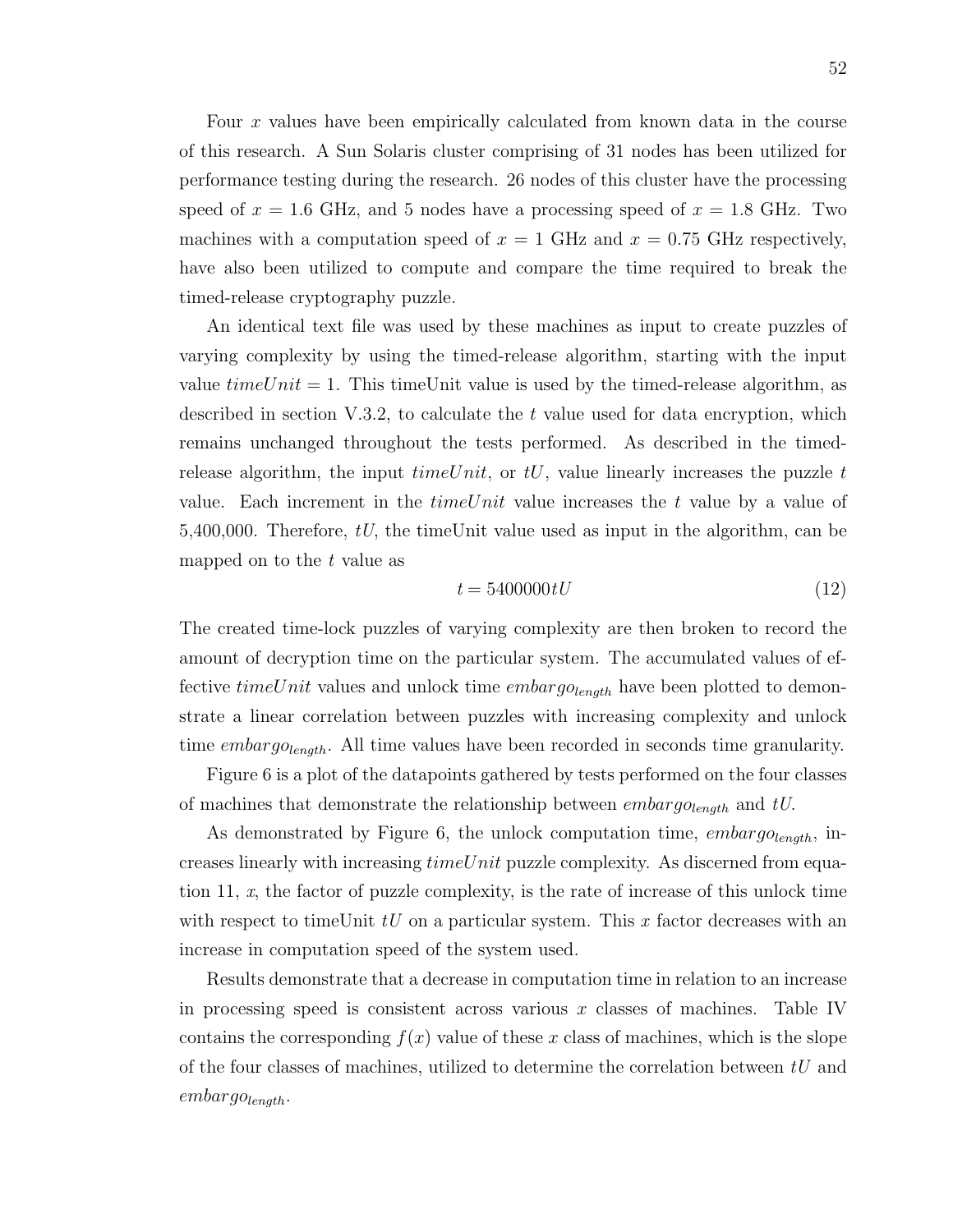Four $x$ values have been empirically calculated from known data in the course of this research. A Sun Solaris cluster comprising of 31 nodes has been utilized for performance testing during the research. 26 nodes of this cluster have the processing speed of $x = 1.6$ GHz, and 5 nodes have a processing speed of $x = 1.8$ GHz. Two machines with a computation speed of $x = 1$ GHz and $x = 0.75$ GHz respectively, have also been utilized to compute and compare the time required to break the timed-release cryptography puzzle.

An identical text file was used by these machines as input to create puzzles of varying complexity by using the timed-release algorithm, starting with the input value $timeUnit = 1$. This timeUnit value is used by the timed-release algorithm, as described in section V.3.2, to calculate the $t$ value used for data encryption, which remains unchanged throughout the tests performed. As described in the timed-release algorithm, the input $timeUnit$, or $tU$, value linearly increases the puzzle $t$ value. Each increment in the $timeUnit$ value increases the $t$ value by a value of 5,400,000. Therefore, $tU$, the timeUnit value used as input in the algorithm, can be mapped on to the $t$ value as

$$t = 5400000tU \tag{12}$$

The created time-lock puzzles of varying complexity are then broken to record the amount of decryption time on the particular system. The accumulated values of effective $timeUnit$ values and unlock time $embargo_{length}$ have been plotted to demonstrate a linear correlation between puzzles with increasing complexity and unlock time $embargo_{length}$. All time values have been recorded in seconds time granularity.

Figure 6 is a plot of the datapoints gathered by tests performed on the four classes of machines that demonstrate the relationship between $embargo_{length}$ and $tU$.

As demonstrated by Figure 6, the unlock computation time, $embargo_{length}$, increases linearly with increasing $timeUnit$ puzzle complexity. As discerned from equation 11, $x$, the factor of puzzle complexity, is the rate of increase of this unlock time with respect to timeUnit $tU$ on a particular system. This $x$ factor decreases with an increase in computation speed of the system used.

Results demonstrate that a decrease in computation time in relation to an increase in processing speed is consistent across various $x$ classes of machines. Table IV contains the corresponding $f(x)$ value of these $x$ class of machines, which is the slope of the four classes of machines, utilized to determine the correlation between $tU$ and $embargo_{length}$.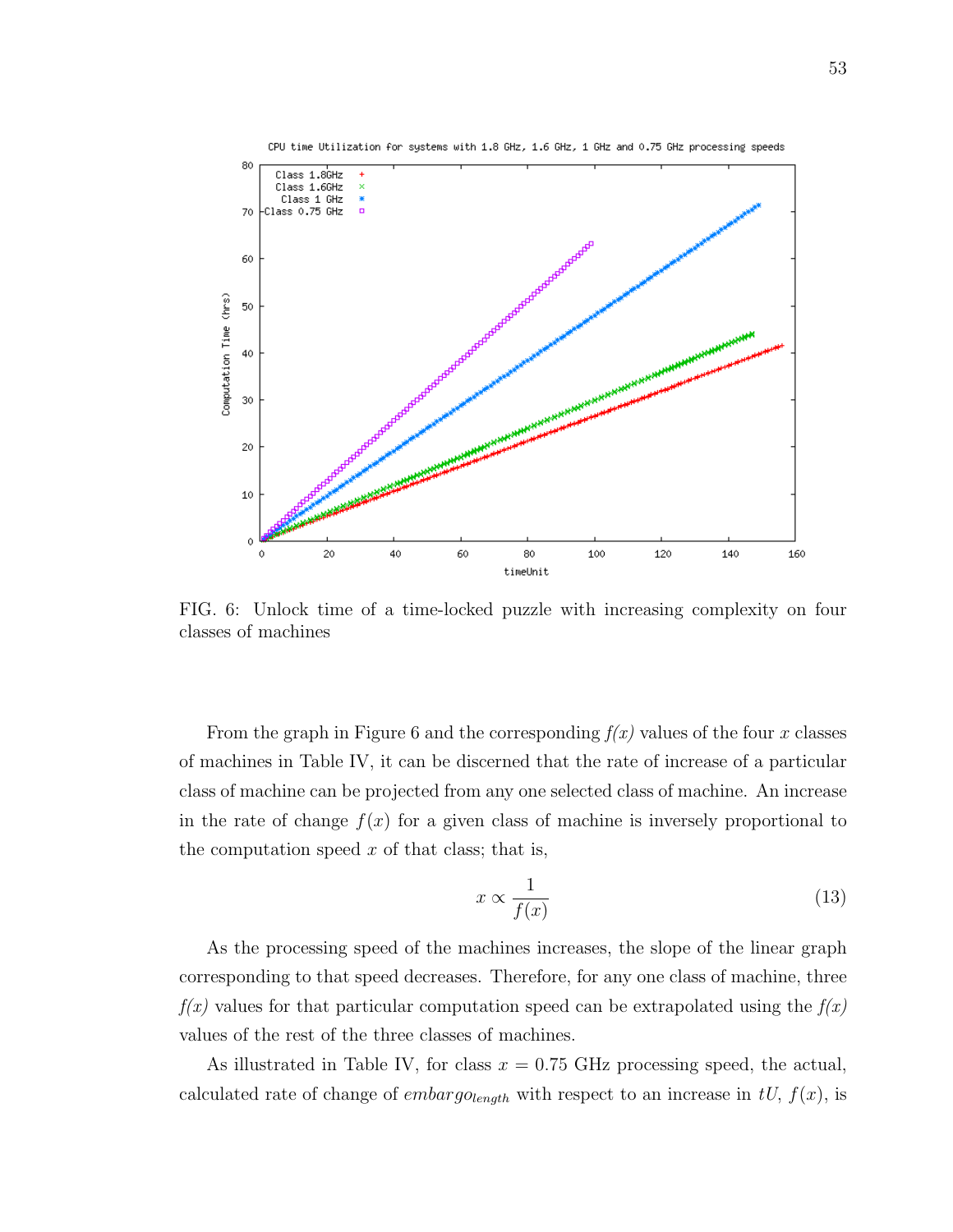FIG. 6: Unlock time of a time-locked puzzle with increasing complexity on four classes of machines

From the graph in Figure 6 and the corresponding *f(x)* values of the four $x$ classes of machines in Table IV, it can be discerned that the rate of increase of a particular class of machine can be projected from any one selected class of machine. An increase in the rate of change $f(x)$ for a given class of machine is inversely proportional to the computation speed $x$ of that class; that is,

$$x \propto \frac{1}{f(x)} \tag{13}$$

As the processing speed of the machines increases, the slope of the linear graph corresponding to that speed decreases. Therefore, for any one class of machine, three *f(x)* values for that particular computation speed can be extrapolated using the *f(x)* values of the rest of the three classes of machines.

As illustrated in Table IV, for class $x = 0.75$ GHz processing speed, the actual, calculated rate of change of $embargo_{length}$ with respect to an increase in $tU$, $f(x)$, is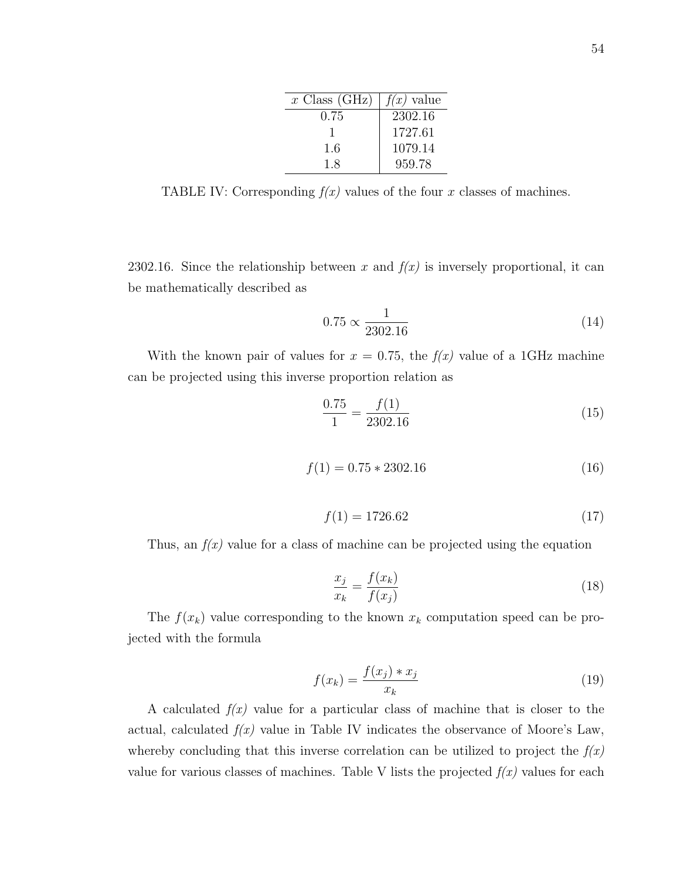| $x$ Class (GHz) | *f(x)* value |
|---|---|
| 0.75 | 2302.16 |
| 1 | 1727.61 |
| 1.6 | 1079.14 |
| 1.8 | 959.78 |

TABLE IV: Corresponding *f(x)* values of the four $x$ classes of machines.

2302.16. Since the relationship between $x$ and *f(x)* is inversely proportional, it can be mathematically described as

$$0.75 \propto \frac{1}{2302.16} \tag{14}$$

With the known pair of values for $x = 0.75$, the *f(x)* value of a 1GHz machine can be projected using this inverse proportion relation as

$$\frac{0.75}{1} = \frac{f(1)}{2302.16} \tag{15}$$

$$f(1) = 0.75 * 2302.16 \tag{16}$$

$$f(1) = 1726.62 \tag{17}$$

Thus, an *f(x)* value for a class of machine can be projected using the equation

$$\frac{x_j}{x_k} = \frac{f(x_k)}{f(x_j)} \tag{18}$$

The $f(x_k)$ value corresponding to the known $x_k$ computation speed can be projected with the formula

$$f(x_k) = \frac{f(x_j) * x_j}{x_k} \tag{19}$$

A calculated *f(x)* value for a particular class of machine that is closer to the actual, calculated *f(x)* value in Table IV indicates the observance of Moore's Law, whereby concluding that this inverse correlation can be utilized to project the *f(x)* value for various classes of machines. Table V lists the projected *f(x)* values for each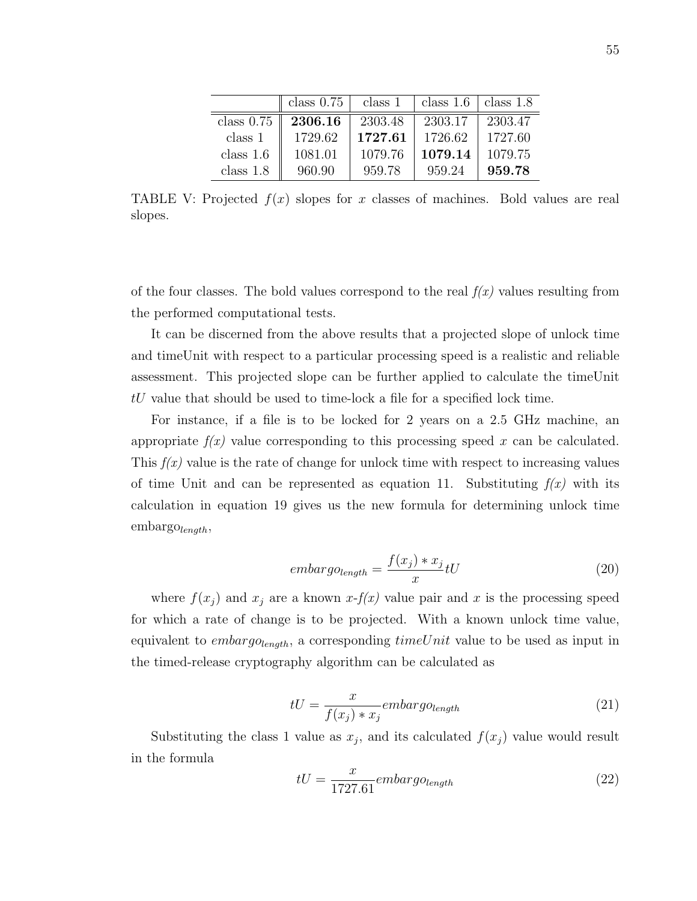|  | class 0.75 | class 1 | class 1.6 | class 1.8 |
|---|---|---|---|---|
| class 0.75 | **2306.16** | 2303.48 | 2303.17 | 2303.47 |
| class 1 | 1729.62 | **1727.61** | 1726.62 | 1727.60 |
| class 1.6 | 1081.01 | 1079.76 | **1079.14** | 1079.75 |
| class 1.8 | 960.90 | 959.78 | 959.24 | **959.78** |

TABLE V: Projected $f(x)$ slopes for $x$ classes of machines. Bold values are real slopes.

of the four classes. The bold values correspond to the real *f(x)* values resulting from the performed computational tests.

It can be discerned from the above results that a projected slope of unlock time and timeUnit with respect to a particular processing speed is a realistic and reliable assessment. This projected slope can be further applied to calculate the timeUnit $tU$ value that should be used to time-lock a file for a specified lock time.

For instance, if a file is to be locked for 2 years on a 2.5 GHz machine, an appropriate *f(x)* value corresponding to this processing speed $x$ can be calculated. This *f(x)* value is the rate of change for unlock time with respect to increasing values of time Unit and can be represented as equation 11. Substituting *f(x)* with its calculation in equation 19 gives us the new formula for determining unlock time $\text{embargo}_{length}$,

$$embargo_{length} = \frac{f(x_j) * x_j}{x} tU \tag{20}$$

where $f(x_j)$ and $x_j$ are a known $x$-*f(x)* value pair and $x$ is the processing speed for which a rate of change is to be projected. With a known unlock time value, equivalent to $embargo_{length}$, a corresponding $timeUnit$ value to be used as input in the timed-release cryptography algorithm can be calculated as

$$tU = \frac{x}{f(x_j) * x_j} embargo_{length} \tag{21}$$

Substituting the class 1 value as $x_j$, and its calculated $f(x_j)$ value would result in the formula

$$tU = \frac{x}{1727.61} embargo_{length} \tag{22}$$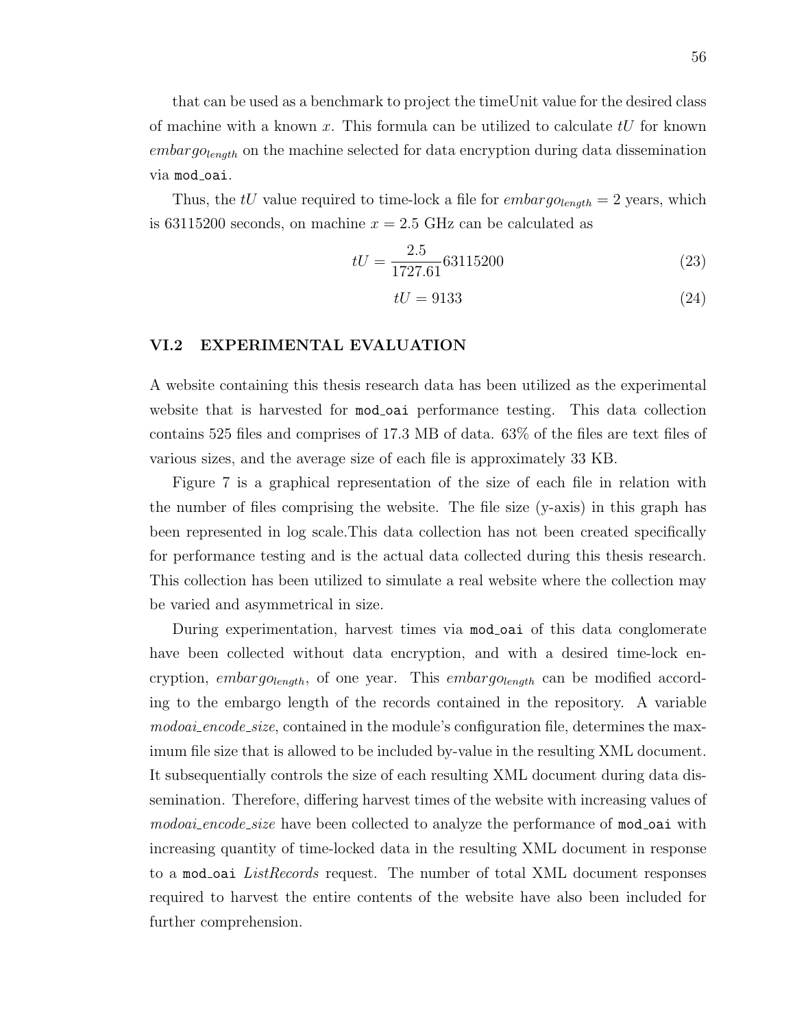that can be used as a benchmark to project the timeUnit value for the desired class of machine with a known $x$. This formula can be utilized to calculate $tU$ for known $embargo_{length}$ on the machine selected for data encryption during data dissemination via `mod_oai`.

Thus, the $tU$ value required to time-lock a file for $embargo_{length} = 2$ years, which is 63115200 seconds, on machine $x = 2.5$ GHz can be calculated as

$$tU = \frac{2.5}{1727.61} 63115200 \tag{23}$$

$$tU = 9133 \tag{24}$$

## VI.2 EXPERIMENTAL EVALUATION

A website containing this thesis research data has been utilized as the experimental website that is harvested for `mod_oai` performance testing. This data collection contains 525 files and comprises of 17.3 MB of data. 63% of the files are text files of various sizes, and the average size of each file is approximately 33 KB.

Figure 7 is a graphical representation of the size of each file in relation with the number of files comprising the website. The file size (y-axis) in this graph has been represented in log scale.This data collection has not been created specifically for performance testing and is the actual data collected during this thesis research. This collection has been utilized to simulate a real website where the collection may be varied and asymmetrical in size.

During experimentation, harvest times via `mod_oai` of this data conglomerate have been collected without data encryption, and with a desired time-lock encryption, $embargo_{length}$, of one year. This $embargo_{length}$ can be modified according to the embargo length of the records contained in the repository. A variable *modoai_encode_size*, contained in the module's configuration file, determines the maximum file size that is allowed to be included by-value in the resulting XML document. It subsequentially controls the size of each resulting XML document during data dissemination. Therefore, differing harvest times of the website with increasing values of *modoai_encode_size* have been collected to analyze the performance of `mod_oai` with increasing quantity of time-locked data in the resulting XML document in response to a `mod_oai` *ListRecords* request. The number of total XML document responses required to harvest the entire contents of the website have also been included for further comprehension.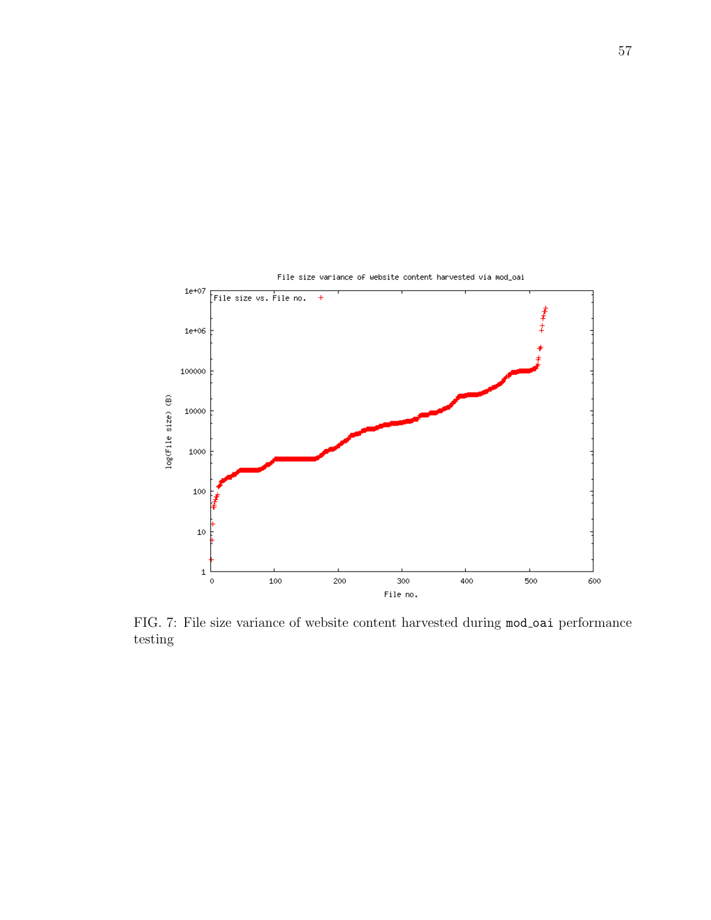FIG. 7: File size variance of website content harvested during `mod_oai` performance testing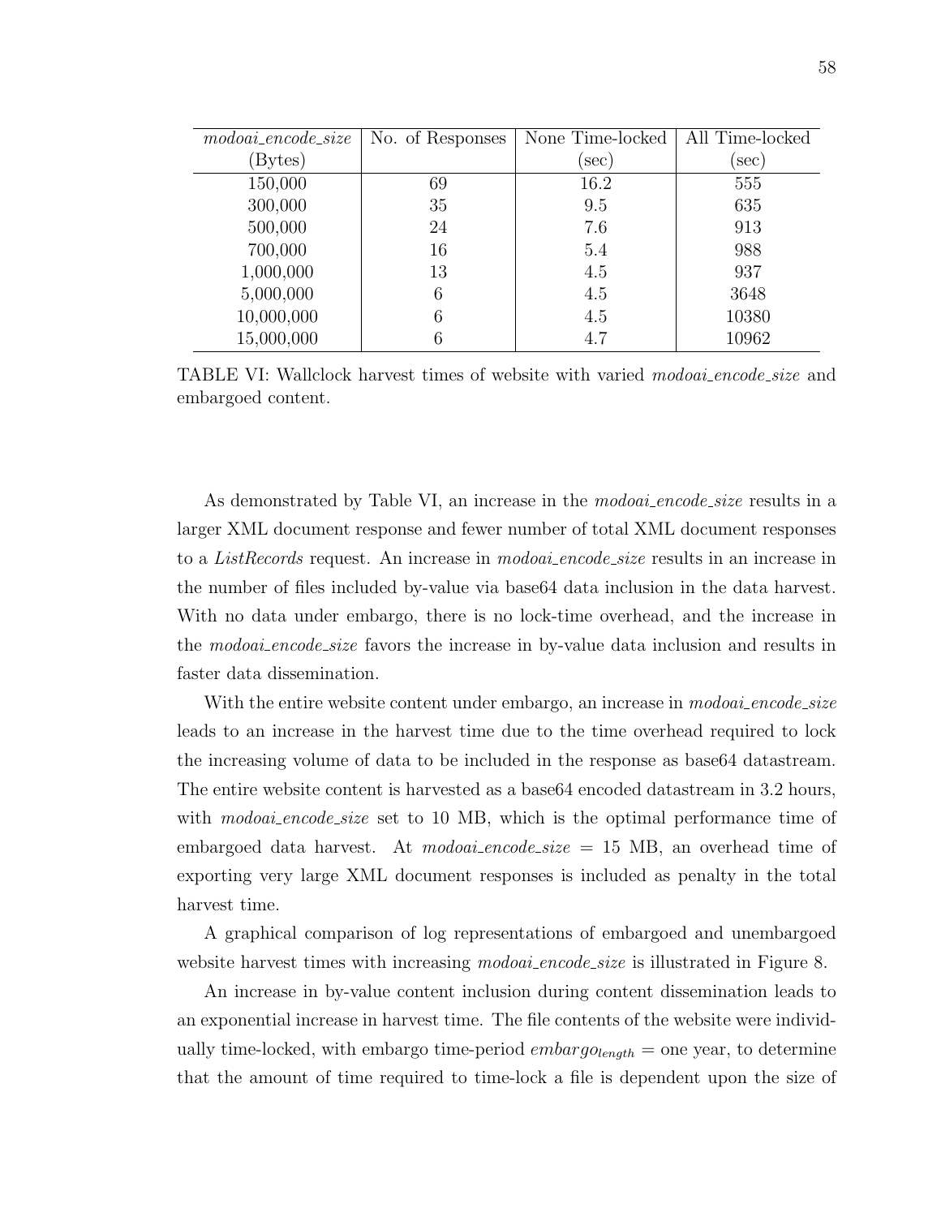| *modoai_encode_size* (Bytes) | No. of Responses | None Time-locked (sec) | All Time-locked (sec) |
|---|---|---|---|
| 150,000 | 69 | 16.2 | 555 |
| 300,000 | 35 | 9.5 | 635 |
| 500,000 | 24 | 7.6 | 913 |
| 700,000 | 16 | 5.4 | 988 |
| 1,000,000 | 13 | 4.5 | 937 |
| 5,000,000 | 6 | 4.5 | 3648 |
| 10,000,000 | 6 | 4.5 | 10380 |
| 15,000,000 | 6 | 4.7 | 10962 |

TABLE VI: Wallclock harvest times of website with varied *modoai_encode_size* and embargoed content.

As demonstrated by Table VI, an increase in the *modoai_encode_size* results in a larger XML document response and fewer number of total XML document responses to a *ListRecords* request. An increase in *modoai_encode_size* results in an increase in the number of files included by-value via base64 data inclusion in the data harvest. With no data under embargo, there is no lock-time overhead, and the increase in the *modoai_encode_size* favors the increase in by-value data inclusion and results in faster data dissemination.

With the entire website content under embargo, an increase in *modoai_encode_size* leads to an increase in the harvest time due to the time overhead required to lock the increasing volume of data to be included in the response as base64 datastream. The entire website content is harvested as a base64 encoded datastream in 3.2 hours, with *modoai_encode_size* set to 10 MB, which is the optimal performance time of embargoed data harvest. At *modoai_encode_size* = 15 MB, an overhead time of exporting very large XML document responses is included as penalty in the total harvest time.

A graphical comparison of log representations of embargoed and unembargoed website harvest times with increasing *modoai_encode_size* is illustrated in Figure 8.

An increase in by-value content inclusion during content dissemination leads to an exponential increase in harvest time. The file contents of the website were individually time-locked, with embargo time-period $embargo_{length}$ = one year, to determine that the amount of time required to time-lock a file is dependent upon the size of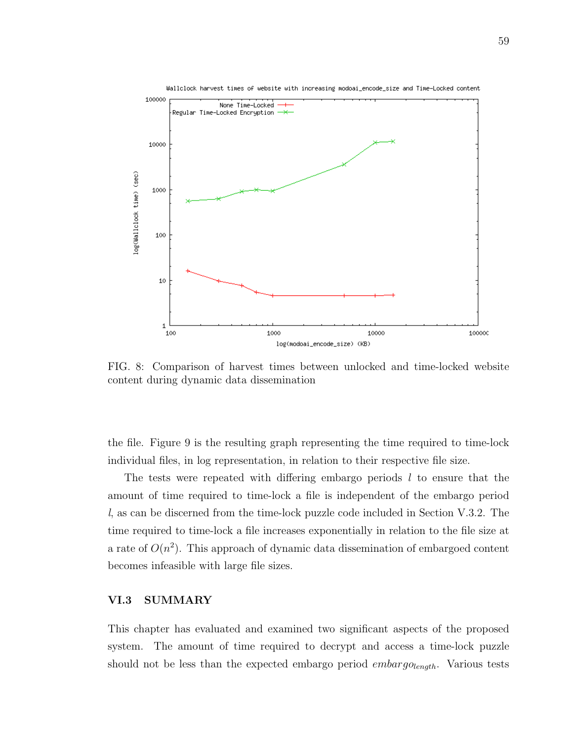FIG. 8: Comparison of harvest times between unlocked and time-locked website content during dynamic data dissemination

the file. Figure 9 is the resulting graph representing the time required to time-lock individual files, in log representation, in relation to their respective file size.

The tests were repeated with differing embargo periods $l$ to ensure that the amount of time required to time-lock a file is independent of the embargo period $l$, as can be discerned from the time-lock puzzle code included in Section V.3.2. The time required to time-lock a file increases exponentially in relation to the file size at a rate of $O(n^2)$. This approach of dynamic data dissemination of embargoed content becomes infeasible with large file sizes.

## VI.3 SUMMARY

This chapter has evaluated and examined two significant aspects of the proposed system. The amount of time required to decrypt and access a time-lock puzzle should not be less than the expected embargo period $embargo_{length}$. Various tests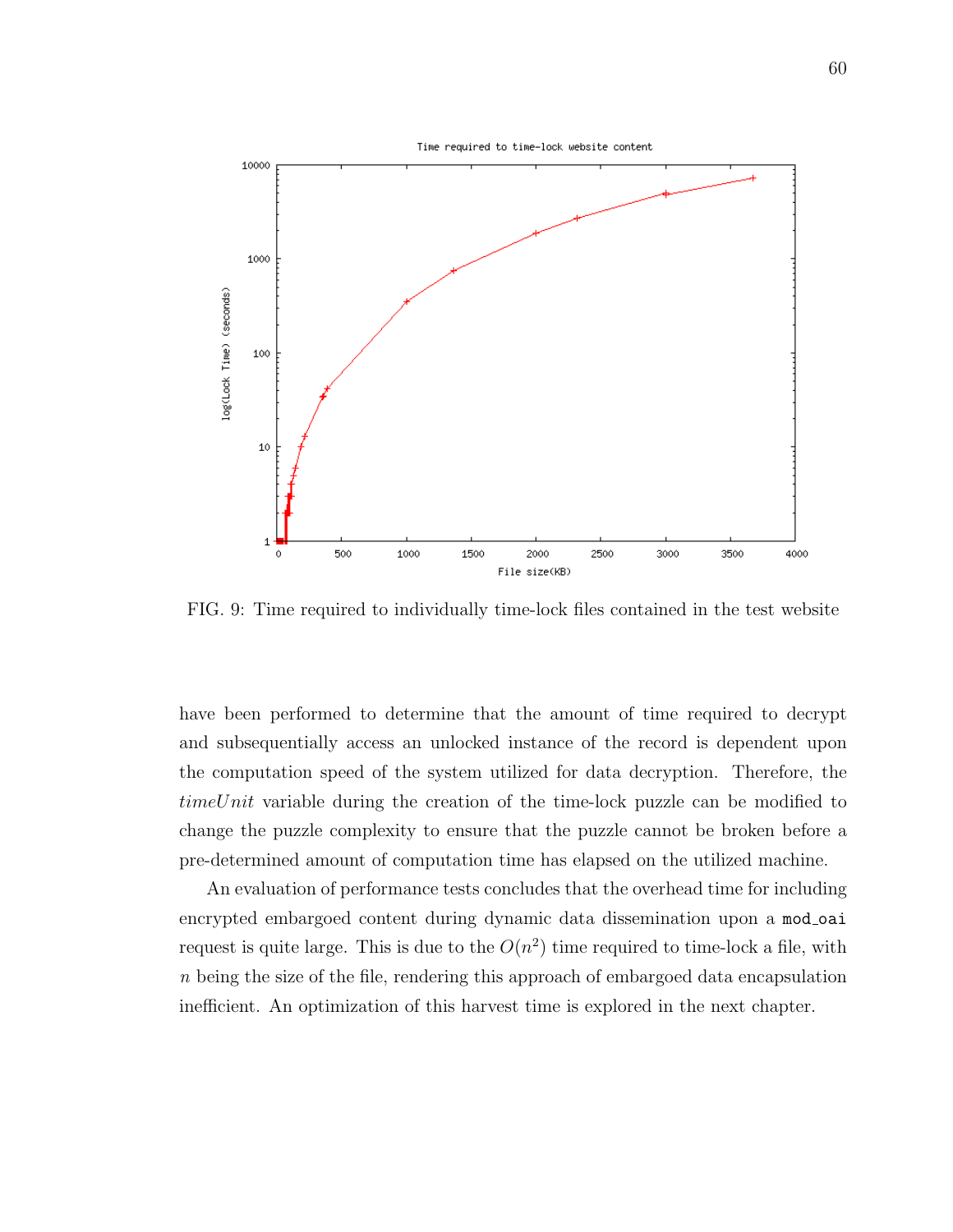FIG. 9: Time required to individually time-lock files contained in the test website

have been performed to determine that the amount of time required to decrypt and subsequentially access an unlocked instance of the record is dependent upon the computation speed of the system utilized for data decryption. Therefore, the *timeUnit* variable during the creation of the time-lock puzzle can be modified to change the puzzle complexity to ensure that the puzzle cannot be broken before a pre-determined amount of computation time has elapsed on the utilized machine.

An evaluation of performance tests concludes that the overhead time for including encrypted embargoed content during dynamic data dissemination upon a `mod_oai` request is quite large. This is due to the $O(n^2)$ time required to time-lock a file, with $n$ being the size of the file, rendering this approach of embargoed data encapsulation inefficient. An optimization of this harvest time is explored in the next chapter.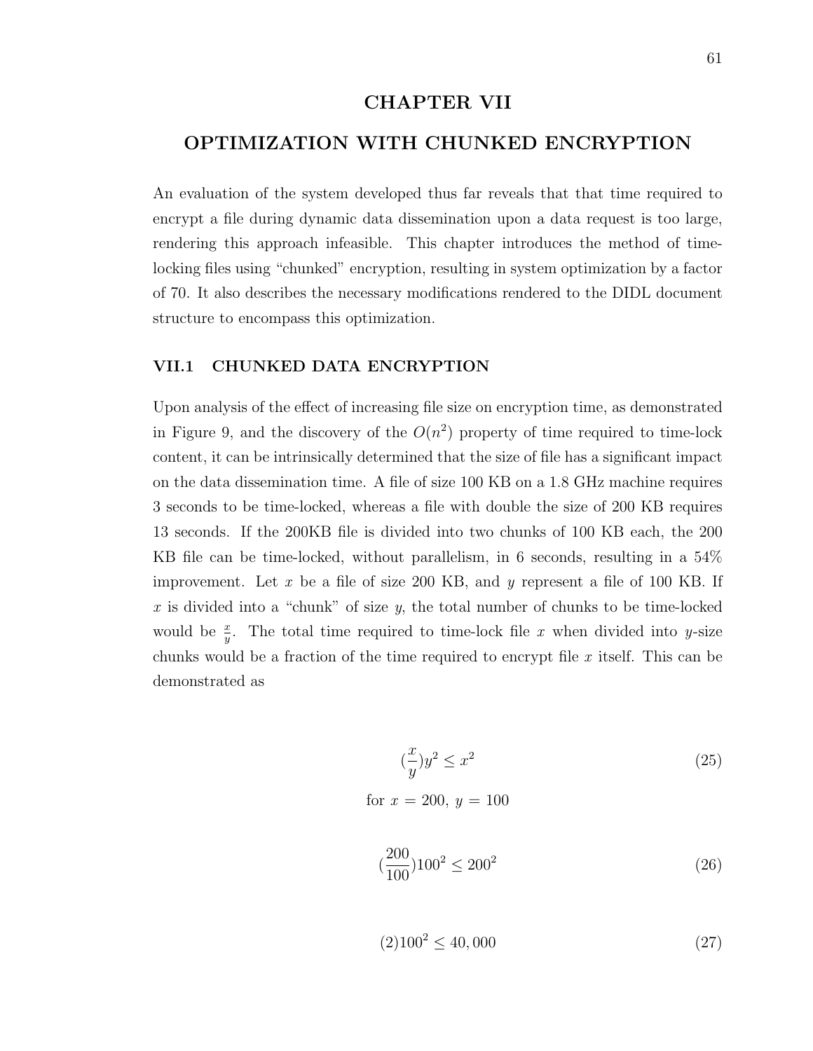# CHAPTER VII

# OPTIMIZATION WITH CHUNKED ENCRYPTION

An evaluation of the system developed thus far reveals that that time required to encrypt a file during dynamic data dissemination upon a data request is too large, rendering this approach infeasible. This chapter introduces the method of time-locking files using "chunked" encryption, resulting in system optimization by a factor of 70. It also describes the necessary modifications rendered to the DIDL document structure to encompass this optimization.

## VII.1 CHUNKED DATA ENCRYPTION

Upon analysis of the effect of increasing file size on encryption time, as demonstrated in Figure 9, and the discovery of the $O(n^2)$ property of time required to time-lock content, it can be intrinsically determined that the size of file has a significant impact on the data dissemination time. A file of size 100 KB on a 1.8 GHz machine requires 3 seconds to be time-locked, whereas a file with double the size of 200 KB requires 13 seconds. If the 200KB file is divided into two chunks of 100 KB each, the 200 KB file can be time-locked, without parallelism, in 6 seconds, resulting in a 54% improvement. Let $x$ be a file of size 200 KB, and $y$ represent a file of 100 KB. If $x$ is divided into a "chunk" of size $y$, the total number of chunks to be time-locked would be $\frac{x}{y}$. The total time required to time-lock file $x$ when divided into $y$-size chunks would be a fraction of the time required to encrypt file $x$ itself. This can be demonstrated as

$$(\frac{x}{y})y^2 \leq x^2 \tag{25}$$

for $x = 200$, $y = 100$

$$(\frac{200}{100})100^2 \leq 200^2 \tag{26}$$

$$(2)100^2 \leq 40,000 \tag{27}$$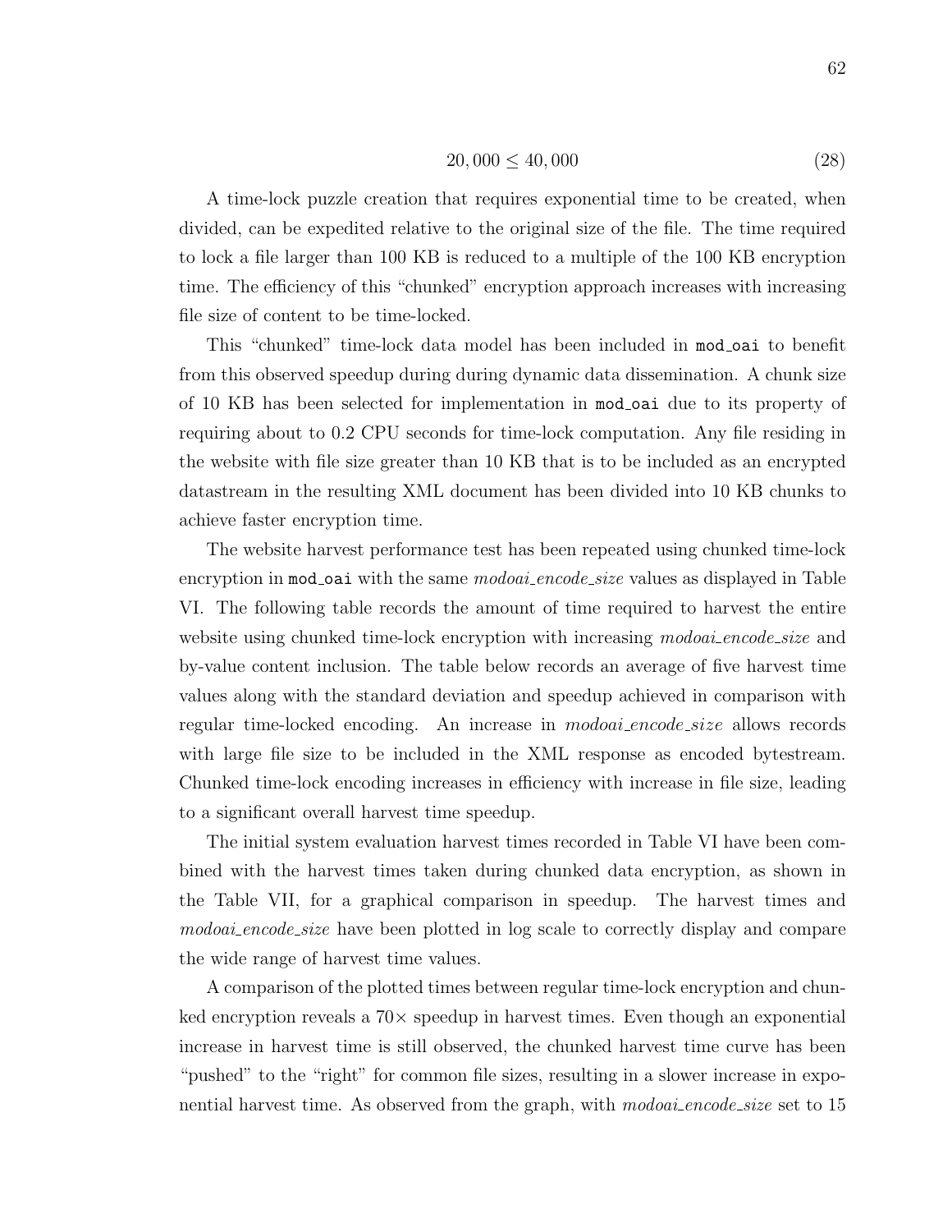$$20,000 \leq 40,000 \tag{28}$$

A time-lock puzzle creation that requires exponential time to be created, when divided, can be expedited relative to the original size of the file. The time required to lock a file larger than 100 KB is reduced to a multiple of the 100 KB encryption time. The efficiency of this "chunked" encryption approach increases with increasing file size of content to be time-locked.

This "chunked" time-lock data model has been included in `mod_oai` to benefit from this observed speedup during during dynamic data dissemination. A chunk size of 10 KB has been selected for implementation in `mod_oai` due to its property of requiring about to 0.2 CPU seconds for time-lock computation. Any file residing in the website with file size greater than 10 KB that is to be included as an encrypted datastream in the resulting XML document has been divided into 10 KB chunks to achieve faster encryption time.

The website harvest performance test has been repeated using chunked time-lock encryption in `mod_oai` with the same *modoai_encode_size* values as displayed in Table VI. The following table records the amount of time required to harvest the entire website using chunked time-lock encryption with increasing *modoai_encode_size* and by-value content inclusion. The table below records an average of five harvest time values along with the standard deviation and speedup achieved in comparison with regular time-locked encoding. An increase in *modoai_encode_size* allows records with large file size to be included in the XML response as encoded bytestream. Chunked time-lock encoding increases in efficiency with increase in file size, leading to a significant overall harvest time speedup.

The initial system evaluation harvest times recorded in Table VI have been combined with the harvest times taken during chunked data encryption, as shown in the Table VII, for a graphical comparison in speedup. The harvest times and *modoai_encode_size* have been plotted in log scale to correctly display and compare the wide range of harvest time values.

A comparison of the plotted times between regular time-lock encryption and chunked encryption reveals a $70\times$ speedup in harvest times. Even though an exponential increase in harvest time is still observed, the chunked harvest time curve has been "pushed" to the "right" for common file sizes, resulting in a slower increase in exponential harvest time. As observed from the graph, with *modoai_encode_size* set to 15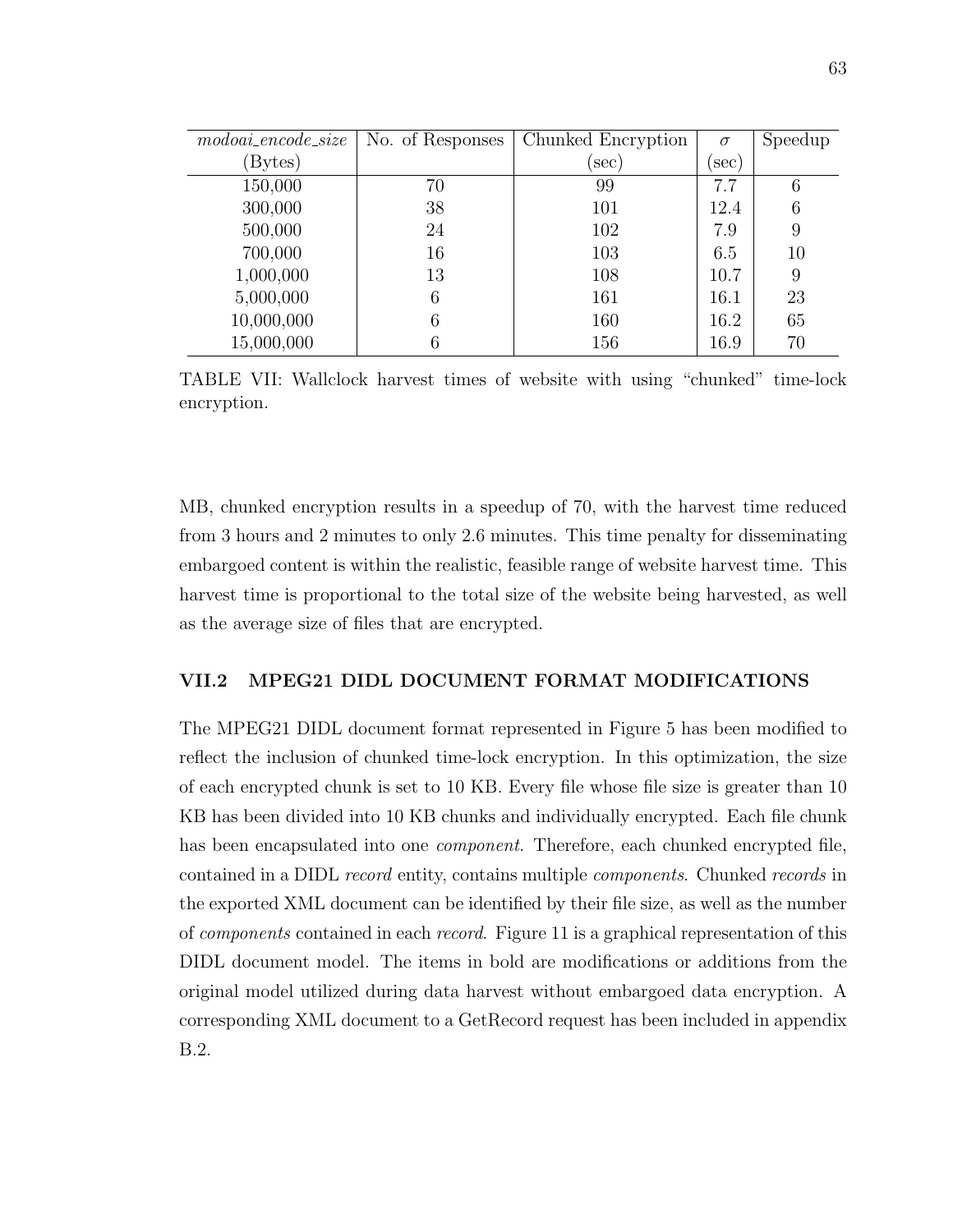| *modoai_encode_size* (Bytes) | No. of Responses | Chunked Encryption (sec) | $\sigma$ (sec) | Speedup |
|---|---|---|---|---|
| 150,000 | 70 | 99 | 7.7 | 6 |
| 300,000 | 38 | 101 | 12.4 | 6 |
| 500,000 | 24 | 102 | 7.9 | 9 |
| 700,000 | 16 | 103 | 6.5 | 10 |
| 1,000,000 | 13 | 108 | 10.7 | 9 |
| 5,000,000 | 6 | 161 | 16.1 | 23 |
| 10,000,000 | 6 | 160 | 16.2 | 65 |
| 15,000,000 | 6 | 156 | 16.9 | 70 |

TABLE VII: Wallclock harvest times of website with using "chunked" time-lock encryption.

MB, chunked encryption results in a speedup of 70, with the harvest time reduced from 3 hours and 2 minutes to only 2.6 minutes. This time penalty for disseminating embargoed content is within the realistic, feasible range of website harvest time. This harvest time is proportional to the total size of the website being harvested, as well as the average size of files that are encrypted.

## VII.2 MPEG21 DIDL DOCUMENT FORMAT MODIFICATIONS

The MPEG21 DIDL document format represented in Figure 5 has been modified to reflect the inclusion of chunked time-lock encryption. In this optimization, the size of each encrypted chunk is set to 10 KB. Every file whose file size is greater than 10 KB has been divided into 10 KB chunks and individually encrypted. Each file chunk has been encapsulated into one *component*. Therefore, each chunked encrypted file, contained in a DIDL *record* entity, contains multiple *components*. Chunked *records* in the exported XML document can be identified by their file size, as well as the number of *components* contained in each *record*. Figure 11 is a graphical representation of this DIDL document model. The items in bold are modifications or additions from the original model utilized during data harvest without embargoed data encryption. A corresponding XML document to a GetRecord request has been included in appendix B.2.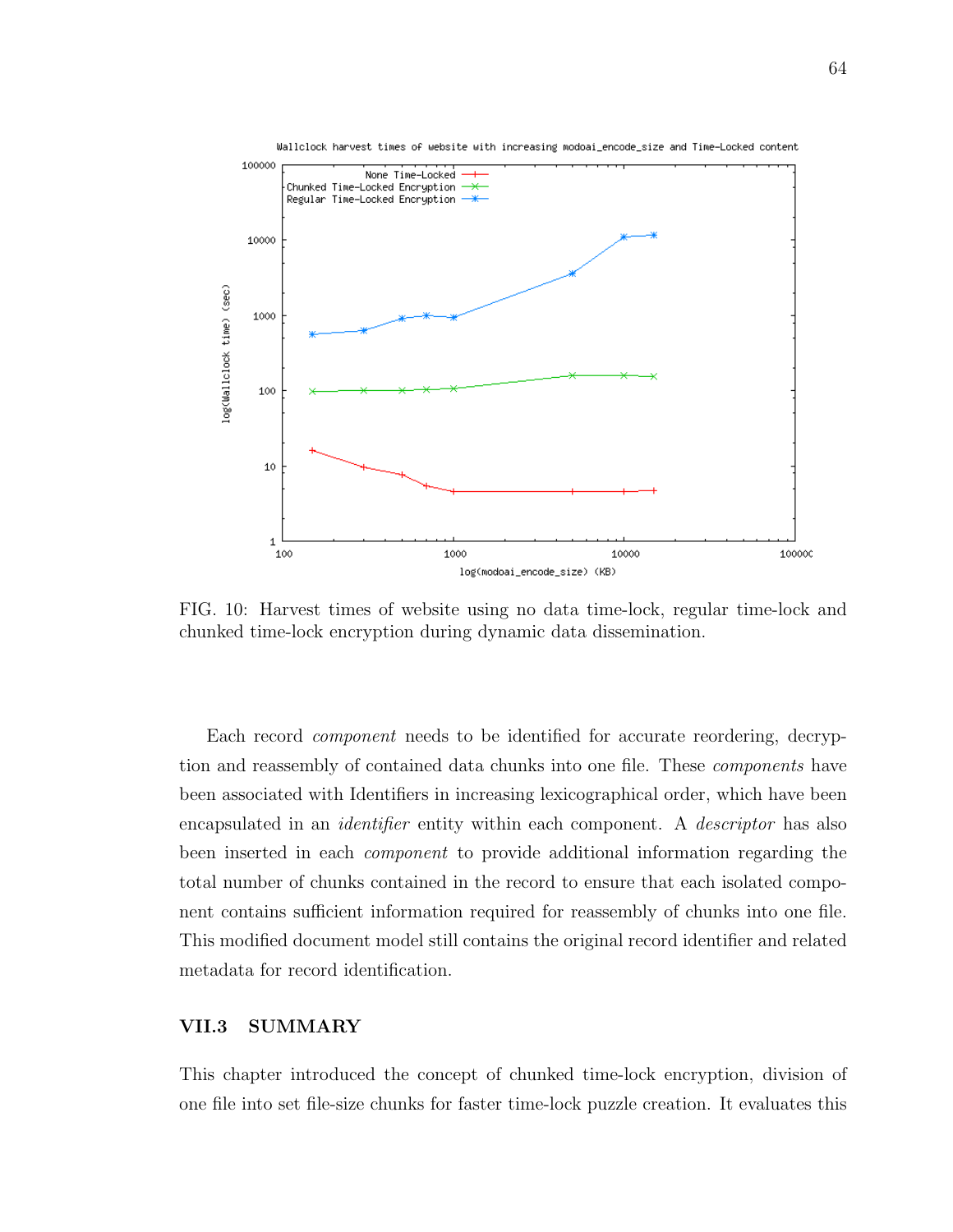FIG. 10: Harvest times of website using no data time-lock, regular time-lock and chunked time-lock encryption during dynamic data dissemination.

Each record *component* needs to be identified for accurate reordering, decryption and reassembly of contained data chunks into one file. These *components* have been associated with Identifiers in increasing lexicographical order, which have been encapsulated in an *identifier* entity within each component. A *descriptor* has also been inserted in each *component* to provide additional information regarding the total number of chunks contained in the record to ensure that each isolated component contains sufficient information required for reassembly of chunks into one file. This modified document model still contains the original record identifier and related metadata for record identification.

## VII.3 SUMMARY

This chapter introduced the concept of chunked time-lock encryption, division of one file into set file-size chunks for faster time-lock puzzle creation. It evaluates this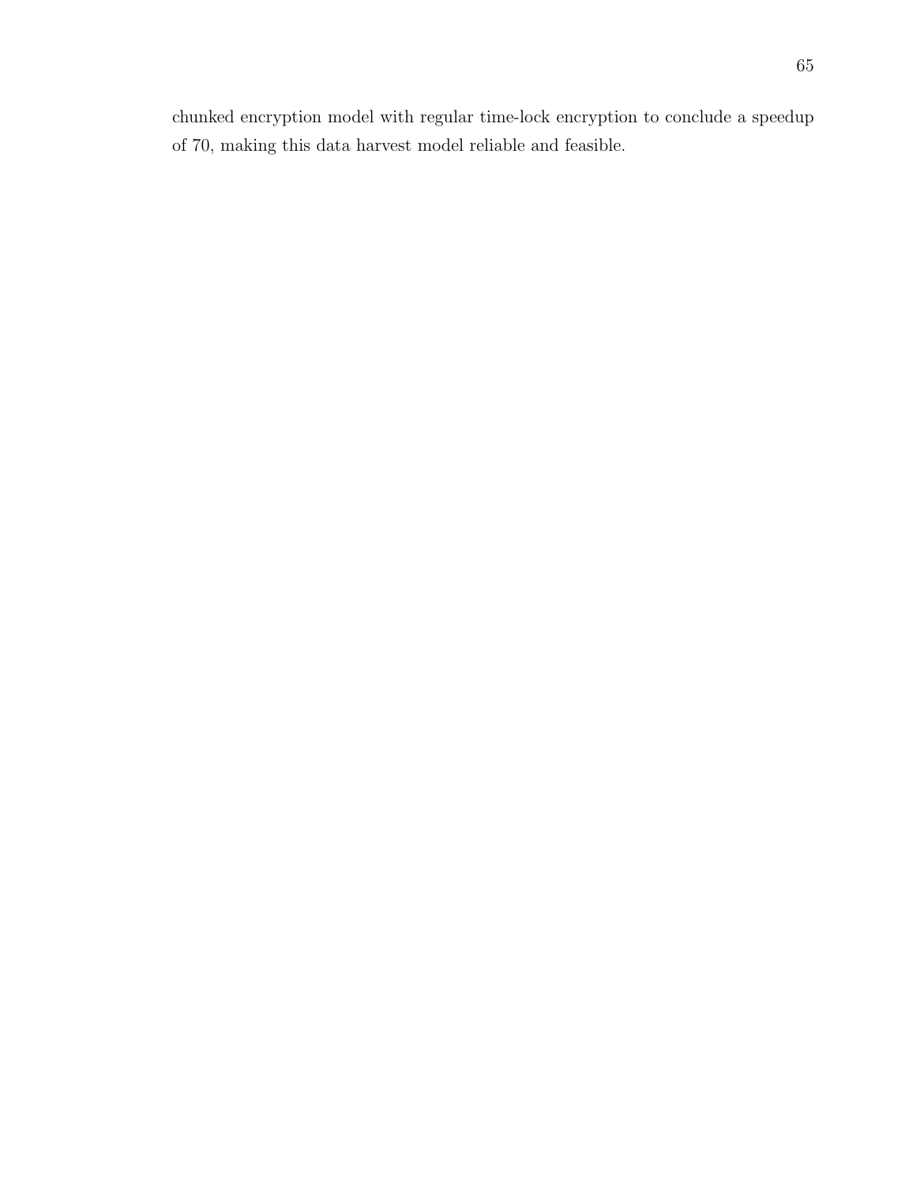chunked encryption model with regular time-lock encryption to conclude a speedup of 70, making this data harvest model reliable and feasible.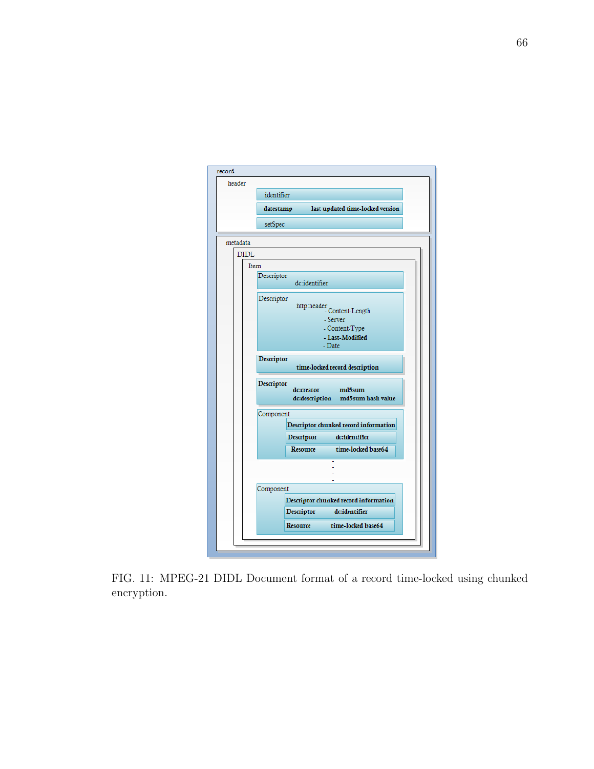```
record
  header
    identifier
    datestamp    last updated time-locked version
    setSpec
  metadata
    DIDL
      Item
        Descriptor
          dc:identifier
        Descriptor
          http:header
            - Content-Length
            - Server
            - Content-Type
            - Last-Modified
            - Date
        Descriptor
          time-locked record description
        Descriptor
          dc:creator        md5sum
          dc:description    md5sum hash value
        Component
          Descriptor chunked record information
          Descriptor    dc:identifier
          Resource      time-locked base64
        .
        .
        .
        Component
          Descriptor chunked record information
          Descriptor    dc:identifier
          Resource      time-locked base64
```

FIG. 11: MPEG-21 DIDL Document format of a record time-locked using chunked encryption.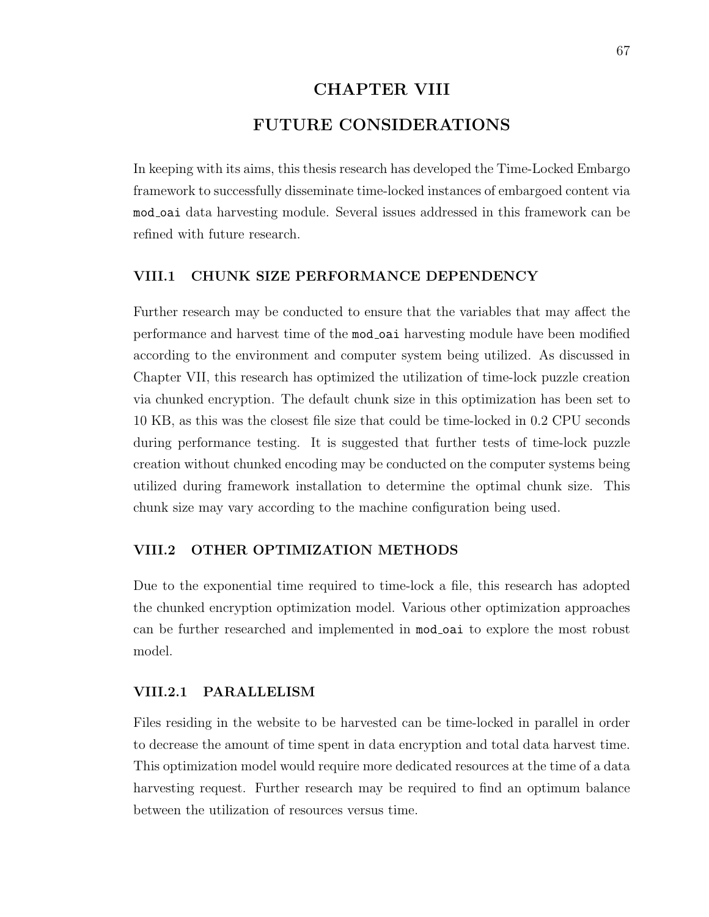# CHAPTER VIII

# FUTURE CONSIDERATIONS

In keeping with its aims, this thesis research has developed the Time-Locked Embargo framework to successfully disseminate time-locked instances of embargoed content via `mod_oai` data harvesting module. Several issues addressed in this framework can be refined with future research.

## VIII.1 CHUNK SIZE PERFORMANCE DEPENDENCY

Further research may be conducted to ensure that the variables that may affect the performance and harvest time of the `mod_oai` harvesting module have been modified according to the environment and computer system being utilized. As discussed in Chapter VII, this research has optimized the utilization of time-lock puzzle creation via chunked encryption. The default chunk size in this optimization has been set to 10 KB, as this was the closest file size that could be time-locked in 0.2 CPU seconds during performance testing. It is suggested that further tests of time-lock puzzle creation without chunked encoding may be conducted on the computer systems being utilized during framework installation to determine the optimal chunk size. This chunk size may vary according to the machine configuration being used.

## VIII.2 OTHER OPTIMIZATION METHODS

Due to the exponential time required to time-lock a file, this research has adopted the chunked encryption optimization model. Various other optimization approaches can be further researched and implemented in `mod_oai` to explore the most robust model.

### VIII.2.1 PARALLELISM

Files residing in the website to be harvested can be time-locked in parallel in order to decrease the amount of time spent in data encryption and total data harvest time. This optimization model would require more dedicated resources at the time of a data harvesting request. Further research may be required to find an optimum balance between the utilization of resources versus time.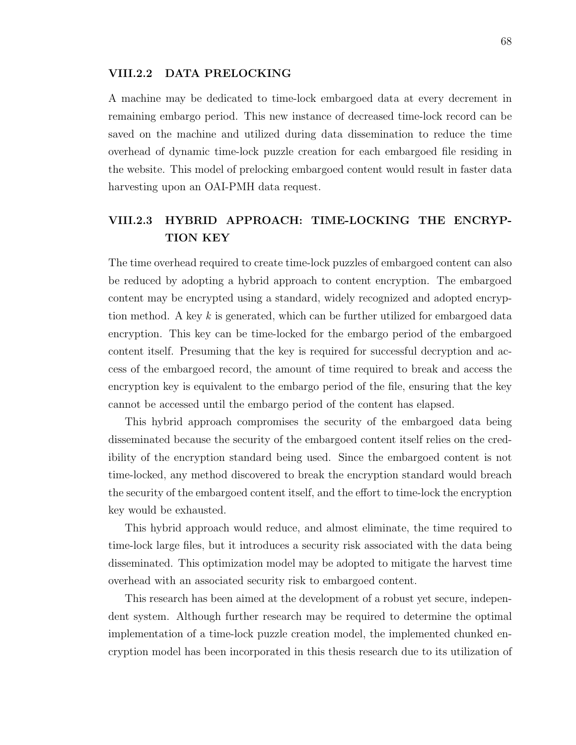### VIII.2.2 DATA PRELOCKING

A machine may be dedicated to time-lock embargoed data at every decrement in remaining embargo period. This new instance of decreased time-lock record can be saved on the machine and utilized during data dissemination to reduce the time overhead of dynamic time-lock puzzle creation for each embargoed file residing in the website. This model of prelocking embargoed content would result in faster data harvesting upon an OAI-PMH data request.

### VIII.2.3 HYBRID APPROACH: TIME-LOCKING THE ENCRYPTION KEY

The time overhead required to create time-lock puzzles of embargoed content can also be reduced by adopting a hybrid approach to content encryption. The embargoed content may be encrypted using a standard, widely recognized and adopted encryption method. A key $k$ is generated, which can be further utilized for embargoed data encryption. This key can be time-locked for the embargo period of the embargoed content itself. Presuming that the key is required for successful decryption and access of the embargoed record, the amount of time required to break and access the encryption key is equivalent to the embargo period of the file, ensuring that the key cannot be accessed until the embargo period of the content has elapsed.

This hybrid approach compromises the security of the embargoed data being disseminated because the security of the embargoed content itself relies on the credibility of the encryption standard being used. Since the embargoed content is not time-locked, any method discovered to break the encryption standard would breach the security of the embargoed content itself, and the effort to time-lock the encryption key would be exhausted.

This hybrid approach would reduce, and almost eliminate, the time required to time-lock large files, but it introduces a security risk associated with the data being disseminated. This optimization model may be adopted to mitigate the harvest time overhead with an associated security risk to embargoed content.

This research has been aimed at the development of a robust yet secure, independent system. Although further research may be required to determine the optimal implementation of a time-lock puzzle creation model, the implemented chunked encryption model has been incorporated in this thesis research due to its utilization of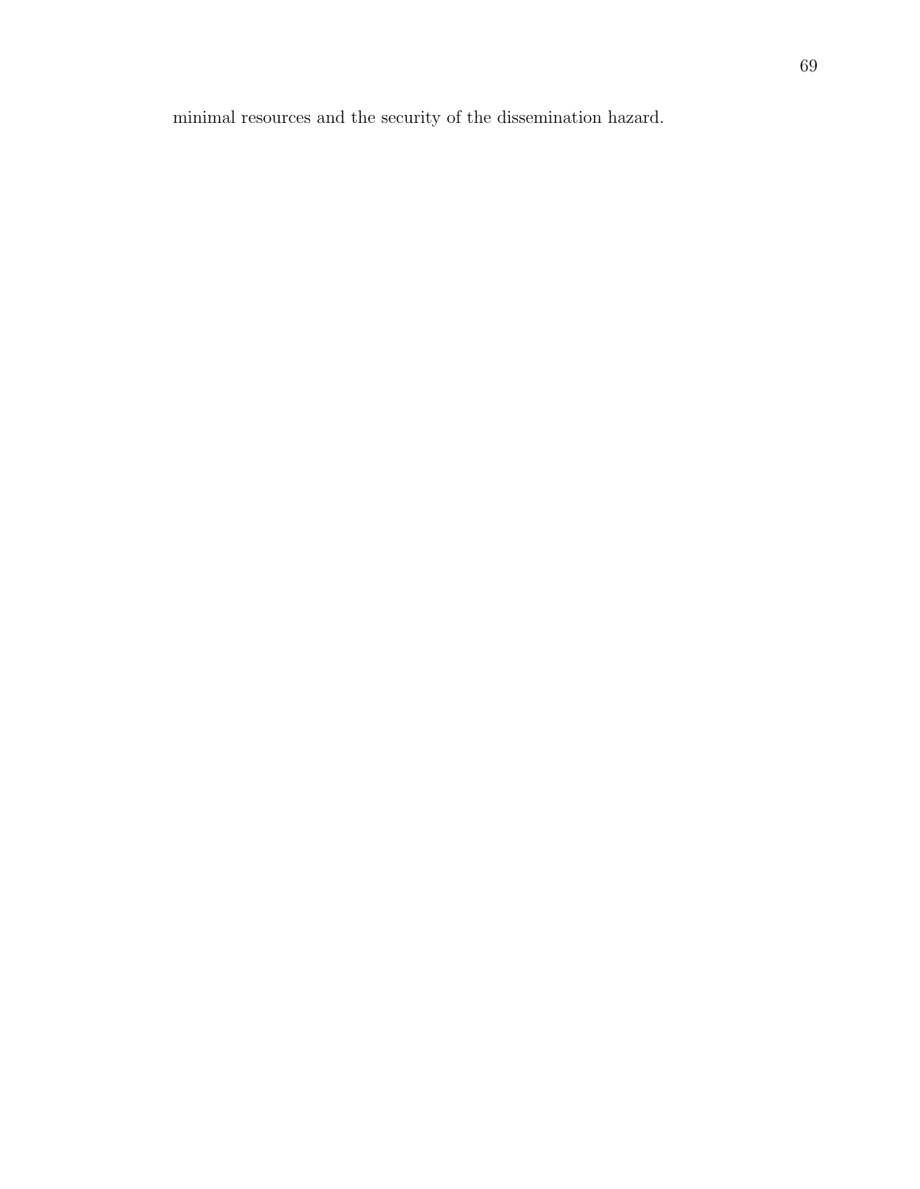minimal resources and the security of the dissemination hazard.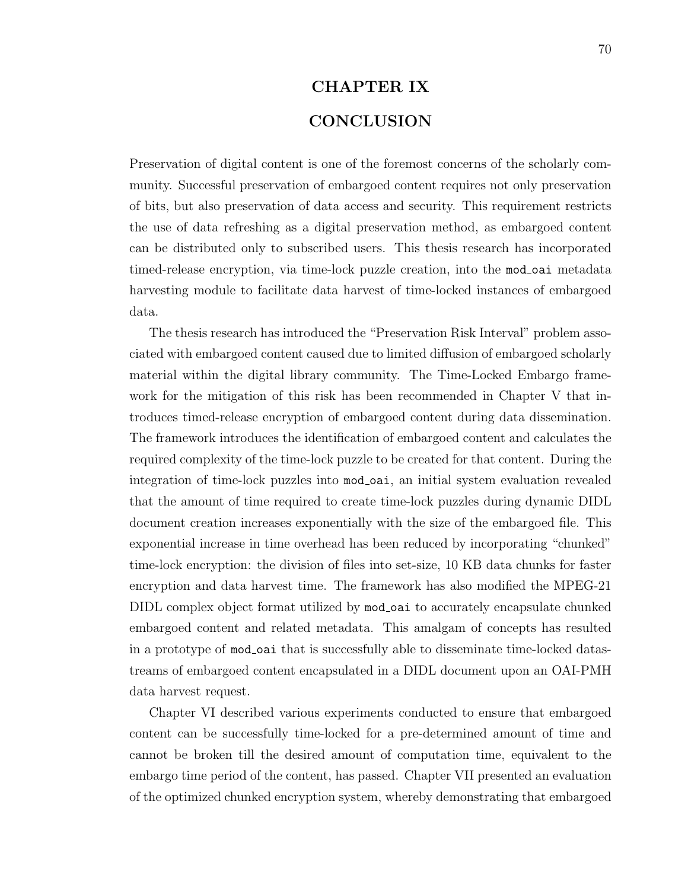# CHAPTER IX

# CONCLUSION

Preservation of digital content is one of the foremost concerns of the scholarly community. Successful preservation of embargoed content requires not only preservation of bits, but also preservation of data access and security. This requirement restricts the use of data refreshing as a digital preservation method, as embargoed content can be distributed only to subscribed users. This thesis research has incorporated timed-release encryption, via time-lock puzzle creation, into the `mod_oai` metadata harvesting module to facilitate data harvest of time-locked instances of embargoed data.

The thesis research has introduced the "Preservation Risk Interval" problem associated with embargoed content caused due to limited diffusion of embargoed scholarly material within the digital library community. The Time-Locked Embargo framework for the mitigation of this risk has been recommended in Chapter V that introduces timed-release encryption of embargoed content during data dissemination. The framework introduces the identification of embargoed content and calculates the required complexity of the time-lock puzzle to be created for that content. During the integration of time-lock puzzles into `mod_oai`, an initial system evaluation revealed that the amount of time required to create time-lock puzzles during dynamic DIDL document creation increases exponentially with the size of the embargoed file. This exponential increase in time overhead has been reduced by incorporating "chunked" time-lock encryption: the division of files into set-size, 10 KB data chunks for faster encryption and data harvest time. The framework has also modified the MPEG-21 DIDL complex object format utilized by `mod_oai` to accurately encapsulate chunked embargoed content and related metadata. This amalgam of concepts has resulted in a prototype of `mod_oai` that is successfully able to disseminate time-locked datastreams of embargoed content encapsulated in a DIDL document upon an OAI-PMH data harvest request.

Chapter VI described various experiments conducted to ensure that embargoed content can be successfully time-locked for a pre-determined amount of time and cannot be broken till the desired amount of computation time, equivalent to the embargo time period of the content, has passed. Chapter VII presented an evaluation of the optimized chunked encryption system, whereby demonstrating that embargoed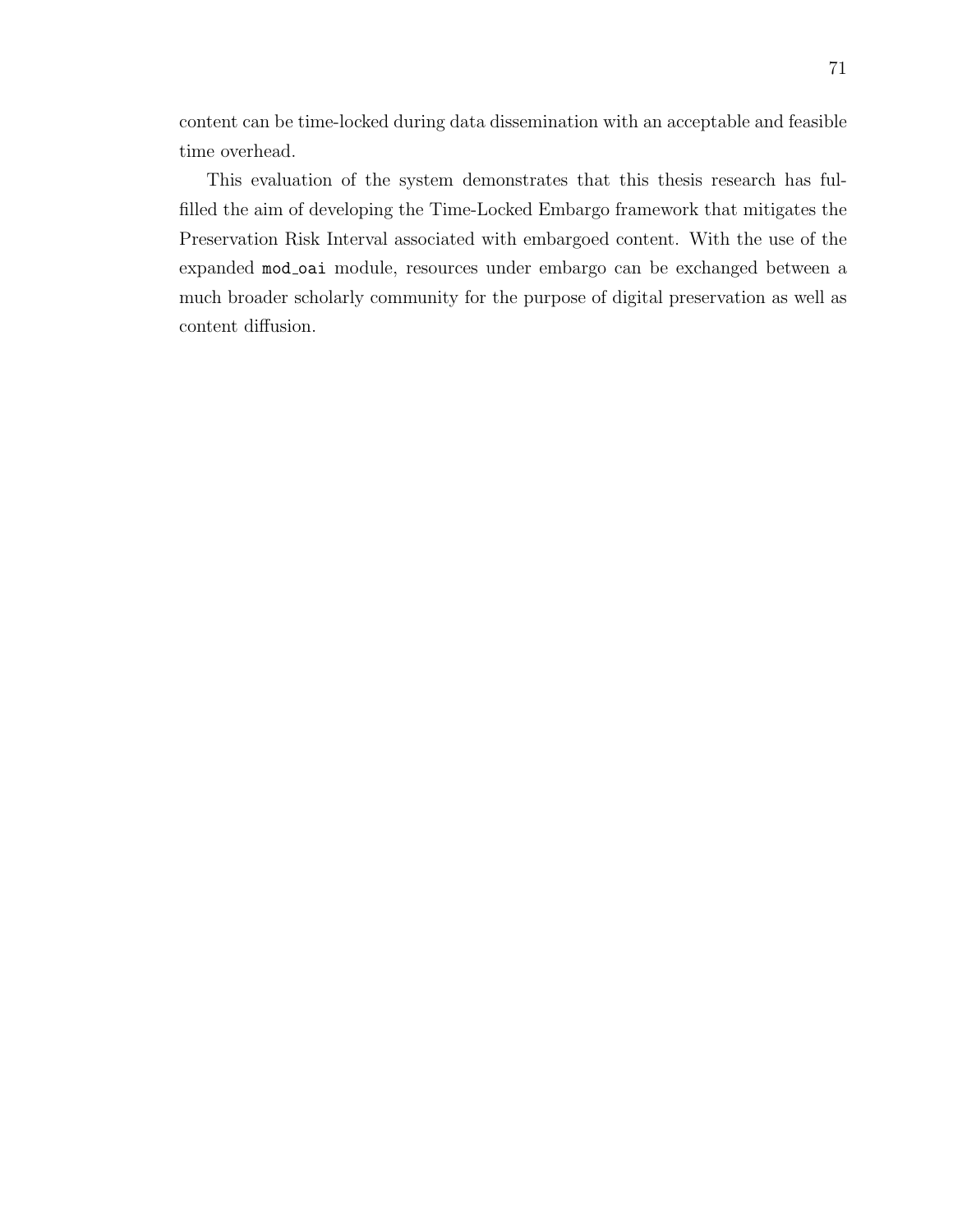content can be time-locked during data dissemination with an acceptable and feasible time overhead.

This evaluation of the system demonstrates that this thesis research has fulfilled the aim of developing the Time-Locked Embargo framework that mitigates the Preservation Risk Interval associated with embargoed content. With the use of the expanded `mod_oai` module, resources under embargo can be exchanged between a much broader scholarly community for the purpose of digital preservation as well as content diffusion.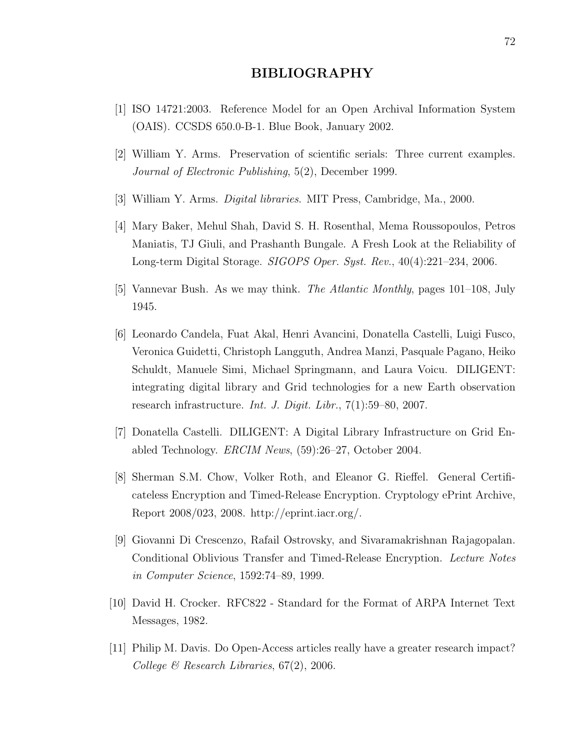# BIBLIOGRAPHY

[1] ISO 14721:2003. Reference Model for an Open Archival Information System (OAIS). CCSDS 650.0-B-1. Blue Book, January 2002.

[2] William Y. Arms. Preservation of scientific serials: Three current examples. *Journal of Electronic Publishing*, 5(2), December 1999.

[3] William Y. Arms. *Digital libraries*. MIT Press, Cambridge, Ma., 2000.

[4] Mary Baker, Mehul Shah, David S. H. Rosenthal, Mema Roussopoulos, Petros Maniatis, TJ Giuli, and Prashanth Bungale. A Fresh Look at the Reliability of Long-term Digital Storage. *SIGOPS Oper. Syst. Rev.*, 40(4):221–234, 2006.

[5] Vannevar Bush. As we may think. *The Atlantic Monthly*, pages 101–108, July 1945.

[6] Leonardo Candela, Fuat Akal, Henri Avancini, Donatella Castelli, Luigi Fusco, Veronica Guidetti, Christoph Langguth, Andrea Manzi, Pasquale Pagano, Heiko Schuldt, Manuele Simi, Michael Springmann, and Laura Voicu. DILIGENT: integrating digital library and Grid technologies for a new Earth observation research infrastructure. *Int. J. Digit. Libr.*, 7(1):59–80, 2007.

[7] Donatella Castelli. DILIGENT: A Digital Library Infrastructure on Grid Enabled Technology. *ERCIM News*, (59):26–27, October 2004.

[8] Sherman S.M. Chow, Volker Roth, and Eleanor G. Rieffel. General Certificateless Encryption and Timed-Release Encryption. Cryptology ePrint Archive, Report 2008/023, 2008. http://eprint.iacr.org/.

[9] Giovanni Di Crescenzo, Rafail Ostrovsky, and Sivaramakrishnan Rajagopalan. Conditional Oblivious Transfer and Timed-Release Encryption. *Lecture Notes in Computer Science*, 1592:74–89, 1999.

[10] David H. Crocker. RFC822 - Standard for the Format of ARPA Internet Text Messages, 1982.

[11] Philip M. Davis. Do Open-Access articles really have a greater research impact? *College & Research Libraries*, 67(2), 2006.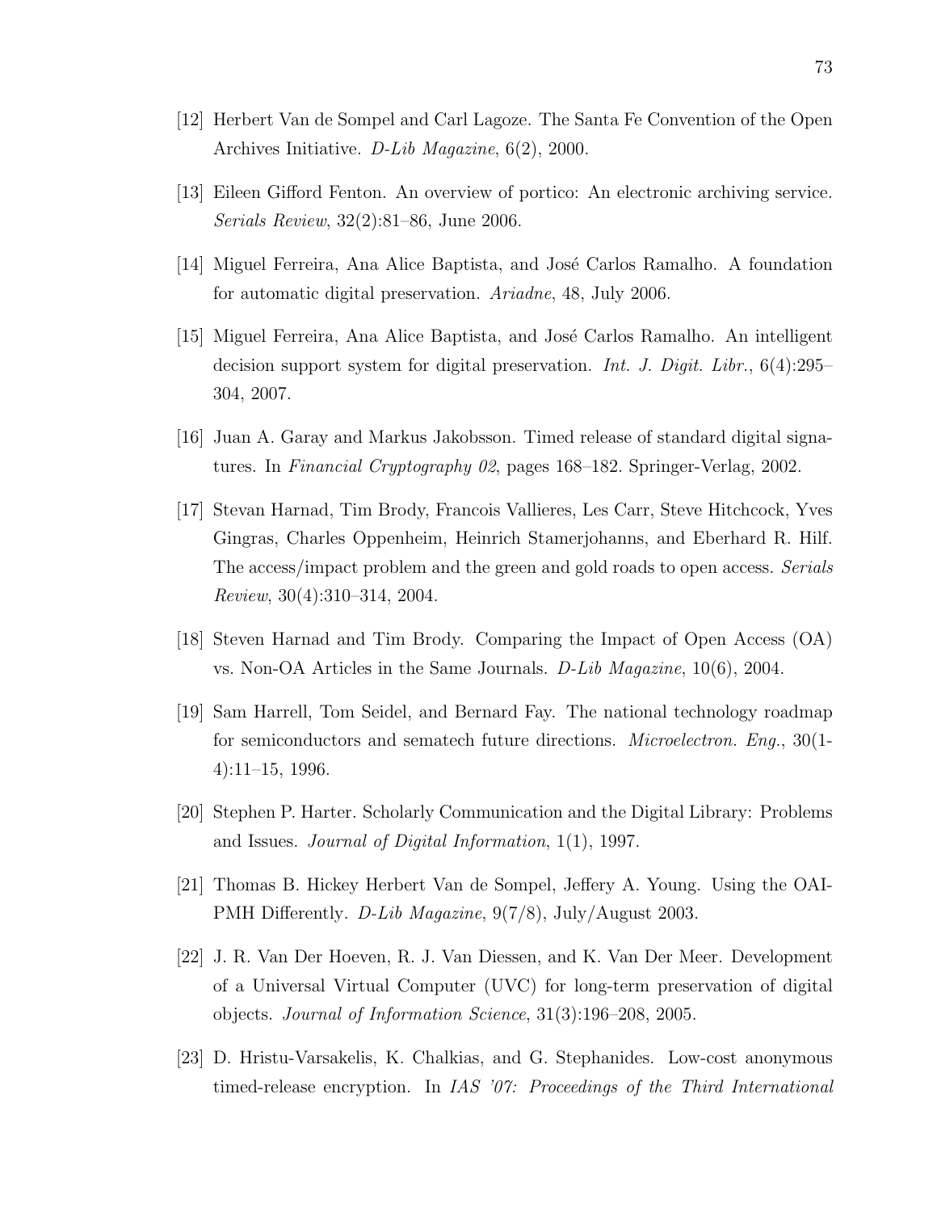[12] Herbert Van de Sompel and Carl Lagoze. The Santa Fe Convention of the Open Archives Initiative. *D-Lib Magazine*, 6(2), 2000.

[13] Eileen Gifford Fenton. An overview of portico: An electronic archiving service. *Serials Review*, 32(2):81–86, June 2006.

[14] Miguel Ferreira, Ana Alice Baptista, and José Carlos Ramalho. A foundation for automatic digital preservation. *Ariadne*, 48, July 2006.

[15] Miguel Ferreira, Ana Alice Baptista, and José Carlos Ramalho. An intelligent decision support system for digital preservation. *Int. J. Digit. Libr.*, 6(4):295–304, 2007.

[16] Juan A. Garay and Markus Jakobsson. Timed release of standard digital signatures. In *Financial Cryptography 02*, pages 168–182. Springer-Verlag, 2002.

[17] Stevan Harnad, Tim Brody, Francois Vallieres, Les Carr, Steve Hitchcock, Yves Gingras, Charles Oppenheim, Heinrich Stamerjohanns, and Eberhard R. Hilf. The access/impact problem and the green and gold roads to open access. *Serials Review*, 30(4):310–314, 2004.

[18] Steven Harnad and Tim Brody. Comparing the Impact of Open Access (OA) vs. Non-OA Articles in the Same Journals. *D-Lib Magazine*, 10(6), 2004.

[19] Sam Harrell, Tom Seidel, and Bernard Fay. The national technology roadmap for semiconductors and sematech future directions. *Microelectron. Eng.*, 30(1-4):11–15, 1996.

[20] Stephen P. Harter. Scholarly Communication and the Digital Library: Problems and Issues. *Journal of Digital Information*, 1(1), 1997.

[21] Thomas B. Hickey Herbert Van de Sompel, Jeffery A. Young. Using the OAI-PMH Differently. *D-Lib Magazine*, 9(7/8), July/August 2003.

[22] J. R. Van Der Hoeven, R. J. Van Diessen, and K. Van Der Meer. Development of a Universal Virtual Computer (UVC) for long-term preservation of digital objects. *Journal of Information Science*, 31(3):196–208, 2005.

[23] D. Hristu-Varsakelis, K. Chalkias, and G. Stephanides. Low-cost anonymous timed-release encryption. In *IAS '07: Proceedings of the Third International*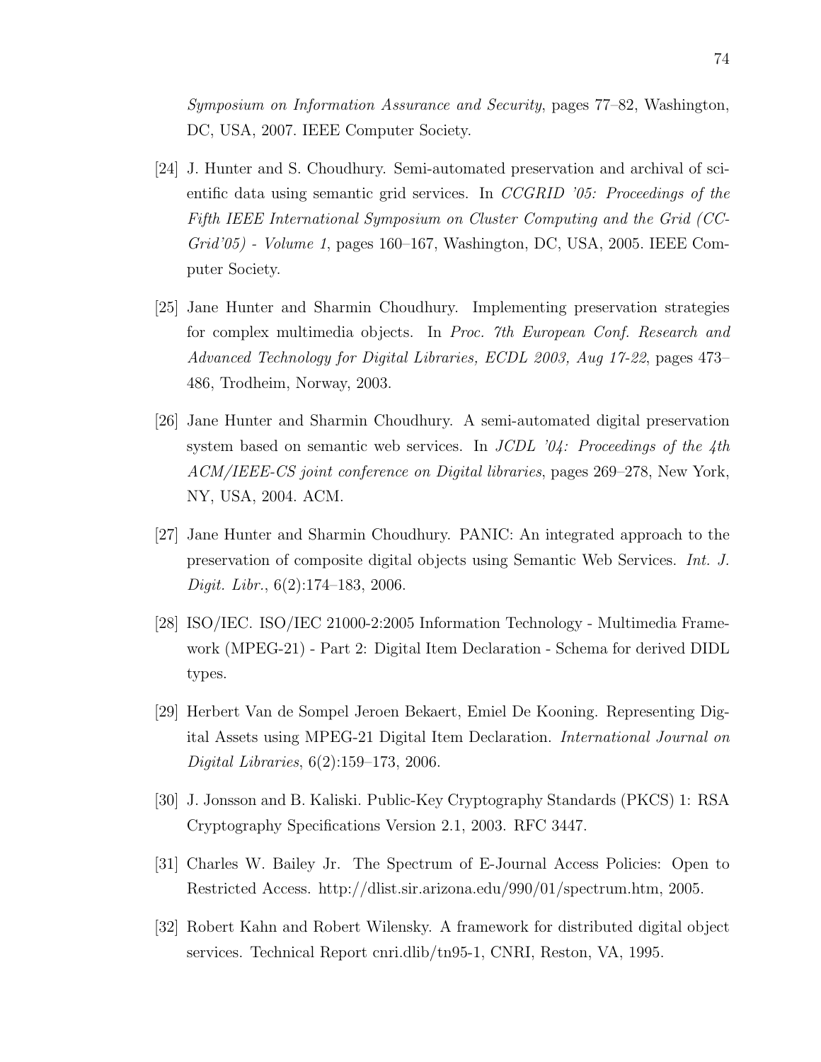*Symposium on Information Assurance and Security*, pages 77–82, Washington, DC, USA, 2007. IEEE Computer Society.

[24] J. Hunter and S. Choudhury. Semi-automated preservation and archival of scientific data using semantic grid services. In *CCGRID '05: Proceedings of the Fifth IEEE International Symposium on Cluster Computing and the Grid (CCGrid'05) - Volume 1*, pages 160–167, Washington, DC, USA, 2005. IEEE Computer Society.

[25] Jane Hunter and Sharmin Choudhury. Implementing preservation strategies for complex multimedia objects. In *Proc. 7th European Conf. Research and Advanced Technology for Digital Libraries, ECDL 2003, Aug 17-22*, pages 473–486, Trodheim, Norway, 2003.

[26] Jane Hunter and Sharmin Choudhury. A semi-automated digital preservation system based on semantic web services. In *JCDL '04: Proceedings of the 4th ACM/IEEE-CS joint conference on Digital libraries*, pages 269–278, New York, NY, USA, 2004. ACM.

[27] Jane Hunter and Sharmin Choudhury. PANIC: An integrated approach to the preservation of composite digital objects using Semantic Web Services. *Int. J. Digit. Libr.*, 6(2):174–183, 2006.

[28] ISO/IEC. ISO/IEC 21000-2:2005 Information Technology - Multimedia Framework (MPEG-21) - Part 2: Digital Item Declaration - Schema for derived DIDL types.

[29] Herbert Van de Sompel Jeroen Bekaert, Emiel De Kooning. Representing Digital Assets using MPEG-21 Digital Item Declaration. *International Journal on Digital Libraries*, 6(2):159–173, 2006.

[30] J. Jonsson and B. Kaliski. Public-Key Cryptography Standards (PKCS) 1: RSA Cryptography Specifications Version 2.1, 2003. RFC 3447.

[31] Charles W. Bailey Jr. The Spectrum of E-Journal Access Policies: Open to Restricted Access. http://dlist.sir.arizona.edu/990/01/spectrum.htm, 2005.

[32] Robert Kahn and Robert Wilensky. A framework for distributed digital object services. Technical Report cnri.dlib/tn95-1, CNRI, Reston, VA, 1995.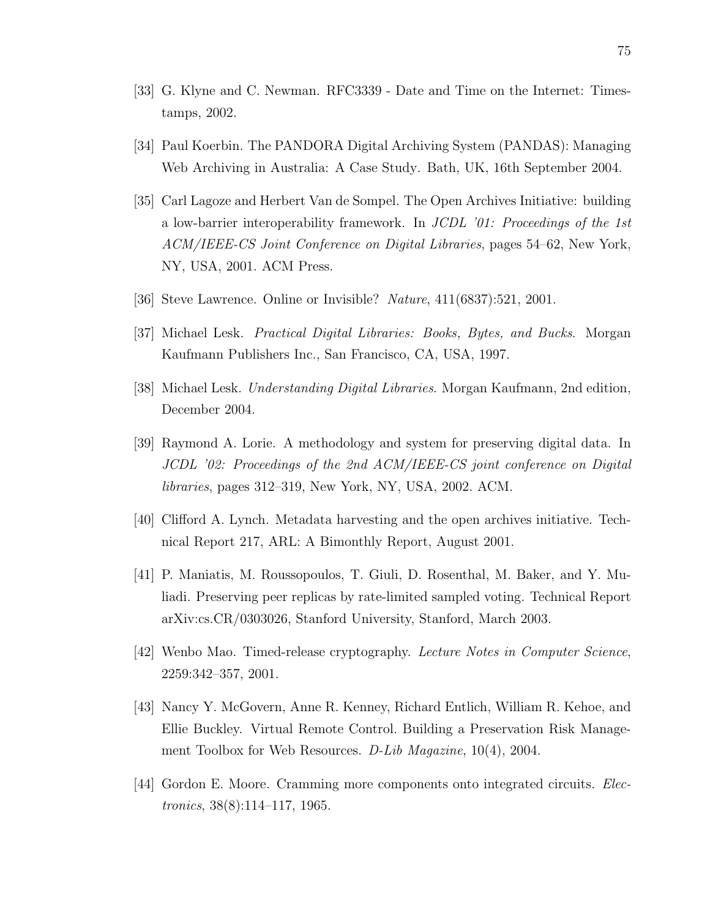[33] G. Klyne and C. Newman. RFC3339 - Date and Time on the Internet: Timestamps, 2002.

[34] Paul Koerbin. The PANDORA Digital Archiving System (PANDAS): Managing Web Archiving in Australia: A Case Study. Bath, UK, 16th September 2004.

[35] Carl Lagoze and Herbert Van de Sompel. The Open Archives Initiative: building a low-barrier interoperability framework. In *JCDL '01: Proceedings of the 1st ACM/IEEE-CS Joint Conference on Digital Libraries*, pages 54–62, New York, NY, USA, 2001. ACM Press.

[36] Steve Lawrence. Online or Invisible? *Nature*, 411(6837):521, 2001.

[37] Michael Lesk. *Practical Digital Libraries: Books, Bytes, and Bucks*. Morgan Kaufmann Publishers Inc., San Francisco, CA, USA, 1997.

[38] Michael Lesk. *Understanding Digital Libraries*. Morgan Kaufmann, 2nd edition, December 2004.

[39] Raymond A. Lorie. A methodology and system for preserving digital data. In *JCDL '02: Proceedings of the 2nd ACM/IEEE-CS joint conference on Digital libraries*, pages 312–319, New York, NY, USA, 2002. ACM.

[40] Clifford A. Lynch. Metadata harvesting and the open archives initiative. Technical Report 217, ARL: A Bimonthly Report, August 2001.

[41] P. Maniatis, M. Roussopoulos, T. Giuli, D. Rosenthal, M. Baker, and Y. Muliadi. Preserving peer replicas by rate-limited sampled voting. Technical Report arXiv:cs.CR/0303026, Stanford University, Stanford, March 2003.

[42] Wenbo Mao. Timed-release cryptography. *Lecture Notes in Computer Science*, 2259:342–357, 2001.

[43] Nancy Y. McGovern, Anne R. Kenney, Richard Entlich, William R. Kehoe, and Ellie Buckley. Virtual Remote Control. Building a Preservation Risk Management Toolbox for Web Resources. *D-Lib Magazine*, 10(4), 2004.

[44] Gordon E. Moore. Cramming more components onto integrated circuits. *Electronics*, 38(8):114–117, 1965.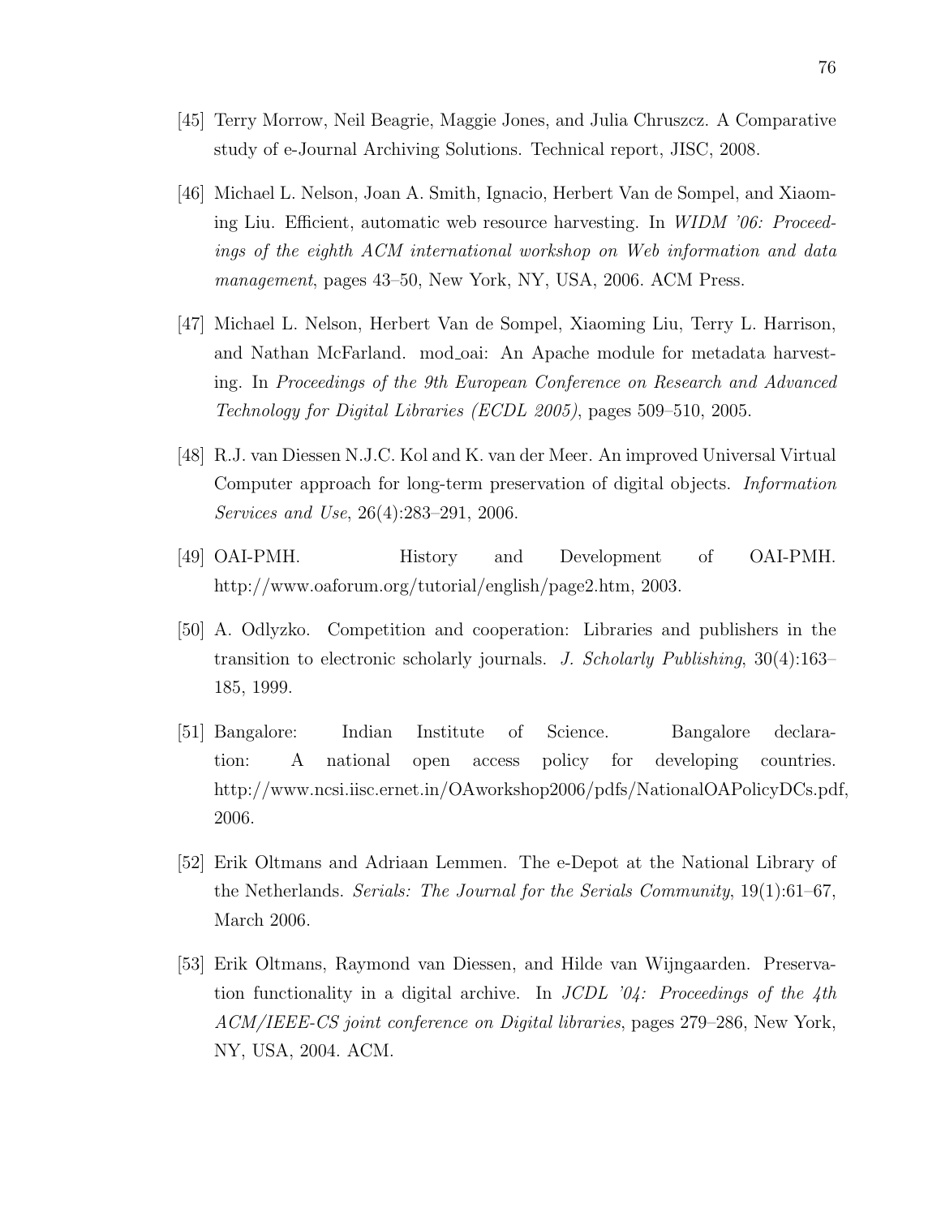[45] Terry Morrow, Neil Beagrie, Maggie Jones, and Julia Chruszcz. A Comparative study of e-Journal Archiving Solutions. Technical report, JISC, 2008.

[46] Michael L. Nelson, Joan A. Smith, Ignacio, Herbert Van de Sompel, and Xiaoming Liu. Efficient, automatic web resource harvesting. In *WIDM '06: Proceedings of the eighth ACM international workshop on Web information and data management*, pages 43–50, New York, NY, USA, 2006. ACM Press.

[47] Michael L. Nelson, Herbert Van de Sompel, Xiaoming Liu, Terry L. Harrison, and Nathan McFarland. mod_oai: An Apache module for metadata harvesting. In *Proceedings of the 9th European Conference on Research and Advanced Technology for Digital Libraries (ECDL 2005)*, pages 509–510, 2005.

[48] R.J. van Diessen N.J.C. Kol and K. van der Meer. An improved Universal Virtual Computer approach for long-term preservation of digital objects. *Information Services and Use*, 26(4):283–291, 2006.

[49] OAI-PMH. History and Development of OAI-PMH. http://www.oaforum.org/tutorial/english/page2.htm, 2003.

[50] A. Odlyzko. Competition and cooperation: Libraries and publishers in the transition to electronic scholarly journals. *J. Scholarly Publishing*, 30(4):163–185, 1999.

[51] Bangalore: Indian Institute of Science. Bangalore declaration: A national open access policy for developing countries. http://www.ncsi.iisc.ernet.in/OAworkshop2006/pdfs/NationalOAPolicyDCs.pdf, 2006.

[52] Erik Oltmans and Adriaan Lemmen. The e-Depot at the National Library of the Netherlands. *Serials: The Journal for the Serials Community*, 19(1):61–67, March 2006.

[53] Erik Oltmans, Raymond van Diessen, and Hilde van Wijngaarden. Preservation functionality in a digital archive. In *JCDL '04: Proceedings of the 4th ACM/IEEE-CS joint conference on Digital libraries*, pages 279–286, New York, NY, USA, 2004. ACM.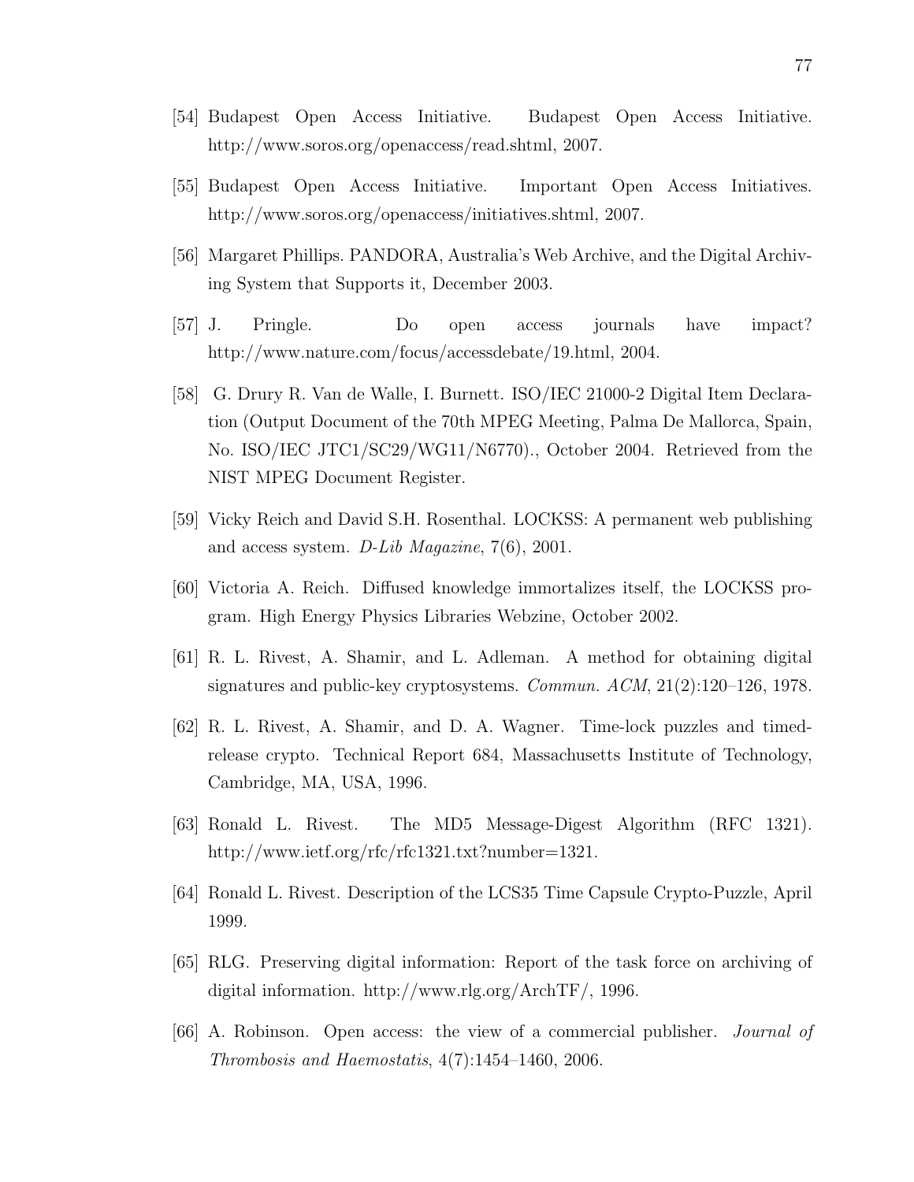[54] Budapest Open Access Initiative. Budapest Open Access Initiative. http://www.soros.org/openaccess/read.shtml, 2007.

[55] Budapest Open Access Initiative. Important Open Access Initiatives. http://www.soros.org/openaccess/initiatives.shtml, 2007.

[56] Margaret Phillips. PANDORA, Australia's Web Archive, and the Digital Archiving System that Supports it, December 2003.

[57] J. Pringle. Do open access journals have impact? http://www.nature.com/focus/accessdebate/19.html, 2004.

[58] G. Drury R. Van de Walle, I. Burnett. ISO/IEC 21000-2 Digital Item Declaration (Output Document of the 70th MPEG Meeting, Palma De Mallorca, Spain, No. ISO/IEC JTC1/SC29/WG11/N6770)., October 2004. Retrieved from the NIST MPEG Document Register.

[59] Vicky Reich and David S.H. Rosenthal. LOCKSS: A permanent web publishing and access system. *D-Lib Magazine*, 7(6), 2001.

[60] Victoria A. Reich. Diffused knowledge immortalizes itself, the LOCKSS program. High Energy Physics Libraries Webzine, October 2002.

[61] R. L. Rivest, A. Shamir, and L. Adleman. A method for obtaining digital signatures and public-key cryptosystems. *Commun. ACM*, 21(2):120–126, 1978.

[62] R. L. Rivest, A. Shamir, and D. A. Wagner. Time-lock puzzles and timed-release crypto. Technical Report 684, Massachusetts Institute of Technology, Cambridge, MA, USA, 1996.

[63] Ronald L. Rivest. The MD5 Message-Digest Algorithm (RFC 1321). http://www.ietf.org/rfc/rfc1321.txt?number=1321.

[64] Ronald L. Rivest. Description of the LCS35 Time Capsule Crypto-Puzzle, April 1999.

[65] RLG. Preserving digital information: Report of the task force on archiving of digital information. http://www.rlg.org/ArchTF/, 1996.

[66] A. Robinson. Open access: the view of a commercial publisher. *Journal of Thrombosis and Haemostatis*, 4(7):1454–1460, 2006.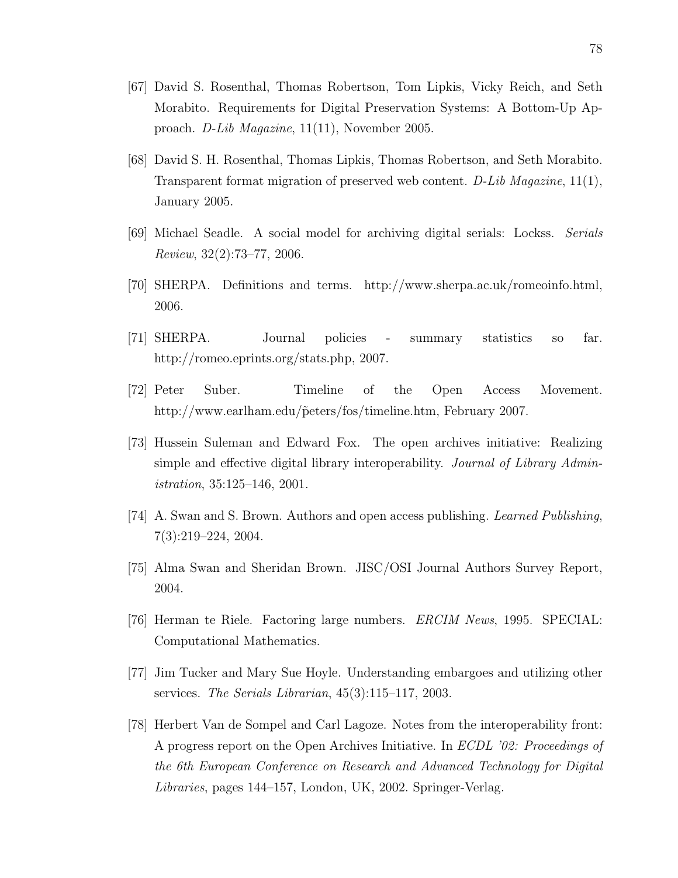[67] David S. Rosenthal, Thomas Robertson, Tom Lipkis, Vicky Reich, and Seth Morabito. Requirements for Digital Preservation Systems: A Bottom-Up Approach. *D-Lib Magazine*, 11(11), November 2005.

[68] David S. H. Rosenthal, Thomas Lipkis, Thomas Robertson, and Seth Morabito. Transparent format migration of preserved web content. *D-Lib Magazine*, 11(1), January 2005.

[69] Michael Seadle. A social model for archiving digital serials: Lockss. *Serials Review*, 32(2):73–77, 2006.

[70] SHERPA. Definitions and terms. http://www.sherpa.ac.uk/romeoinfo.html, 2006.

[71] SHERPA. Journal policies - summary statistics so far. http://romeo.eprints.org/stats.php, 2007.

[72] Peter Suber. Timeline of the Open Access Movement. http://www.earlham.edu/p̃eters/fos/timeline.htm, February 2007.

[73] Hussein Suleman and Edward Fox. The open archives initiative: Realizing simple and effective digital library interoperability. *Journal of Library Administration*, 35:125–146, 2001.

[74] A. Swan and S. Brown. Authors and open access publishing. *Learned Publishing*, 7(3):219–224, 2004.

[75] Alma Swan and Sheridan Brown. JISC/OSI Journal Authors Survey Report, 2004.

[76] Herman te Riele. Factoring large numbers. *ERCIM News*, 1995. SPECIAL: Computational Mathematics.

[77] Jim Tucker and Mary Sue Hoyle. Understanding embargoes and utilizing other services. *The Serials Librarian*, 45(3):115–117, 2003.

[78] Herbert Van de Sompel and Carl Lagoze. Notes from the interoperability front: A progress report on the Open Archives Initiative. In *ECDL '02: Proceedings of the 6th European Conference on Research and Advanced Technology for Digital Libraries*, pages 144–157, London, UK, 2002. Springer-Verlag.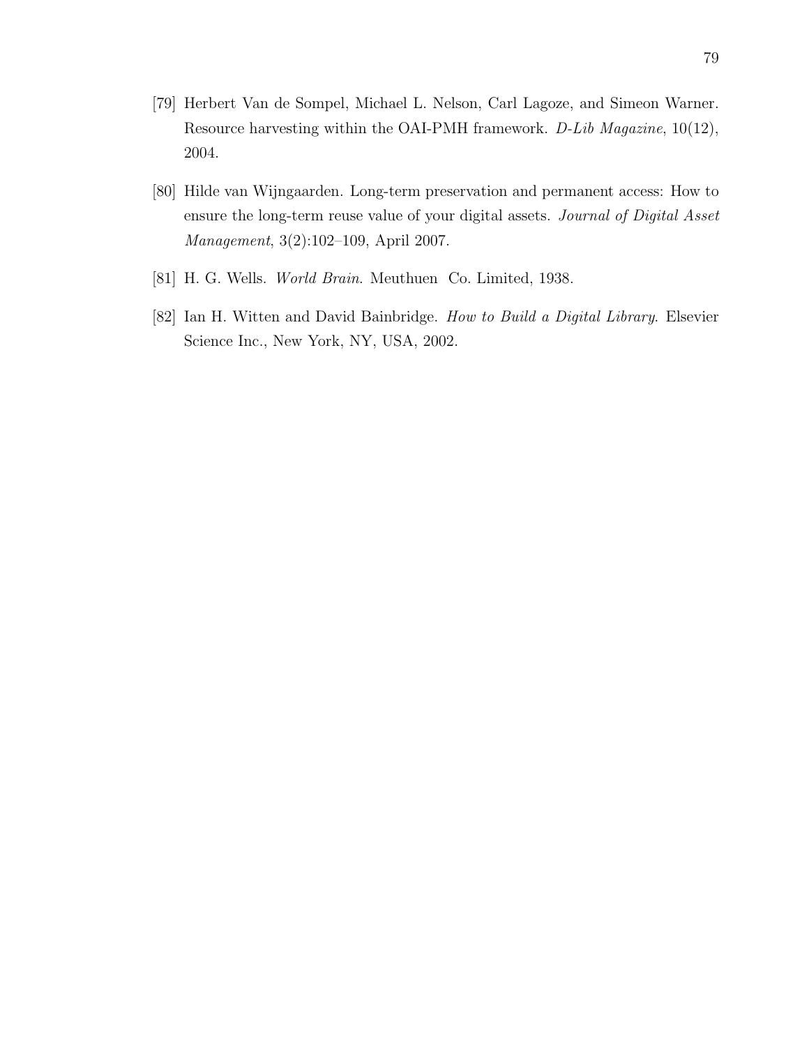[79] Herbert Van de Sompel, Michael L. Nelson, Carl Lagoze, and Simeon Warner. Resource harvesting within the OAI-PMH framework. *D-Lib Magazine*, 10(12), 2004.

[80] Hilde van Wijngaarden. Long-term preservation and permanent access: How to ensure the long-term reuse value of your digital assets. *Journal of Digital Asset Management*, 3(2):102–109, April 2007.

[81] H. G. Wells. *World Brain*. Meuthuen  Co. Limited, 1938.

[82] Ian H. Witten and David Bainbridge. *How to Build a Digital Library*. Elsevier Science Inc., New York, NY, USA, 2002.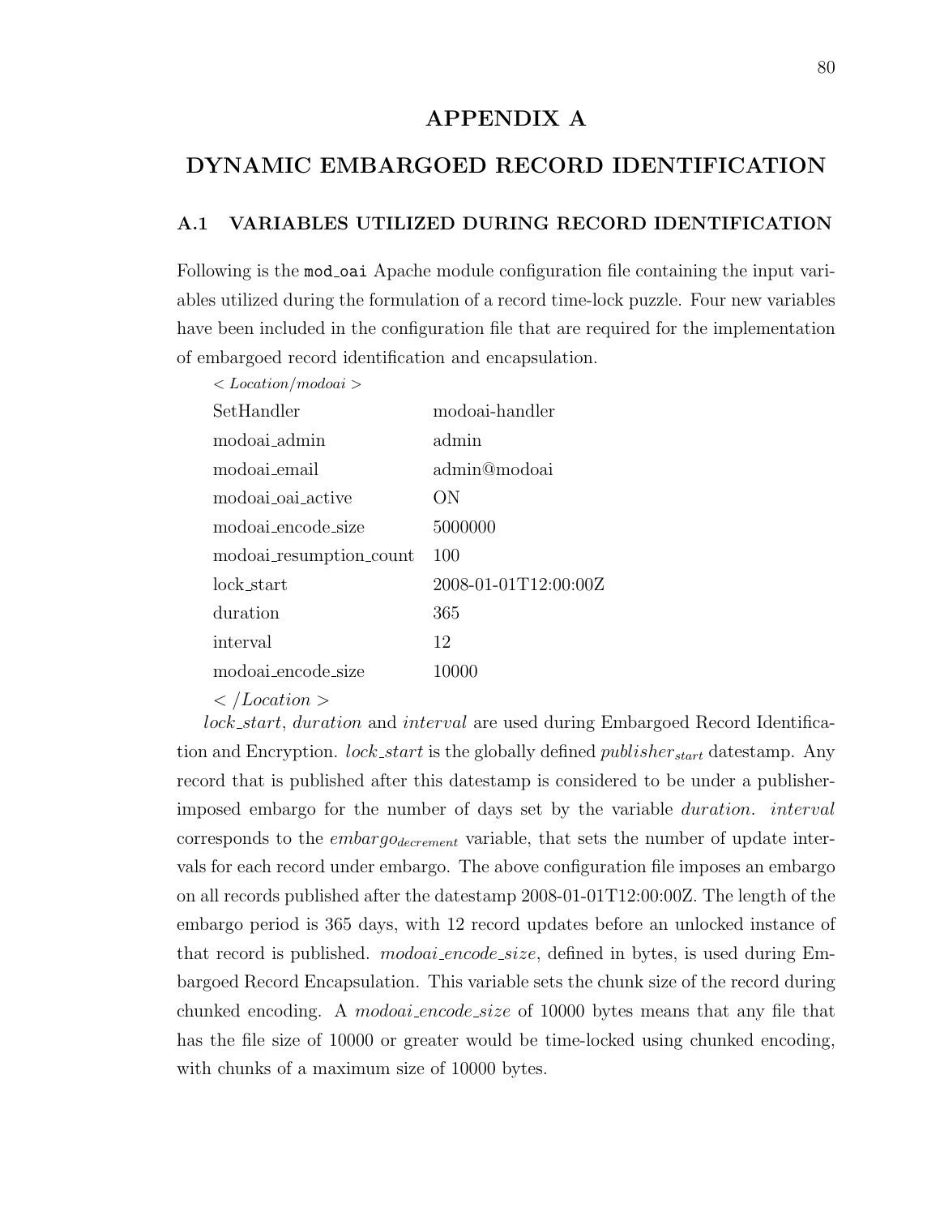# APPENDIX A

# DYNAMIC EMBARGOED RECORD IDENTIFICATION

## A.1 VARIABLES UTILIZED DURING RECORD IDENTIFICATION

Following is the `mod_oai` Apache module configuration file containing the input variables utilized during the formulation of a record time-lock puzzle. Four new variables have been included in the configuration file that are required for the implementation of embargoed record identification and encapsulation.

```
< Location/modoai >
SetHandler                  modoai-handler
modoai_admin                admin
modoai_email                admin@modoai
modoai_oai_active           ON
modoai_encode_size          5000000
modoai_resumption_count     100
lock_start                  2008-01-01T12:00:00Z
duration                    365
interval                    12
modoai_encode_size          10000
< /Location >
```

*lock_start*, *duration* and *interval* are used during Embargoed Record Identification and Encryption. *lock_start* is the globally defined $publisher_{start}$ datestamp. Any record that is published after this datestamp is considered to be under a publisher-imposed embargo for the number of days set by the variable *duration*. *interval* corresponds to the $embargo_{decrement}$ variable, that sets the number of update intervals for each record under embargo. The above configuration file imposes an embargo on all records published after the datestamp 2008-01-01T12:00:00Z. The length of the embargo period is 365 days, with 12 record updates before an unlocked instance of that record is published. *modoai_encode_size*, defined in bytes, is used during Embargoed Record Encapsulation. This variable sets the chunk size of the record during chunked encoding. A *modoai_encode_size* of 10000 bytes means that any file that has the file size of 10000 or greater would be time-locked using chunked encoding, with chunks of a maximum size of 10000 bytes.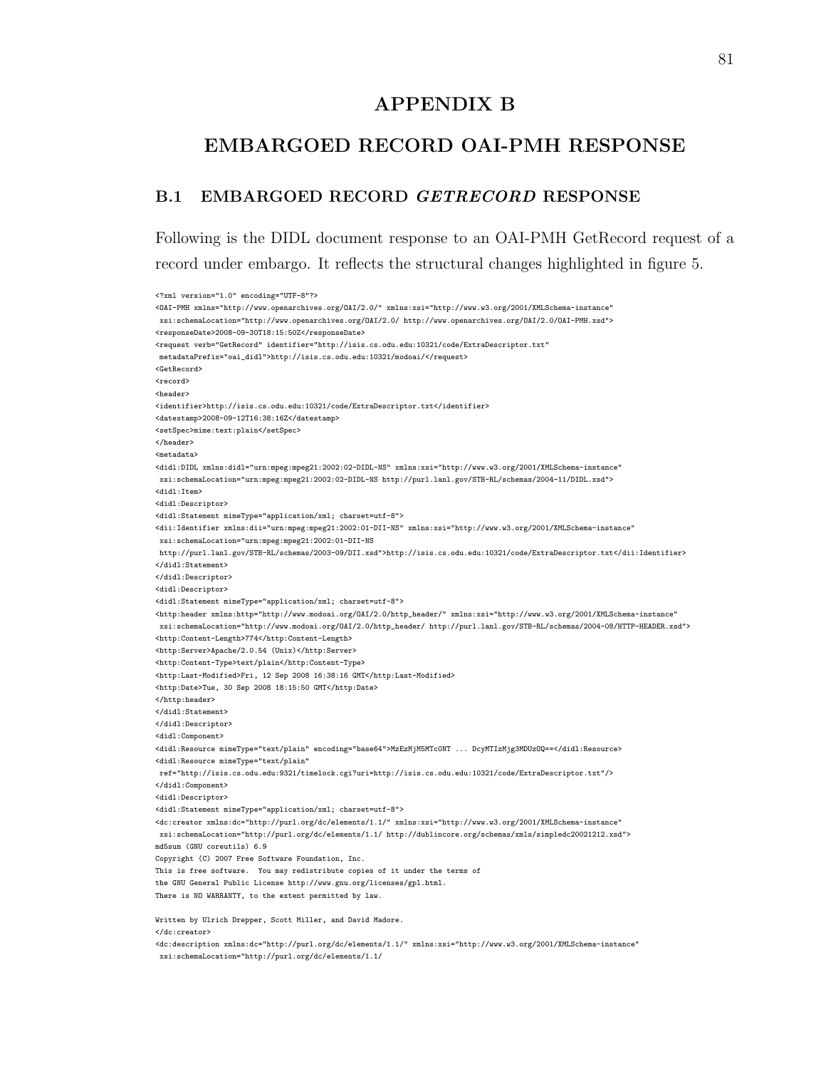# APPENDIX B

# EMBARGOED RECORD OAI-PMH RESPONSE

## B.1 EMBARGOED RECORD *GETRECORD* RESPONSE

Following is the DIDL document response to an OAI-PMH GetRecord request of a record under embargo. It reflects the structural changes highlighted in figure 5.

```
<?xml version="1.0" encoding="UTF-8"?>
<OAI-PMH xmlns="http://www.openarchives.org/OAI/2.0/" xmlns:xsi="http://www.w3.org/2001/XMLSchema-instance"
 xsi:schemaLocation="http://www.openarchives.org/OAI/2.0/ http://www.openarchives.org/OAI/2.0/OAI-PMH.xsd">
<responseDate>2008-09-30T18:15:50Z</responseDate>
<request verb="GetRecord" identifier="http://isis.cs.odu.edu:10321/code/ExtraDescriptor.txt"
 metadataPrefix="oai_didl">http://isis.cs.odu.edu:10321/modoai/</request>
<GetRecord>
<record>
<header>
<identifier>http://isis.cs.odu.edu:10321/code/ExtraDescriptor.txt</identifier>
<datestamp>2008-09-12T16:38:16Z</datestamp>
<setSpec>mime:text:plain</setSpec>
</header>
<metadata>
<didl:DIDL xmlns:didl="urn:mpeg:mpeg21:2002:02-DIDL-NS" xmlns:xsi="http://www.w3.org/2001/XMLSchema-instance"
 xsi:schemaLocation="urn:mpeg:mpeg21:2002:02-DIDL-NS http://purl.lanl.gov/STB-RL/schemas/2004-11/DIDL.xsd">
<didl:Item>
<didl:Descriptor>
<didl:Statement mimeType="application/xml; charset=utf-8">
<dii:Identifier xmlns:dii="urn:mpeg:mpeg21:2002:01-DII-NS" xmlns:xsi="http://www.w3.org/2001/XMLSchema-instance"
 xsi:schemaLocation="urn:mpeg:mpeg21:2002:01-DII-NS
 http://purl.lanl.gov/STB-RL/schemas/2003-09/DII.xsd">http://isis.cs.odu.edu:10321/code/ExtraDescriptor.txt</dii:Identifier>
</didl:Statement>
</didl:Descriptor>
<didl:Descriptor>
<didl:Statement mimeType="application/xml; charset=utf-8">
<http:header xmlns:http="http://www.modoai.org/OAI/2.0/http_header/" xmlns:xsi="http://www.w3.org/2001/XMLSchema-instance"
 xsi:schemaLocation="http://www.modoai.org/OAI/2.0/http_header/ http://purl.lanl.gov/STB-RL/schemas/2004-08/HTTP-HEADER.xsd">
<http:Content-Length>774</http:Content-Length>
<http:Server>Apache/2.0.54 (Unix)</http:Server>
<http:Content-Type>text/plain</http:Content-Type>
<http:Last-Modified>Fri, 12 Sep 2008 16:38:16 GMT</http:Last-Modified>
<http:Date>Tue, 30 Sep 2008 18:15:50 GMT</http:Date>
</http:header>
</didl:Statement>
</didl:Descriptor>
<didl:Component>
<didl:Resource mimeType="text/plain" encoding="base64">MzEzMjM5MTc0NT ... DcyMTIzMjg3MDUzOQ==</didl:Resource>
<didl:Resource mimeType="text/plain"
 ref="http://isis.cs.odu.edu:9321/timelock.cgi?uri=http://isis.cs.odu.edu:10321/code/ExtraDescriptor.txt"/>
</didl:Component>
<didl:Descriptor>
<didl:Statement mimeType="application/xml; charset=utf-8">
<dc:creator xmlns:dc="http://purl.org/dc/elements/1.1/" xmlns:xsi="http://www.w3.org/2001/XMLSchema-instance"
 xsi:schemaLocation="http://purl.org/dc/elements/1.1/ http://dublincore.org/schemas/xmls/simpledc20021212.xsd">
md5sum (GNU coreutils) 6.9
Copyright (C) 2007 Free Software Foundation, Inc.
This is free software.  You may redistribute copies of it under the terms of
the GNU General Public License http://www.gnu.org/licenses/gpl.html.
There is NO WARRANTY, to the extent permitted by law.

Written by Ulrich Drepper, Scott Miller, and David Madore.
</dc:creator>
<dc:description xmlns:dc="http://purl.org/dc/elements/1.1/" xmlns:xsi="http://www.w3.org/2001/XMLSchema-instance"
 xsi:schemaLocation="http://purl.org/dc/elements/1.1/
```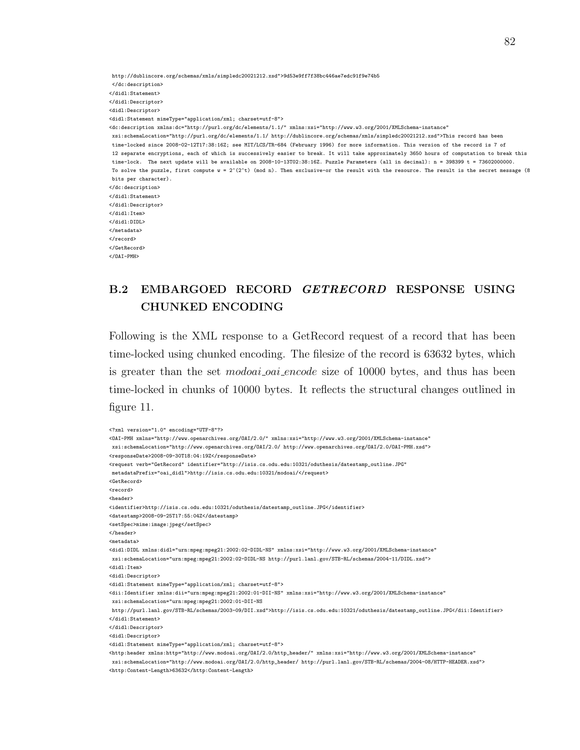```
 http://dublincore.org/schemas/xmls/simpledc20021212.xsd">9d53e9ff7f38bc446ae7edc91f9e74b5
 </dc:description>
</didl:Statement>
</didl:Descriptor>
<didl:Descriptor>
<didl:Statement mimeType="application/xml; charset=utf-8">
<dc:description xmlns:dc="http://purl.org/dc/elements/1.1/" xmlns:xsi="http://www.w3.org/2001/XMLSchema-instance"
 xsi:schemaLocation="http://purl.org/dc/elements/1.1/ http://dublincore.org/schemas/xmls/simpledc20021212.xsd">This record has been
 time-locked since 2008-02-12T17:38:16Z; see MIT/LCS/TR-684 (February 1996) for more information. This version of the record is 7 of
 12 separate encryptions, each of which is successively easier to break. It will take approximately 3650 hours of computation to break this
 time-lock.  The next update will be available on 2008-10-13T02:38:16Z. Puzzle Parameters (all in decimal): n = 398399 t = 73602000000.
 To solve the puzzle, first compute w = 2^(2^t) (mod n). Then exclusive-or the result with the resource. The result is the secret message (8
 bits per character).
</dc:description>
</didl:Statement>
</didl:Descriptor>
</didl:Item>
</didl:DIDL>
</metadata>
</record>
</GetRecord>
</OAI-PMH>
```

## B.2 EMBARGOED RECORD *GETRECORD* RESPONSE USING CHUNKED ENCODING

Following is the XML response to a GetRecord request of a record that has been time-locked using chunked encoding. The filesize of the record is 63632 bytes, which is greater than the set *modoai_oai_encode* size of 10000 bytes, and thus has been time-locked in chunks of 10000 bytes. It reflects the structural changes outlined in figure 11.

```
<?xml version="1.0" encoding="UTF-8"?>
<OAI-PMH xmlns="http://www.openarchives.org/OAI/2.0/" xmlns:xsi="http://www.w3.org/2001/XMLSchema-instance"
 xsi:schemaLocation="http://www.openarchives.org/OAI/2.0/ http://www.openarchives.org/OAI/2.0/OAI-PMH.xsd">
<responseDate>2008-09-30T18:04:19Z</responseDate>
<request verb="GetRecord" identifier="http://isis.cs.odu.edu:10321/oduthesis/datestamp_outline.JPG"
 metadataPrefix="oai_didl">http://isis.cs.odu.edu:10321/modoai/</request>
<GetRecord>
<record>
<header>
<identifier>http://isis.cs.odu.edu:10321/oduthesis/datestamp_outline.JPG</identifier>
<datestamp>2008-09-25T17:55:04Z</datestamp>
<setSpec>mime:image:jpeg</setSpec>
</header>
<metadata>
<didl:DIDL xmlns:didl="urn:mpeg:mpeg21:2002:02-DIDL-NS" xmlns:xsi="http://www.w3.org/2001/XMLSchema-instance"
 xsi:schemaLocation="urn:mpeg:mpeg21:2002:02-DIDL-NS http://purl.lanl.gov/STB-RL/schemas/2004-11/DIDL.xsd">
<didl:Item>
<didl:Descriptor>
<didl:Statement mimeType="application/xml; charset=utf-8">
<dii:Identifier xmlns:dii="urn:mpeg:mpeg21:2002:01-DII-NS" xmlns:xsi="http://www.w3.org/2001/XMLSchema-instance"
 xsi:schemaLocation="urn:mpeg:mpeg21:2002:01-DII-NS
 http://purl.lanl.gov/STB-RL/schemas/2003-09/DII.xsd">http://isis.cs.odu.edu:10321/oduthesis/datestamp_outline.JPG</dii:Identifier>
</didl:Statement>
</didl:Descriptor>
<didl:Descriptor>
<didl:Statement mimeType="application/xml; charset=utf-8">
<http:header xmlns:http="http://www.modoai.org/OAI/2.0/http_header/" xmlns:xsi="http://www.w3.org/2001/XMLSchema-instance"
 xsi:schemaLocation="http://www.modoai.org/OAI/2.0/http_header/ http://purl.lanl.gov/STB-RL/schemas/2004-08/HTTP-HEADER.xsd">
<http:Content-Length>63632</http:Content-Length>
```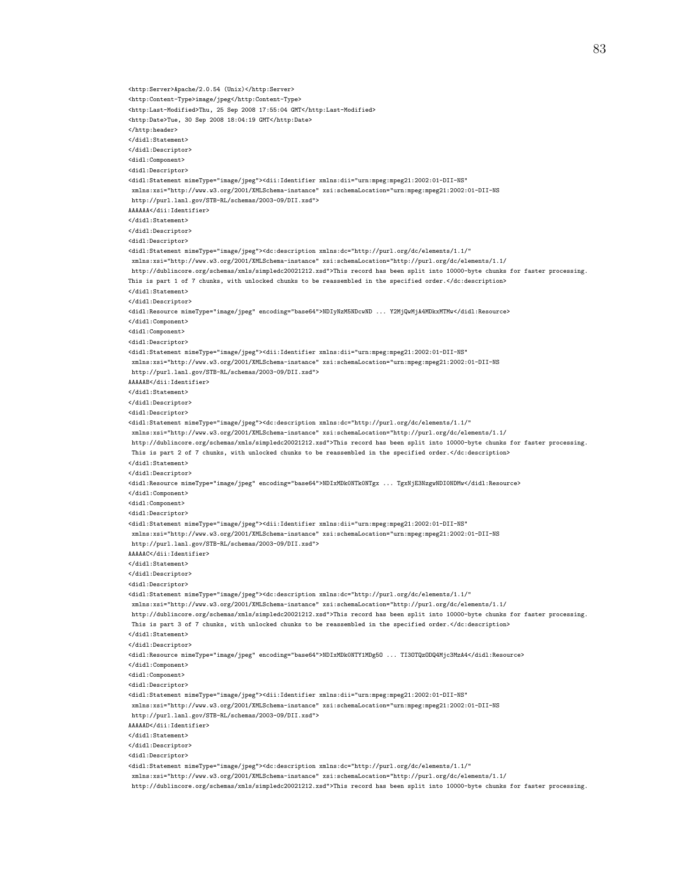```
<http:Server>Apache/2.0.54 (Unix)</http:Server>
<http:Content-Type>image/jpeg</http:Content-Type>
<http:Last-Modified>Thu, 25 Sep 2008 17:55:04 GMT</http:Last-Modified>
<http:Date>Tue, 30 Sep 2008 18:04:19 GMT</http:Date>
</http:header>
</didl:Statement>
</didl:Descriptor>
<didl:Component>
<didl:Descriptor>
<didl:Statement mimeType="image/jpeg"><dii:Identifier xmlns:dii="urn:mpeg:mpeg21:2002:01-DII-NS"
 xmlns:xsi="http://www.w3.org/2001/XMLSchema-instance" xsi:schemaLocation="urn:mpeg:mpeg21:2002:01-DII-NS
 http://purl.lanl.gov/STB-RL/schemas/2003-09/DII.xsd">
AAAAAA</dii:Identifier>
</didl:Statement>
</didl:Descriptor>
<didl:Descriptor>
<didl:Statement mimeType="image/jpeg"><dc:description xmlns:dc="http://purl.org/dc/elements/1.1/"
 xmlns:xsi="http://www.w3.org/2001/XMLSchema-instance" xsi:schemaLocation="http://purl.org/dc/elements/1.1/
 http://dublincore.org/schemas/xmls/simpledc20021212.xsd">This record has been split into 10000-byte chunks for faster processing.
This is part 1 of 7 chunks, with unlocked chunks to be reassembled in the specified order.</dc:description>
</didl:Statement>
</didl:Descriptor>
<didl:Resource mimeType="image/jpeg" encoding="base64">NDIyNzM5NDcwND ... Y2MjQwMjA4MDkxMTMw</didl:Resource>
</didl:Component>
<didl:Component>
<didl:Descriptor>
<didl:Statement mimeType="image/jpeg"><dii:Identifier xmlns:dii="urn:mpeg:mpeg21:2002:01-DII-NS"
 xmlns:xsi="http://www.w3.org/2001/XMLSchema-instance" xsi:schemaLocation="urn:mpeg:mpeg21:2002:01-DII-NS
 http://purl.lanl.gov/STB-RL/schemas/2003-09/DII.xsd">
AAAAAB</dii:Identifier>
</didl:Statement>
</didl:Descriptor>
<didl:Descriptor>
<didl:Statement mimeType="image/jpeg"><dc:description xmlns:dc="http://purl.org/dc/elements/1.1/"
 xmlns:xsi="http://www.w3.org/2001/XMLSchema-instance" xsi:schemaLocation="http://purl.org/dc/elements/1.1/
 http://dublincore.org/schemas/xmls/simpledc20021212.xsd">This record has been split into 10000-byte chunks for faster processing.
 This is part 2 of 7 chunks, with unlocked chunks to be reassembled in the specified order.</dc:description>
</didl:Statement>
</didl:Descriptor>
<didl:Resource mimeType="image/jpeg" encoding="base64">NDIxMDk0NTk0NTgx ... TgxNjE3NzgwNDI0NDMw</didl:Resource>
</didl:Component>
<didl:Component>
<didl:Descriptor>
<didl:Statement mimeType="image/jpeg"><dii:Identifier xmlns:dii="urn:mpeg:mpeg21:2002:01-DII-NS"
 xmlns:xsi="http://www.w3.org/2001/XMLSchema-instance" xsi:schemaLocation="urn:mpeg:mpeg21:2002:01-DII-NS
 http://purl.lanl.gov/STB-RL/schemas/2003-09/DII.xsd">
AAAAAC</dii:Identifier>
</didl:Statement>
</didl:Descriptor>
<didl:Descriptor>
<didl:Statement mimeType="image/jpeg"><dc:description xmlns:dc="http://purl.org/dc/elements/1.1/"
 xmlns:xsi="http://www.w3.org/2001/XMLSchema-instance" xsi:schemaLocation="http://purl.org/dc/elements/1.1/
 http://dublincore.org/schemas/xmls/simpledc20021212.xsd">This record has been split into 10000-byte chunks for faster processing.
 This is part 3 of 7 chunks, with unlocked chunks to be reassembled in the specified order.</dc:description>
</didl:Statement>
</didl:Descriptor>
<didl:Resource mimeType="image/jpeg" encoding="base64">NDIxMDk0NTY1MDg5O ... TI3OTQzODQ4Mjc3MzA4</didl:Resource>
</didl:Component>
<didl:Component>
<didl:Descriptor>
<didl:Statement mimeType="image/jpeg"><dii:Identifier xmlns:dii="urn:mpeg:mpeg21:2002:01-DII-NS"
 xmlns:xsi="http://www.w3.org/2001/XMLSchema-instance" xsi:schemaLocation="urn:mpeg:mpeg21:2002:01-DII-NS
 http://purl.lanl.gov/STB-RL/schemas/2003-09/DII.xsd">
AAAAAD</dii:Identifier>
</didl:Statement>
</didl:Descriptor>
<didl:Descriptor>
<didl:Statement mimeType="image/jpeg"><dc:description xmlns:dc="http://purl.org/dc/elements/1.1/"
 xmlns:xsi="http://www.w3.org/2001/XMLSchema-instance" xsi:schemaLocation="http://purl.org/dc/elements/1.1/
 http://dublincore.org/schemas/xmls/simpledc20021212.xsd">This record has been split into 10000-byte chunks for faster processing.
```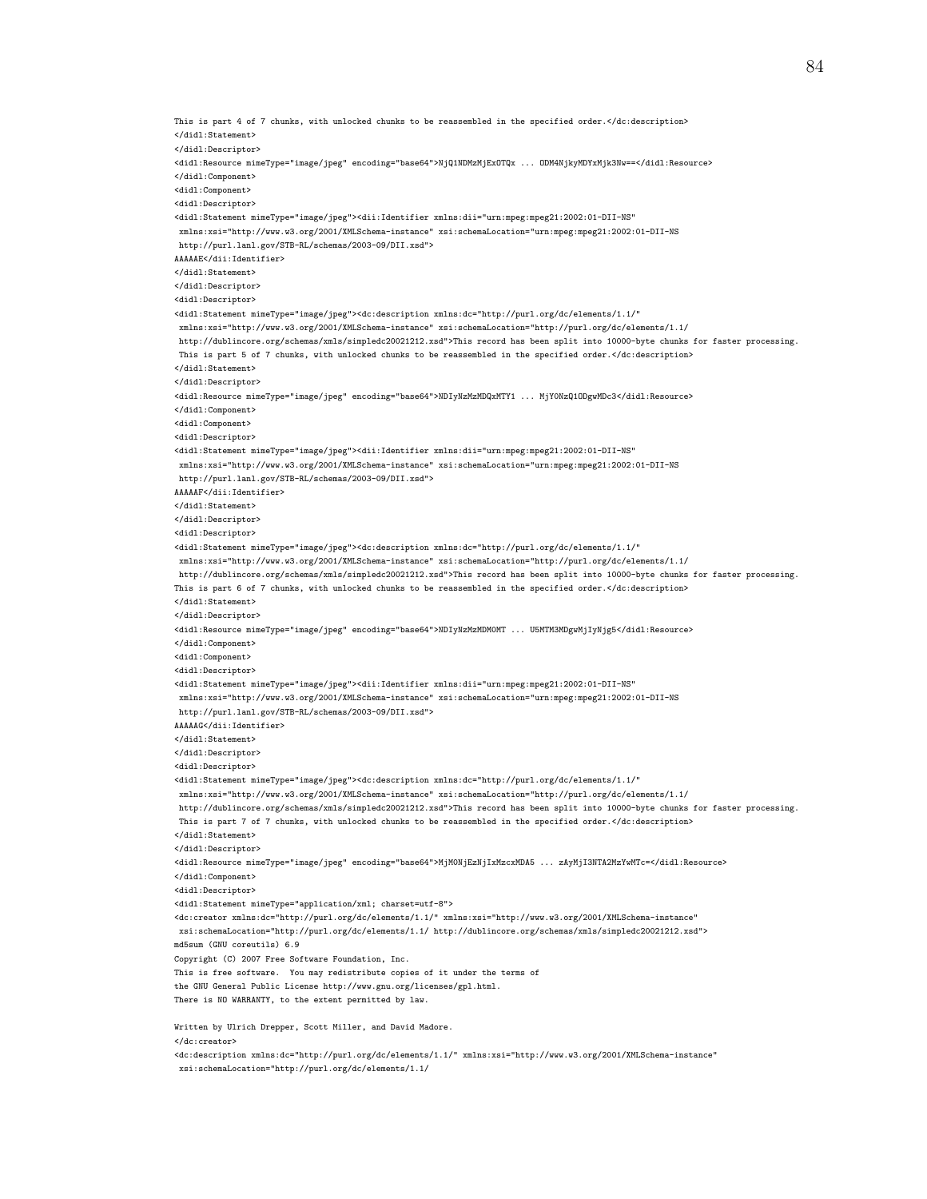```
This is part 4 of 7 chunks, with unlocked chunks to be reassembled in the specified order.</dc:description>
</didl:Statement>
</didl:Descriptor>
<didl:Resource mimeType="image/jpeg" encoding="base64">NjQ1NDMzMjExOTQx ... ODM4NjkyMDYxMjk3Nw==</didl:Resource>
</didl:Component>
<didl:Component>
<didl:Descriptor>
<didl:Statement mimeType="image/jpeg"><dii:Identifier xmlns:dii="urn:mpeg:mpeg21:2002:01-DII-NS"
 xmlns:xsi="http://www.w3.org/2001/XMLSchema-instance" xsi:schemaLocation="urn:mpeg:mpeg21:2002:01-DII-NS
 http://purl.lanl.gov/STB-RL/schemas/2003-09/DII.xsd">
AAAAAE</dii:Identifier>
</didl:Statement>
</didl:Descriptor>
<didl:Descriptor>
<didl:Statement mimeType="image/jpeg"><dc:description xmlns:dc="http://purl.org/dc/elements/1.1/"
 xmlns:xsi="http://www.w3.org/2001/XMLSchema-instance" xsi:schemaLocation="http://purl.org/dc/elements/1.1/
 http://dublincore.org/schemas/xmls/simpledc20021212.xsd">This record has been split into 10000-byte chunks for faster processing.
 This is part 5 of 7 chunks, with unlocked chunks to be reassembled in the specified order.</dc:description>
</didl:Statement>
</didl:Descriptor>
<didl:Resource mimeType="image/jpeg" encoding="base64">NDIyNzMzMDQxMTY1 ... MjY0NzQ1ODgwMDc3</didl:Resource>
</didl:Component>
<didl:Component>
<didl:Descriptor>
<didl:Statement mimeType="image/jpeg"><dii:Identifier xmlns:dii="urn:mpeg:mpeg21:2002:01-DII-NS"
 xmlns:xsi="http://www.w3.org/2001/XMLSchema-instance" xsi:schemaLocation="urn:mpeg:mpeg21:2002:01-DII-NS
 http://purl.lanl.gov/STB-RL/schemas/2003-09/DII.xsd">
AAAAAF</dii:Identifier>
</didl:Statement>
</didl:Descriptor>
<didl:Descriptor>
<didl:Statement mimeType="image/jpeg"><dc:description xmlns:dc="http://purl.org/dc/elements/1.1/"
 xmlns:xsi="http://www.w3.org/2001/XMLSchema-instance" xsi:schemaLocation="http://purl.org/dc/elements/1.1/
 http://dublincore.org/schemas/xmls/simpledc20021212.xsd">This record has been split into 10000-byte chunks for faster processing.
This is part 6 of 7 chunks, with unlocked chunks to be reassembled in the specified order.</dc:description>
</didl:Statement>
</didl:Descriptor>
<didl:Resource mimeType="image/jpeg" encoding="base64">NDIyNzMzMDM0MT ... U5MTM3MDgwMjIyNjg5</didl:Resource>
</didl:Component>
<didl:Component>
<didl:Descriptor>
<didl:Statement mimeType="image/jpeg"><dii:Identifier xmlns:dii="urn:mpeg:mpeg21:2002:01-DII-NS"
 xmlns:xsi="http://www.w3.org/2001/XMLSchema-instance" xsi:schemaLocation="urn:mpeg:mpeg21:2002:01-DII-NS
 http://purl.lanl.gov/STB-RL/schemas/2003-09/DII.xsd">
AAAAAG</dii:Identifier>
</didl:Statement>
</didl:Descriptor>
<didl:Descriptor>
<didl:Statement mimeType="image/jpeg"><dc:description xmlns:dc="http://purl.org/dc/elements/1.1/"
 xmlns:xsi="http://www.w3.org/2001/XMLSchema-instance" xsi:schemaLocation="http://purl.org/dc/elements/1.1/
 http://dublincore.org/schemas/xmls/simpledc20021212.xsd">This record has been split into 10000-byte chunks for faster processing.
 This is part 7 of 7 chunks, with unlocked chunks to be reassembled in the specified order.</dc:description>
</didl:Statement>
</didl:Descriptor>
<didl:Resource mimeType="image/jpeg" encoding="base64">MjM0NjEzNjIxMzcxMDA5 ... zAyMjI3NTA2MzYwMTc=</didl:Resource>
</didl:Component>
<didl:Descriptor>
<didl:Statement mimeType="application/xml; charset=utf-8">
<dc:creator xmlns:dc="http://purl.org/dc/elements/1.1/" xmlns:xsi="http://www.w3.org/2001/XMLSchema-instance"
 xsi:schemaLocation="http://purl.org/dc/elements/1.1/ http://dublincore.org/schemas/xmls/simpledc20021212.xsd">
md5sum (GNU coreutils) 6.9
Copyright (C) 2007 Free Software Foundation, Inc.
This is free software.  You may redistribute copies of it under the terms of
the GNU General Public License http://www.gnu.org/licenses/gpl.html.
There is NO WARRANTY, to the extent permitted by law.

Written by Ulrich Drepper, Scott Miller, and David Madore.
</dc:creator>
<dc:description xmlns:dc="http://purl.org/dc/elements/1.1/" xmlns:xsi="http://www.w3.org/2001/XMLSchema-instance"
 xsi:schemaLocation="http://purl.org/dc/elements/1.1/
```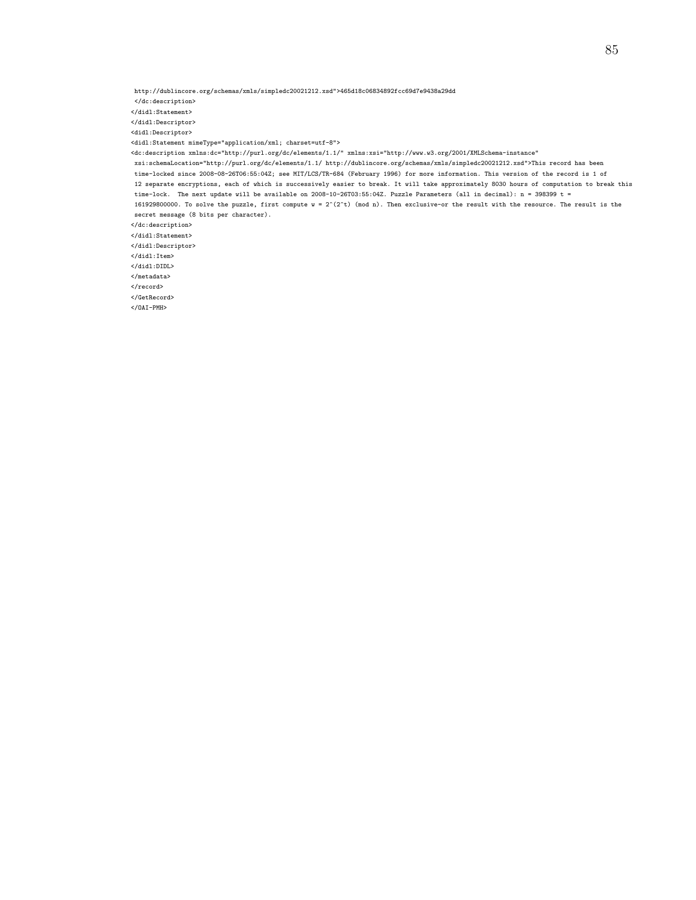```
 http://dublincore.org/schemas/xmls/simpledc20021212.xsd">465d18c06834892fcc69d7e9438a29dd
 </dc:description>
</didl:Statement>
</didl:Descriptor>
<didl:Descriptor>
<didl:Statement mimeType="application/xml; charset=utf-8">
<dc:description xmlns:dc="http://purl.org/dc/elements/1.1/" xmlns:xsi="http://www.w3.org/2001/XMLSchema-instance"
 xsi:schemaLocation="http://purl.org/dc/elements/1.1/ http://dublincore.org/schemas/xmls/simpledc20021212.xsd">This record has been
 time-locked since 2008-08-26T06:55:04Z; see MIT/LCS/TR-684 (February 1996) for more information. This version of the record is 1 of
 12 separate encryptions, each of which is successively easier to break. It will take approximately 8030 hours of computation to break this
 time-lock.  The next update will be available on 2008-10-26T03:55:04Z. Puzzle Parameters (all in decimal): n = 398399 t =
 161929800000. To solve the puzzle, first compute w = 2^(2^t) (mod n). Then exclusive-or the result with the resource. The result is the
 secret message (8 bits per character).
</dc:description>
</didl:Statement>
</didl:Descriptor>
</didl:Item>
</didl:DIDL>
</metadata>
</record>
</GetRecord>
</OAI-PMH>
```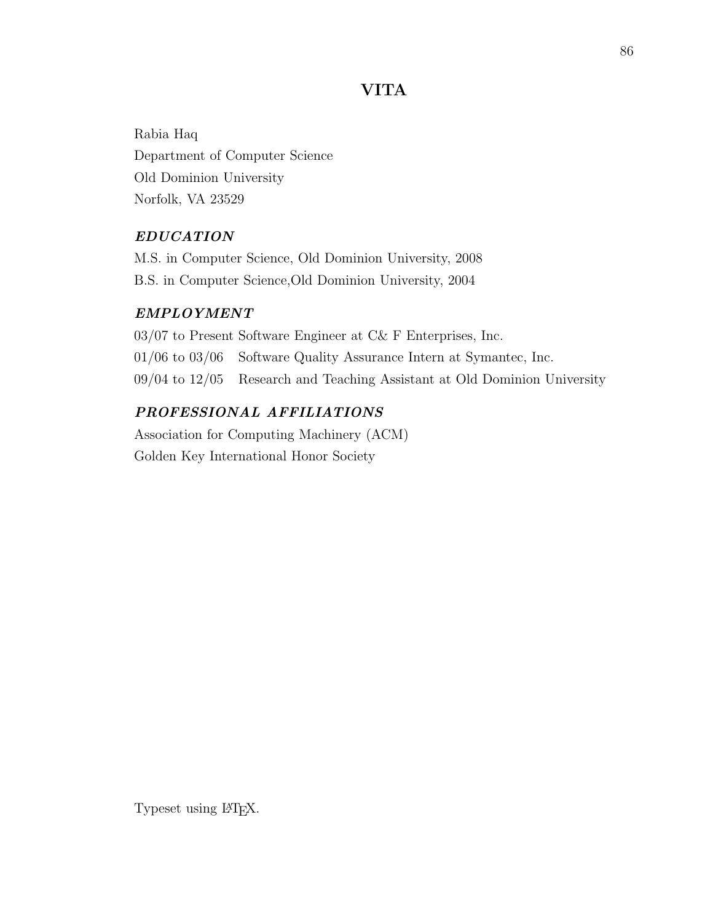# VITA

Rabia Haq
Department of Computer Science
Old Dominion University
Norfolk, VA 23529

### *EDUCATION*

M.S. in Computer Science, Old Dominion University, 2008
B.S. in Computer Science,Old Dominion University, 2004

### *EMPLOYMENT*

03/07 to Present Software Engineer at C& F Enterprises, Inc.
01/06 to 03/06 Software Quality Assurance Intern at Symantec, Inc.
09/04 to 12/05 Research and Teaching Assistant at Old Dominion University

### *PROFESSIONAL AFFILIATIONS*

Association for Computing Machinery (ACM)
Golden Key International Honor Society

Typeset using LaTeX.